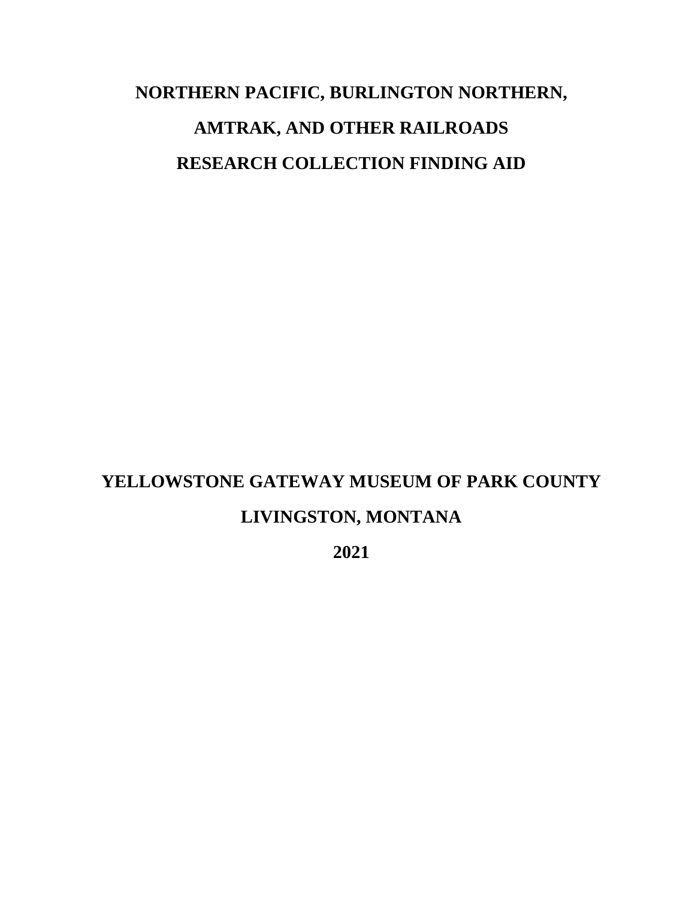# NORTHERN PACIFIC, BURLINGTON NORTHERN, AMTRAK, AND OTHER RAILROADS RESEARCH COLLECTION FINDING AID

**YELLOWSTONE GATEWAY MUSEUM OF PARK COUNTY**

**LIVINGSTON, MONTANA**

**2021**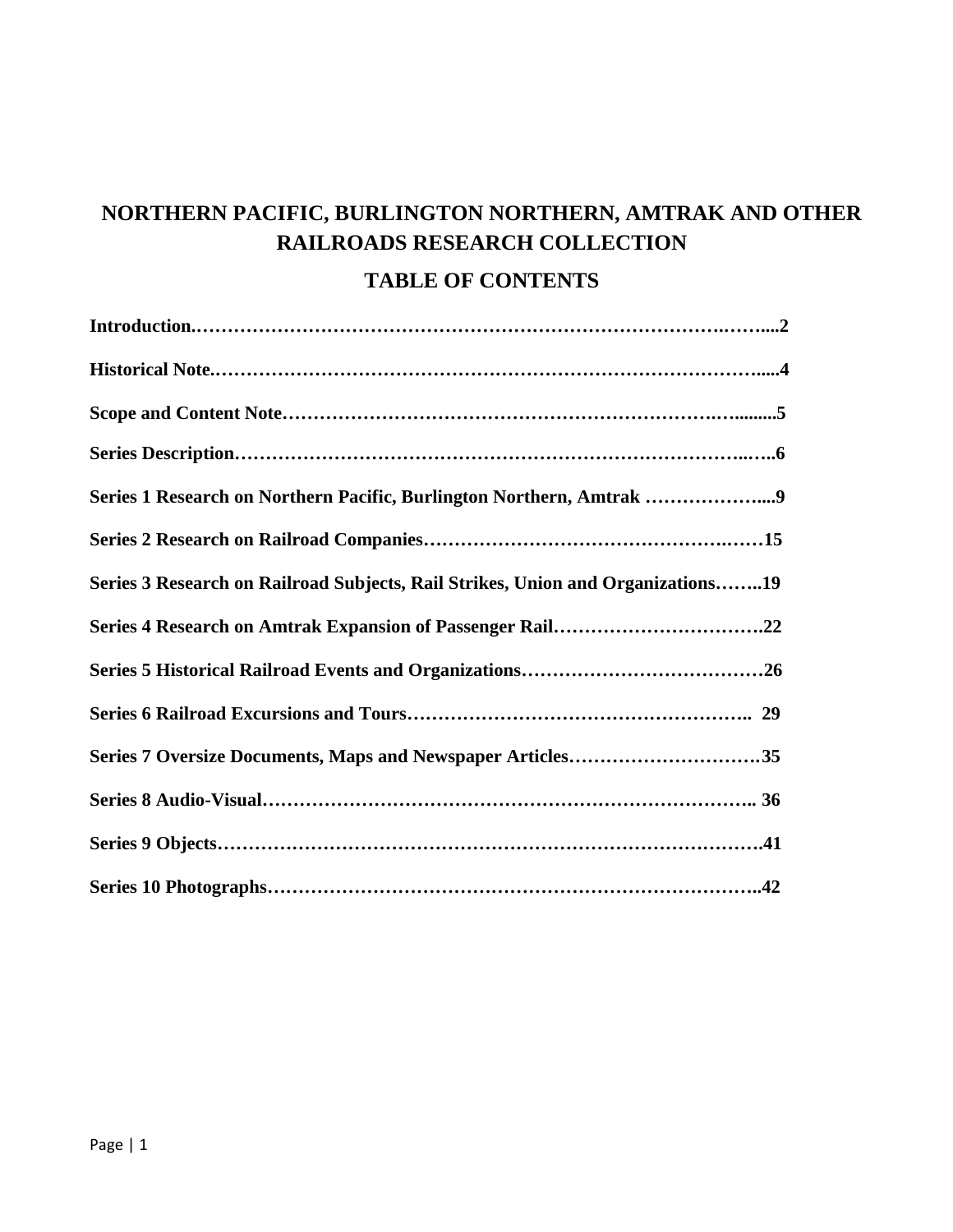# NORTHERN PACIFIC, BURLINGTON NORTHERN, AMTRAK AND OTHER RAILROADS RESEARCH COLLECTION

## TABLE OF CONTENTS

**Introduction.……………………………………………………………………….……....2**

**Historical Note.……………………………………………………………………….....4**

**Scope and Content Note……………………………………………………….…........5**

**Series Description………………………………………………………………..…..6**

**Series 1 Research on Northern Pacific, Burlington Northern, Amtrak ………………....9**

**Series 2 Research on Railroad Companies……………………………………….……15**

**Series 3 Research on Railroad Subjects, Rail Strikes, Union and Organizations……..19**

**Series 4 Research on Amtrak Expansion of Passenger Rail…………………………….22**

**Series 5 Historical Railroad Events and Organizations…………………………………26**

**Series 6 Railroad Excursions and Tours……………………………………………….. 29**

**Series 7 Oversize Documents, Maps and Newspaper Articles………………………….35**

**Series 8 Audio-Visual………………………………………………………………….. 36**

**Series 9 Objects……………………………………………………………………….41**

**Series 10 Photographs…………………………………………………………………..42**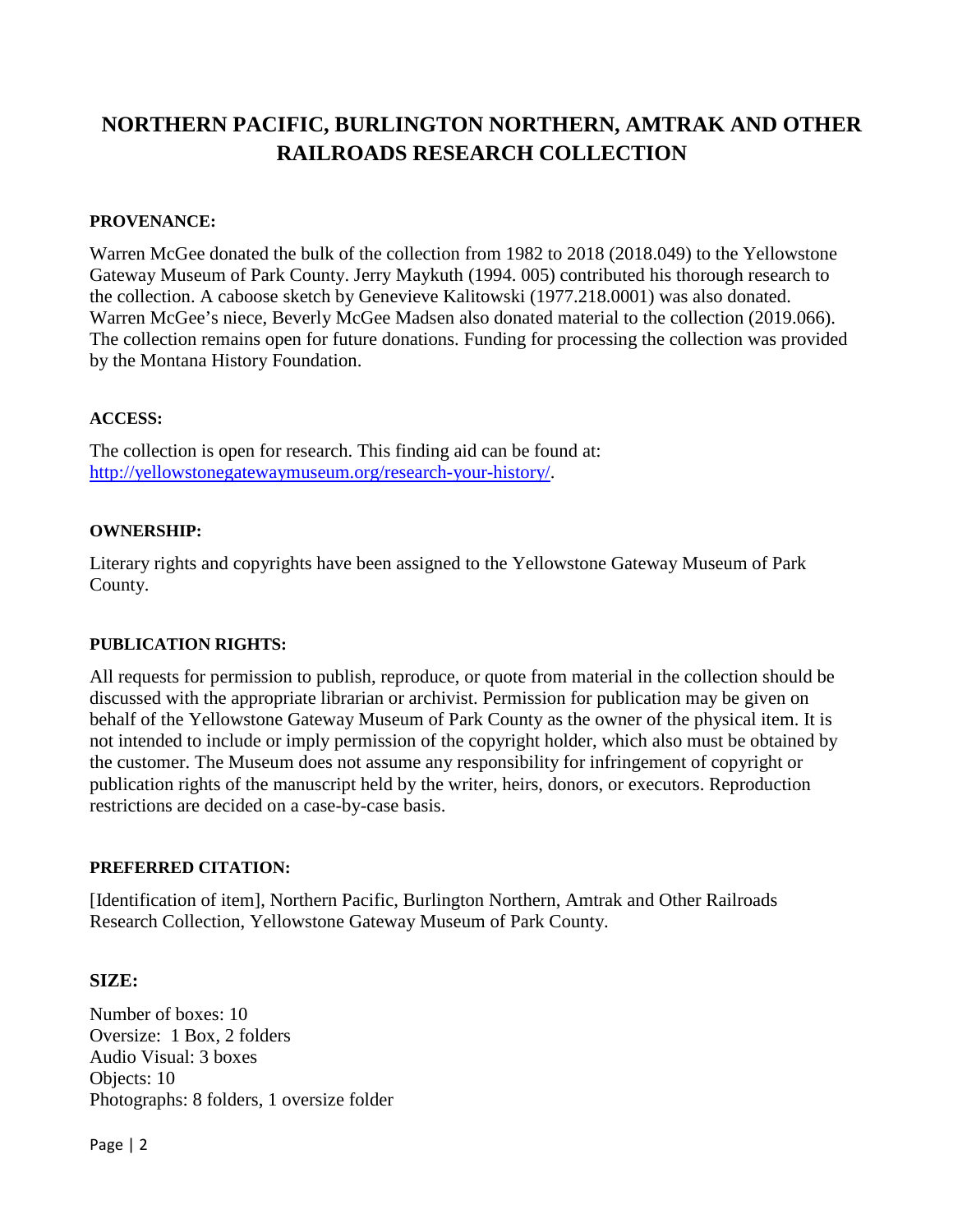# NORTHERN PACIFIC, BURLINGTON NORTHERN, AMTRAK AND OTHER RAILROADS RESEARCH COLLECTION

**PROVENANCE:**

Warren McGee donated the bulk of the collection from 1982 to 2018 (2018.049) to the Yellowstone Gateway Museum of Park County. Jerry Maykuth (1994. 005) contributed his thorough research to the collection. A caboose sketch by Genevieve Kalitowski (1977.218.0001) was also donated. Warren McGee's niece, Beverly McGee Madsen also donated material to the collection (2019.066). The collection remains open for future donations. Funding for processing the collection was provided by the Montana History Foundation.

**ACCESS:**

The collection is open for research. This finding aid can be found at: http://yellowstonegatewaymuseum.org/research-your-history/.

**OWNERSHIP:**

Literary rights and copyrights have been assigned to the Yellowstone Gateway Museum of Park County.

**PUBLICATION RIGHTS:**

All requests for permission to publish, reproduce, or quote from material in the collection should be discussed with the appropriate librarian or archivist. Permission for publication may be given on behalf of the Yellowstone Gateway Museum of Park County as the owner of the physical item. It is not intended to include or imply permission of the copyright holder, which also must be obtained by the customer. The Museum does not assume any responsibility for infringement of copyright or publication rights of the manuscript held by the writer, heirs, donors, or executors. Reproduction restrictions are decided on a case-by-case basis.

**PREFERRED CITATION:**

[Identification of item], Northern Pacific, Burlington Northern, Amtrak and Other Railroads Research Collection, Yellowstone Gateway Museum of Park County.

**SIZE:**

Number of boxes: 10
Oversize: 1 Box, 2 folders
Audio Visual: 3 boxes
Objects: 10
Photographs: 8 folders, 1 oversize folder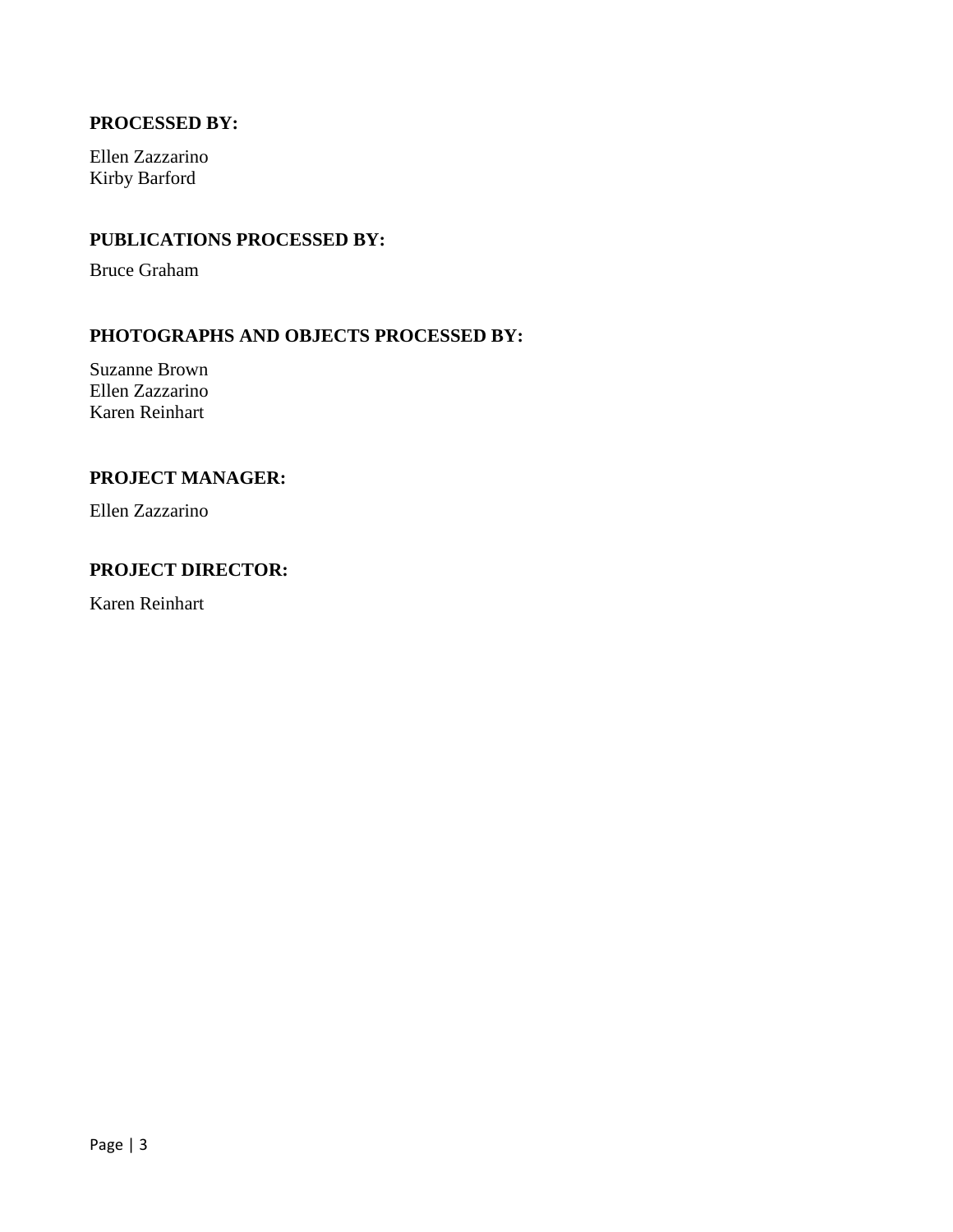**PROCESSED BY:**

Ellen Zazzarino
Kirby Barford

**PUBLICATIONS PROCESSED BY:**

Bruce Graham

**PHOTOGRAPHS AND OBJECTS PROCESSED BY:**

Suzanne Brown
Ellen Zazzarino
Karen Reinhart

**PROJECT MANAGER:**

Ellen Zazzarino

**PROJECT DIRECTOR:**

Karen Reinhart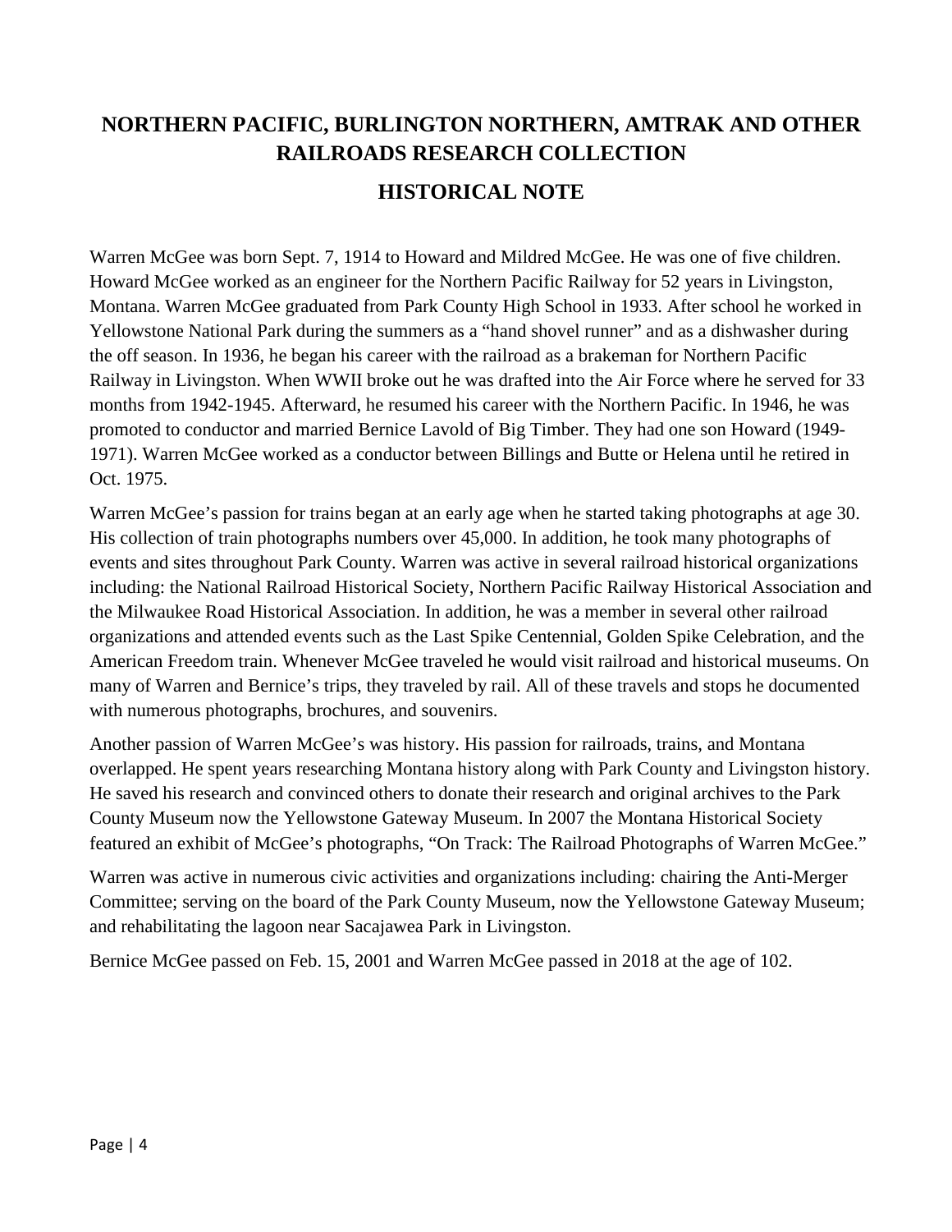# NORTHERN PACIFIC, BURLINGTON NORTHERN, AMTRAK AND OTHER RAILROADS RESEARCH COLLECTION

## HISTORICAL NOTE

Warren McGee was born Sept. 7, 1914 to Howard and Mildred McGee. He was one of five children. Howard McGee worked as an engineer for the Northern Pacific Railway for 52 years in Livingston, Montana. Warren McGee graduated from Park County High School in 1933. After school he worked in Yellowstone National Park during the summers as a "hand shovel runner" and as a dishwasher during the off season. In 1936, he began his career with the railroad as a brakeman for Northern Pacific Railway in Livingston. When WWII broke out he was drafted into the Air Force where he served for 33 months from 1942-1945. Afterward, he resumed his career with the Northern Pacific. In 1946, he was promoted to conductor and married Bernice Lavold of Big Timber. They had one son Howard (1949-1971). Warren McGee worked as a conductor between Billings and Butte or Helena until he retired in Oct. 1975.

Warren McGee's passion for trains began at an early age when he started taking photographs at age 30. His collection of train photographs numbers over 45,000. In addition, he took many photographs of events and sites throughout Park County. Warren was active in several railroad historical organizations including: the National Railroad Historical Society, Northern Pacific Railway Historical Association and the Milwaukee Road Historical Association. In addition, he was a member in several other railroad organizations and attended events such as the Last Spike Centennial, Golden Spike Celebration, and the American Freedom train. Whenever McGee traveled he would visit railroad and historical museums. On many of Warren and Bernice's trips, they traveled by rail. All of these travels and stops he documented with numerous photographs, brochures, and souvenirs.

Another passion of Warren McGee's was history. His passion for railroads, trains, and Montana overlapped. He spent years researching Montana history along with Park County and Livingston history. He saved his research and convinced others to donate their research and original archives to the Park County Museum now the Yellowstone Gateway Museum. In 2007 the Montana Historical Society featured an exhibit of McGee's photographs, "On Track: The Railroad Photographs of Warren McGee."

Warren was active in numerous civic activities and organizations including: chairing the Anti-Merger Committee; serving on the board of the Park County Museum, now the Yellowstone Gateway Museum; and rehabilitating the lagoon near Sacajawea Park in Livingston.

Bernice McGee passed on Feb. 15, 2001 and Warren McGee passed in 2018 at the age of 102.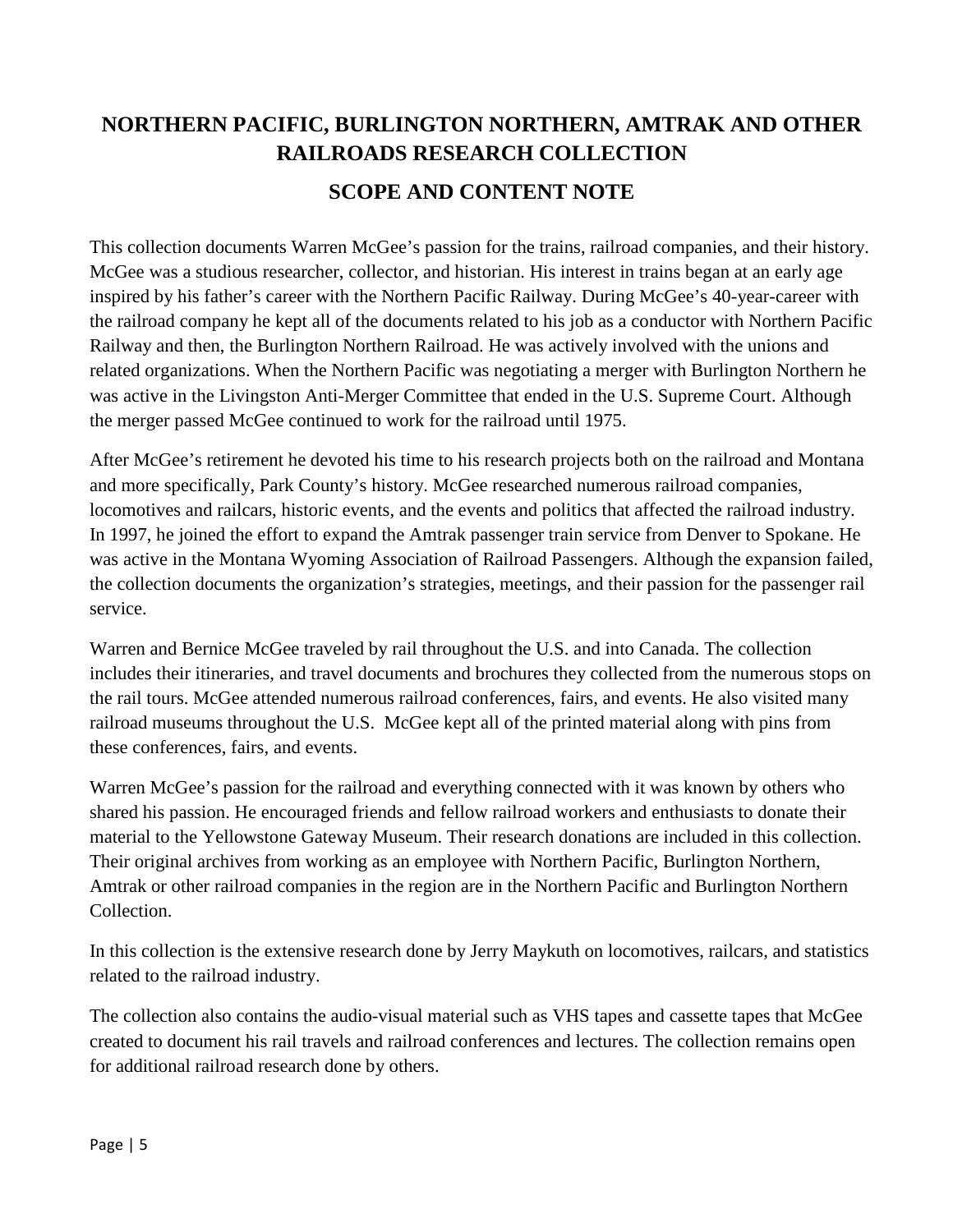# NORTHERN PACIFIC, BURLINGTON NORTHERN, AMTRAK AND OTHER RAILROADS RESEARCH COLLECTION

## SCOPE AND CONTENT NOTE

This collection documents Warren McGee's passion for the trains, railroad companies, and their history. McGee was a studious researcher, collector, and historian. His interest in trains began at an early age inspired by his father's career with the Northern Pacific Railway. During McGee's 40-year-career with the railroad company he kept all of the documents related to his job as a conductor with Northern Pacific Railway and then, the Burlington Northern Railroad. He was actively involved with the unions and related organizations. When the Northern Pacific was negotiating a merger with Burlington Northern he was active in the Livingston Anti-Merger Committee that ended in the U.S. Supreme Court. Although the merger passed McGee continued to work for the railroad until 1975.

After McGee's retirement he devoted his time to his research projects both on the railroad and Montana and more specifically, Park County's history. McGee researched numerous railroad companies, locomotives and railcars, historic events, and the events and politics that affected the railroad industry. In 1997, he joined the effort to expand the Amtrak passenger train service from Denver to Spokane. He was active in the Montana Wyoming Association of Railroad Passengers. Although the expansion failed, the collection documents the organization's strategies, meetings, and their passion for the passenger rail service.

Warren and Bernice McGee traveled by rail throughout the U.S. and into Canada. The collection includes their itineraries, and travel documents and brochures they collected from the numerous stops on the rail tours. McGee attended numerous railroad conferences, fairs, and events. He also visited many railroad museums throughout the U.S. McGee kept all of the printed material along with pins from these conferences, fairs, and events.

Warren McGee's passion for the railroad and everything connected with it was known by others who shared his passion. He encouraged friends and fellow railroad workers and enthusiasts to donate their material to the Yellowstone Gateway Museum. Their research donations are included in this collection. Their original archives from working as an employee with Northern Pacific, Burlington Northern, Amtrak or other railroad companies in the region are in the Northern Pacific and Burlington Northern Collection.

In this collection is the extensive research done by Jerry Maykuth on locomotives, railcars, and statistics related to the railroad industry.

The collection also contains the audio-visual material such as VHS tapes and cassette tapes that McGee created to document his rail travels and railroad conferences and lectures. The collection remains open for additional railroad research done by others.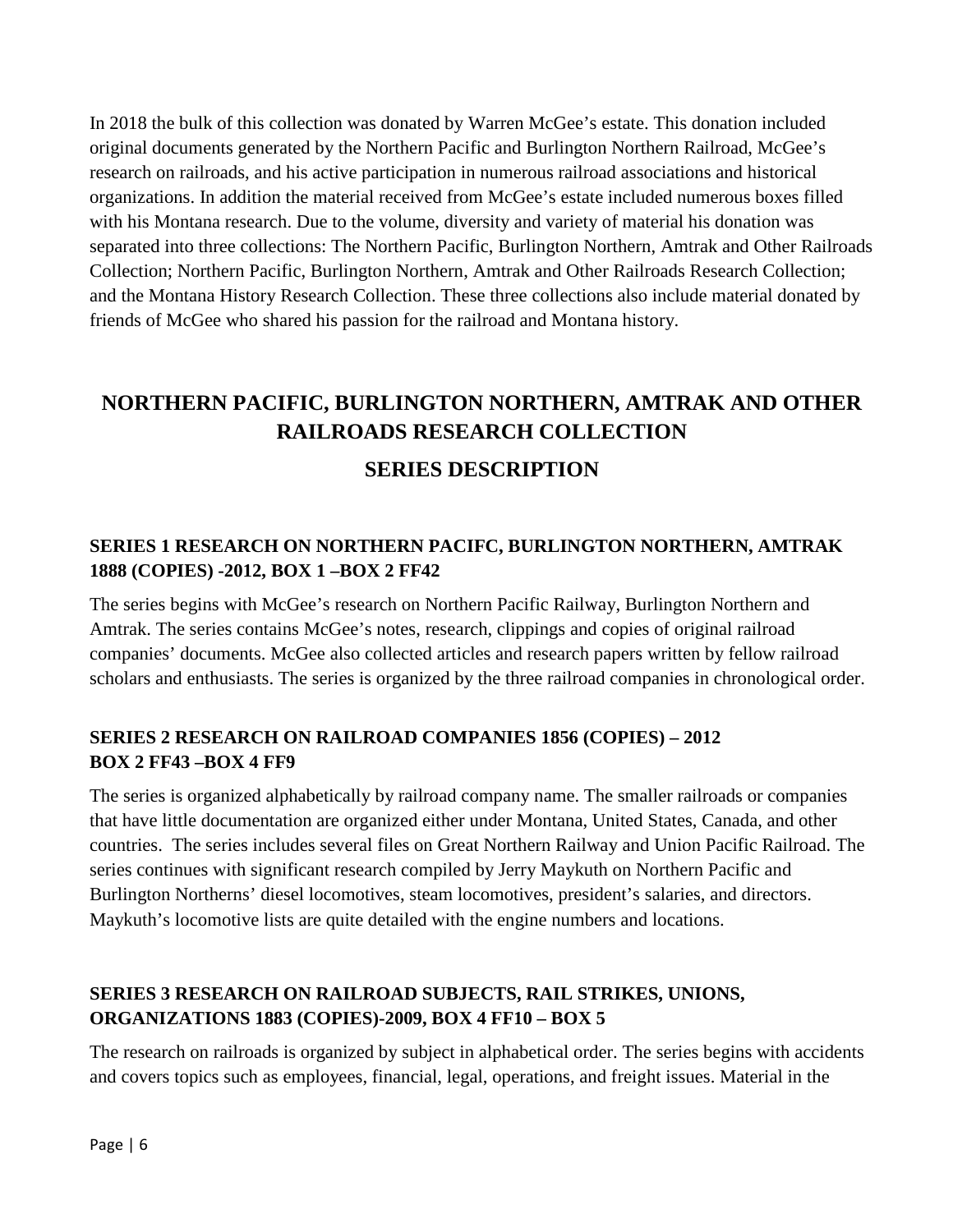In 2018 the bulk of this collection was donated by Warren McGee's estate. This donation included original documents generated by the Northern Pacific and Burlington Northern Railroad, McGee's research on railroads, and his active participation in numerous railroad associations and historical organizations. In addition the material received from McGee's estate included numerous boxes filled with his Montana research. Due to the volume, diversity and variety of material his donation was separated into three collections: The Northern Pacific, Burlington Northern, Amtrak and Other Railroads Collection; Northern Pacific, Burlington Northern, Amtrak and Other Railroads Research Collection; and the Montana History Research Collection. These three collections also include material donated by friends of McGee who shared his passion for the railroad and Montana history.

## NORTHERN PACIFIC, BURLINGTON NORTHERN, AMTRAK AND OTHER RAILROADS RESEARCH COLLECTION

## SERIES DESCRIPTION

### SERIES 1 RESEARCH ON NORTHERN PACIFC, BURLINGTON NORTHERN, AMTRAK 1888 (COPIES) -2012, BOX 1 –BOX 2 FF42

The series begins with McGee's research on Northern Pacific Railway, Burlington Northern and Amtrak. The series contains McGee's notes, research, clippings and copies of original railroad companies' documents. McGee also collected articles and research papers written by fellow railroad scholars and enthusiasts. The series is organized by the three railroad companies in chronological order.

### SERIES 2 RESEARCH ON RAILROAD COMPANIES 1856 (COPIES) – 2012 BOX 2 FF43 –BOX 4 FF9

The series is organized alphabetically by railroad company name. The smaller railroads or companies that have little documentation are organized either under Montana, United States, Canada, and other countries. The series includes several files on Great Northern Railway and Union Pacific Railroad. The series continues with significant research compiled by Jerry Maykuth on Northern Pacific and Burlington Northerns' diesel locomotives, steam locomotives, president's salaries, and directors. Maykuth's locomotive lists are quite detailed with the engine numbers and locations.

### SERIES 3 RESEARCH ON RAILROAD SUBJECTS, RAIL STRIKES, UNIONS, ORGANIZATIONS 1883 (COPIES)-2009, BOX 4 FF10 – BOX 5

The research on railroads is organized by subject in alphabetical order. The series begins with accidents and covers topics such as employees, financial, legal, operations, and freight issues. Material in the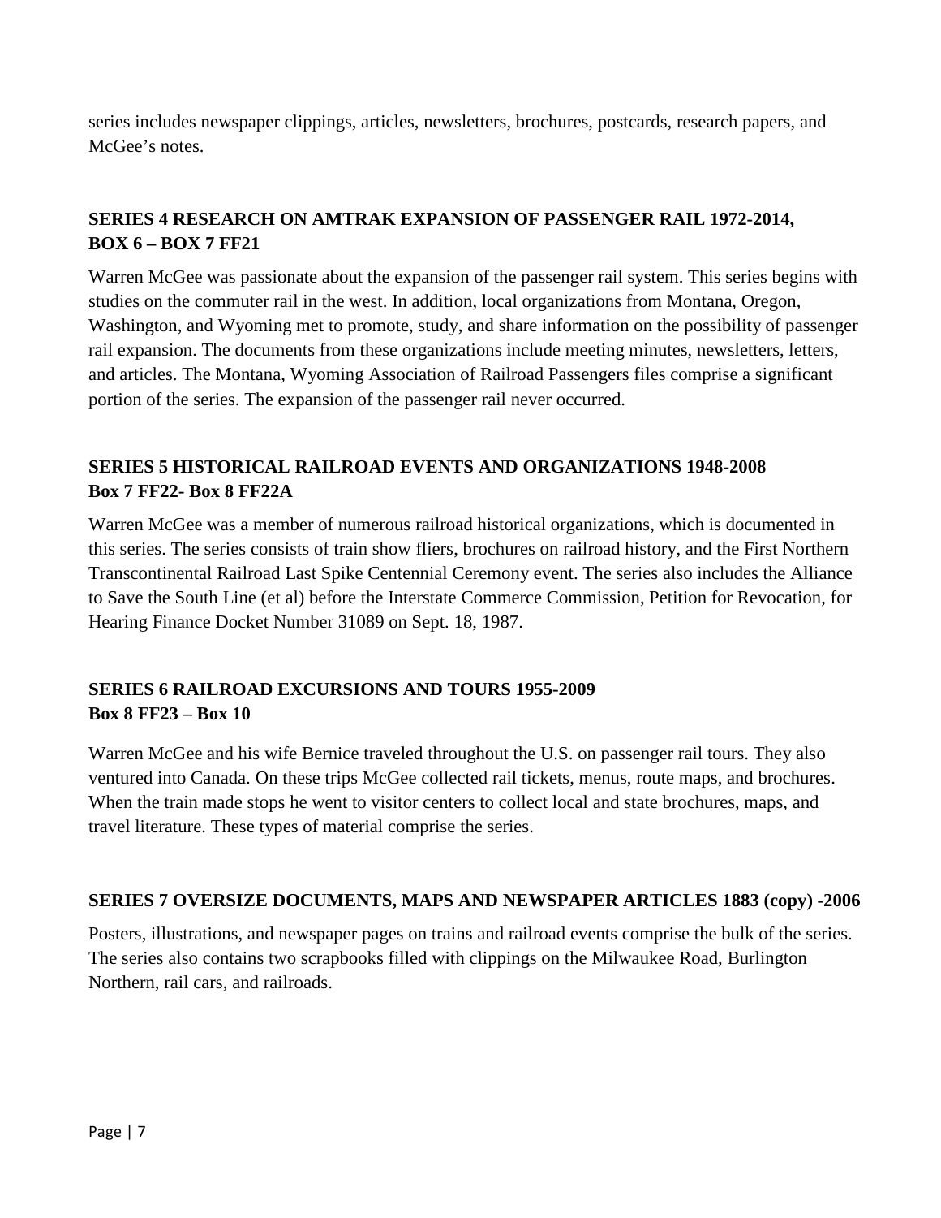series includes newspaper clippings, articles, newsletters, brochures, postcards, research papers, and McGee's notes.

## SERIES 4 RESEARCH ON AMTRAK EXPANSION OF PASSENGER RAIL 1972-2014, BOX 6 – BOX 7 FF21

Warren McGee was passionate about the expansion of the passenger rail system. This series begins with studies on the commuter rail in the west. In addition, local organizations from Montana, Oregon, Washington, and Wyoming met to promote, study, and share information on the possibility of passenger rail expansion. The documents from these organizations include meeting minutes, newsletters, letters, and articles. The Montana, Wyoming Association of Railroad Passengers files comprise a significant portion of the series. The expansion of the passenger rail never occurred.

## SERIES 5 HISTORICAL RAILROAD EVENTS AND ORGANIZATIONS 1948-2008 Box 7 FF22- Box 8 FF22A

Warren McGee was a member of numerous railroad historical organizations, which is documented in this series. The series consists of train show fliers, brochures on railroad history, and the First Northern Transcontinental Railroad Last Spike Centennial Ceremony event. The series also includes the Alliance to Save the South Line (et al) before the Interstate Commerce Commission, Petition for Revocation, for Hearing Finance Docket Number 31089 on Sept. 18, 1987.

## SERIES 6 RAILROAD EXCURSIONS AND TOURS 1955-2009 Box 8 FF23 – Box 10

Warren McGee and his wife Bernice traveled throughout the U.S. on passenger rail tours. They also ventured into Canada. On these trips McGee collected rail tickets, menus, route maps, and brochures. When the train made stops he went to visitor centers to collect local and state brochures, maps, and travel literature. These types of material comprise the series.

## SERIES 7 OVERSIZE DOCUMENTS, MAPS AND NEWSPAPER ARTICLES 1883 (copy) -2006

Posters, illustrations, and newspaper pages on trains and railroad events comprise the bulk of the series. The series also contains two scrapbooks filled with clippings on the Milwaukee Road, Burlington Northern, rail cars, and railroads.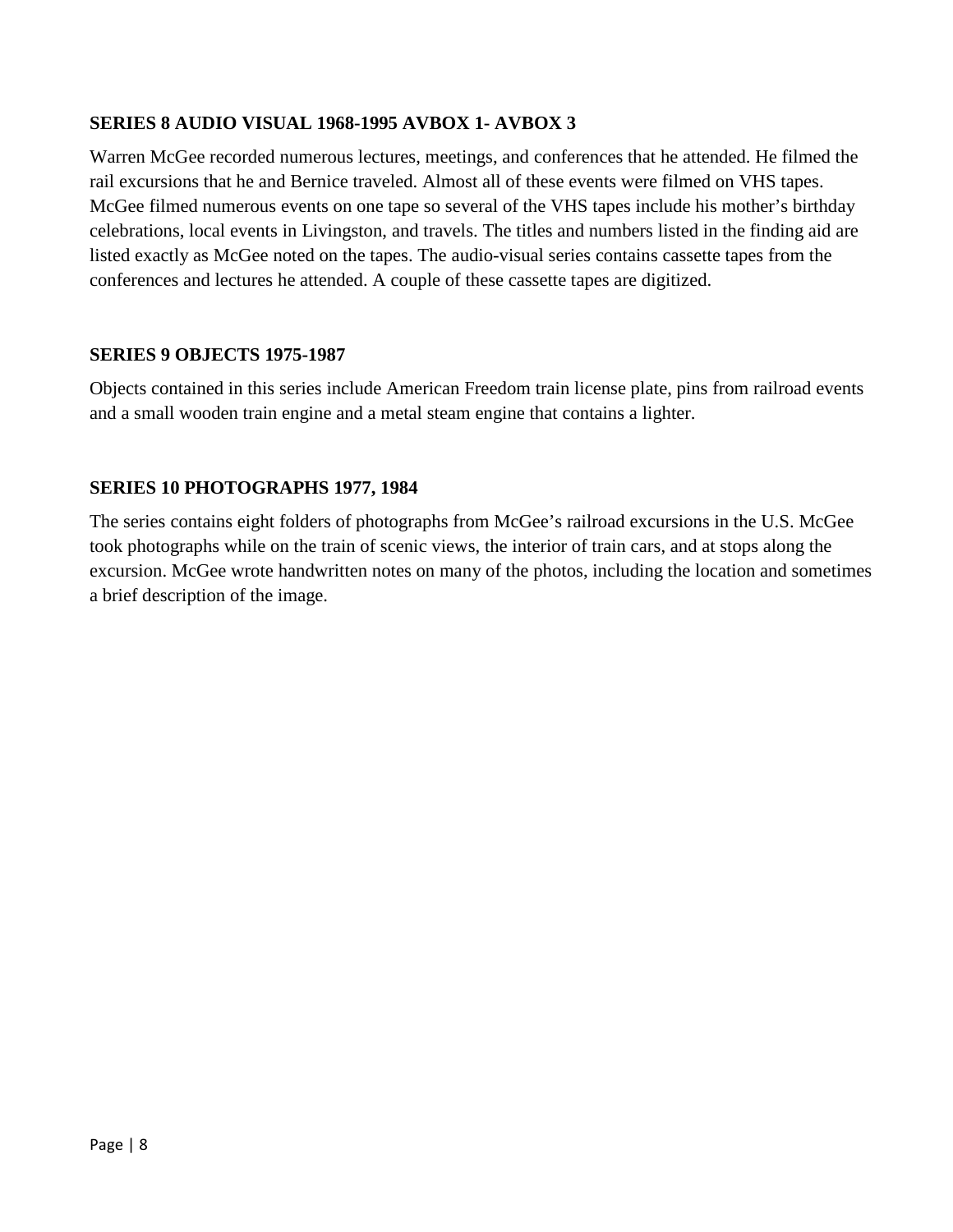**SERIES 8 AUDIO VISUAL 1968-1995 AVBOX 1- AVBOX 3**

Warren McGee recorded numerous lectures, meetings, and conferences that he attended. He filmed the rail excursions that he and Bernice traveled. Almost all of these events were filmed on VHS tapes. McGee filmed numerous events on one tape so several of the VHS tapes include his mother's birthday celebrations, local events in Livingston, and travels. The titles and numbers listed in the finding aid are listed exactly as McGee noted on the tapes. The audio-visual series contains cassette tapes from the conferences and lectures he attended. A couple of these cassette tapes are digitized.

**SERIES 9 OBJECTS 1975-1987**

Objects contained in this series include American Freedom train license plate, pins from railroad events and a small wooden train engine and a metal steam engine that contains a lighter.

**SERIES 10 PHOTOGRAPHS 1977, 1984**

The series contains eight folders of photographs from McGee's railroad excursions in the U.S. McGee took photographs while on the train of scenic views, the interior of train cars, and at stops along the excursion. McGee wrote handwritten notes on many of the photos, including the location and sometimes a brief description of the image.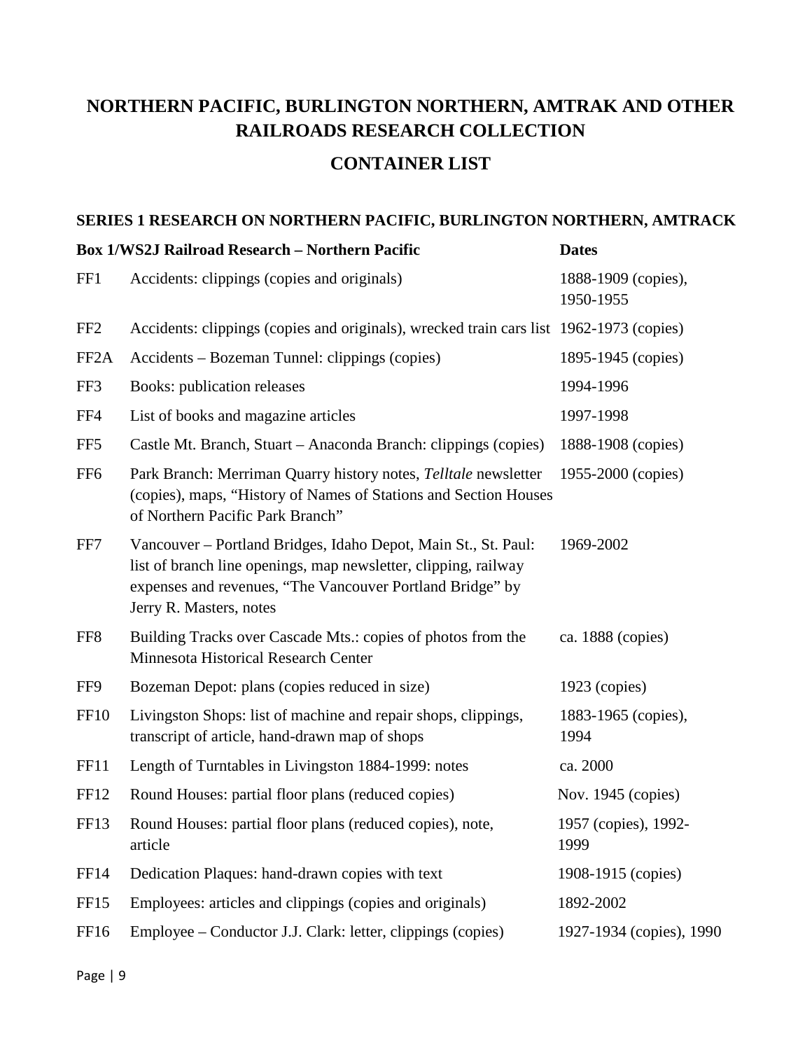# NORTHERN PACIFIC, BURLINGTON NORTHERN, AMTRAK AND OTHER RAILROADS RESEARCH COLLECTION

## CONTAINER LIST

### SERIES 1 RESEARCH ON NORTHERN PACIFIC, BURLINGTON NORTHERN, AMTRACK

| Box 1/WS2J Railroad Research – Northern Pacific | | Dates |
|---|---|---|
| FF1 | Accidents: clippings (copies and originals) | 1888-1909 (copies), 1950-1955 |
| FF2 | Accidents: clippings (copies and originals), wrecked train cars list | 1962-1973 (copies) |
| FF2A | Accidents – Bozeman Tunnel: clippings (copies) | 1895-1945 (copies) |
| FF3 | Books: publication releases | 1994-1996 |
| FF4 | List of books and magazine articles | 1997-1998 |
| FF5 | Castle Mt. Branch, Stuart – Anaconda Branch: clippings (copies) | 1888-1908 (copies) |
| FF6 | Park Branch: Merriman Quarry history notes, *Telltale* newsletter (copies), maps, "History of Names of Stations and Section Houses of Northern Pacific Park Branch" | 1955-2000 (copies) |
| FF7 | Vancouver – Portland Bridges, Idaho Depot, Main St., St. Paul: list of branch line openings, map newsletter, clipping, railway expenses and revenues, "The Vancouver Portland Bridge" by Jerry R. Masters, notes | 1969-2002 |
| FF8 | Building Tracks over Cascade Mts.: copies of photos from the Minnesota Historical Research Center | ca. 1888 (copies) |
| FF9 | Bozeman Depot: plans (copies reduced in size) | 1923 (copies) |
| FF10 | Livingston Shops: list of machine and repair shops, clippings, transcript of article, hand-drawn map of shops | 1883-1965 (copies), 1994 |
| FF11 | Length of Turntables in Livingston 1884-1999: notes | ca. 2000 |
| FF12 | Round Houses: partial floor plans (reduced copies) | Nov. 1945 (copies) |
| FF13 | Round Houses: partial floor plans (reduced copies), note, article | 1957 (copies), 1992-1999 |
| FF14 | Dedication Plaques: hand-drawn copies with text | 1908-1915 (copies) |
| FF15 | Employees: articles and clippings (copies and originals) | 1892-2002 |
| FF16 | Employee – Conductor J.J. Clark: letter, clippings (copies) | 1927-1934 (copies), 1990 |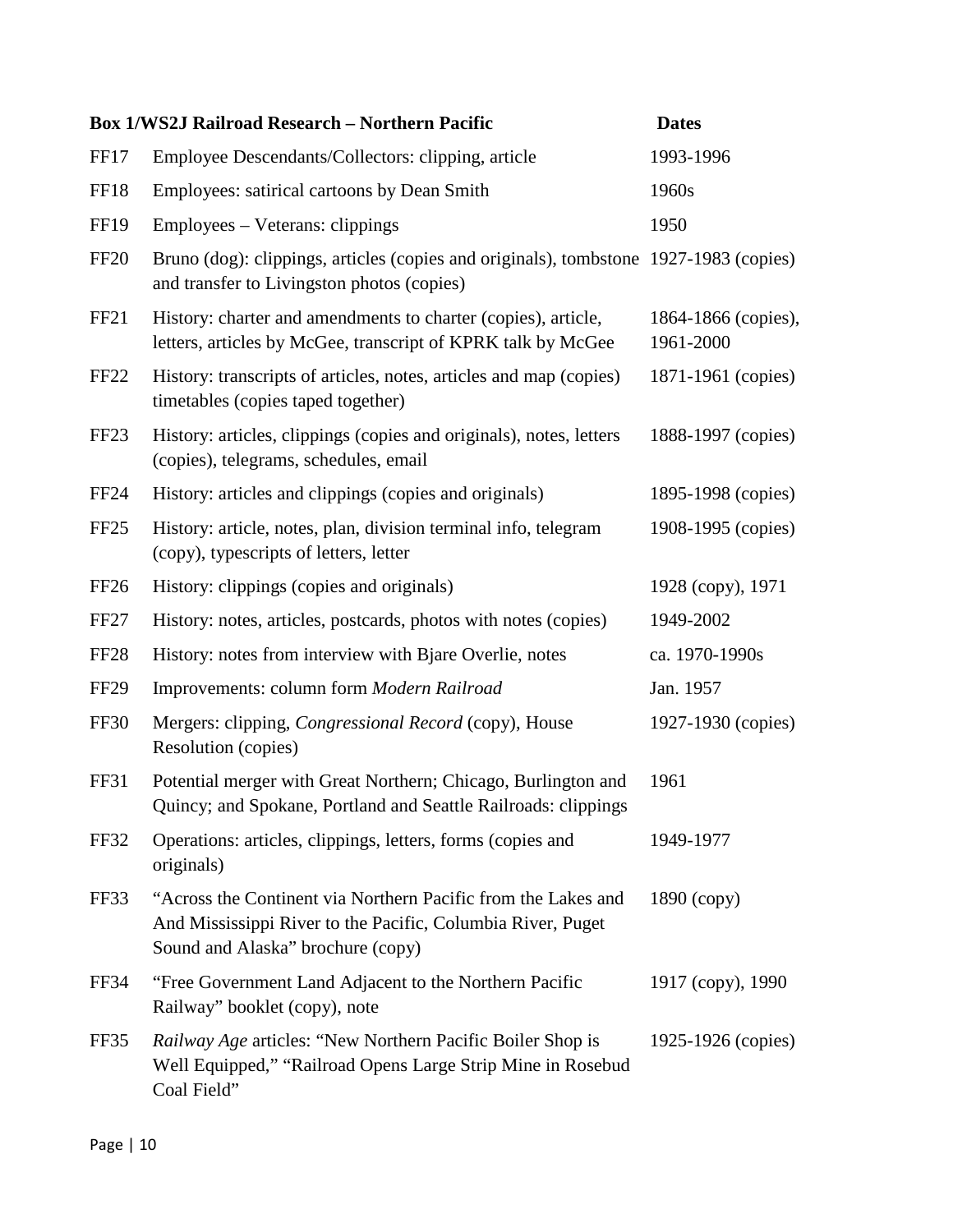| Box 1/WS2J Railroad Research – Northern Pacific | | Dates |
|---|---|---|
| FF17 | Employee Descendants/Collectors: clipping, article | 1993-1996 |
| FF18 | Employees: satirical cartoons by Dean Smith | 1960s |
| FF19 | Employees – Veterans: clippings | 1950 |
| FF20 | Bruno (dog): clippings, articles (copies and originals), tombstone and transfer to Livingston photos (copies) | 1927-1983 (copies) |
| FF21 | History: charter and amendments to charter (copies), article, letters, articles by McGee, transcript of KPRK talk by McGee | 1864-1866 (copies), 1961-2000 |
| FF22 | History: transcripts of articles, notes, articles and map (copies) timetables (copies taped together) | 1871-1961 (copies) |
| FF23 | History: articles, clippings (copies and originals), notes, letters (copies), telegrams, schedules, email | 1888-1997 (copies) |
| FF24 | History: articles and clippings (copies and originals) | 1895-1998 (copies) |
| FF25 | History: article, notes, plan, division terminal info, telegram (copy), typescripts of letters, letter | 1908-1995 (copies) |
| FF26 | History: clippings (copies and originals) | 1928 (copy), 1971 |
| FF27 | History: notes, articles, postcards, photos with notes (copies) | 1949-2002 |
| FF28 | History: notes from interview with Bjare Overlie, notes | ca. 1970-1990s |
| FF29 | Improvements: column form *Modern Railroad* | Jan. 1957 |
| FF30 | Mergers: clipping, *Congressional Record* (copy), House Resolution (copies) | 1927-1930 (copies) |
| FF31 | Potential merger with Great Northern; Chicago, Burlington and Quincy; and Spokane, Portland and Seattle Railroads: clippings | 1961 |
| FF32 | Operations: articles, clippings, letters, forms (copies and originals) | 1949-1977 |
| FF33 | "Across the Continent via Northern Pacific from the Lakes and And Mississippi River to the Pacific, Columbia River, Puget Sound and Alaska" brochure (copy) | 1890 (copy) |
| FF34 | "Free Government Land Adjacent to the Northern Pacific Railway" booklet (copy), note | 1917 (copy), 1990 |
| FF35 | *Railway Age* articles: "New Northern Pacific Boiler Shop is Well Equipped," "Railroad Opens Large Strip Mine in Rosebud Coal Field" | 1925-1926 (copies) |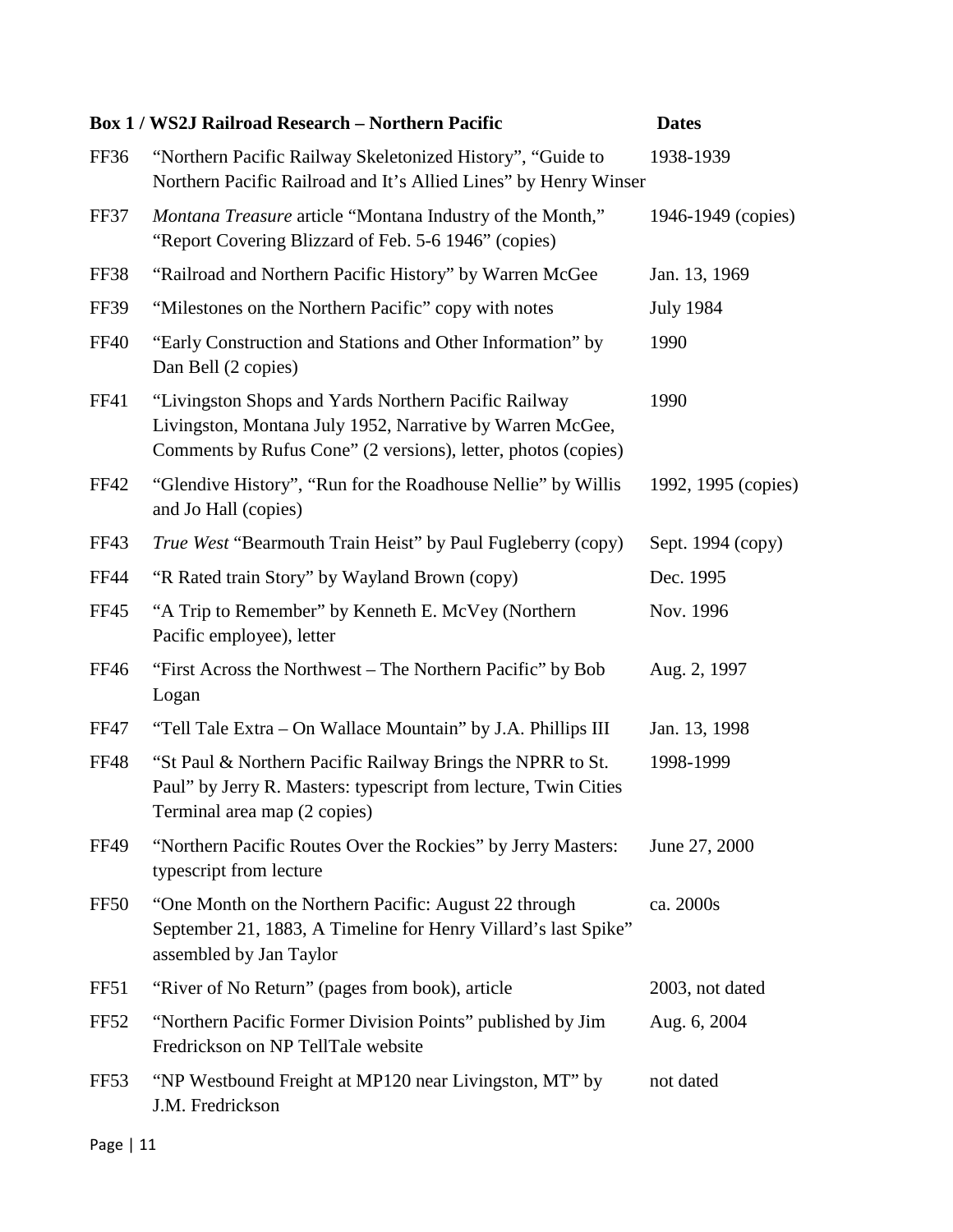| Box 1 / WS2J Railroad Research – Northern Pacific | | Dates |
|---|---|---|
| FF36 | “Northern Pacific Railway Skeletonized History”, “Guide to Northern Pacific Railroad and It’s Allied Lines” by Henry Winser | 1938-1939 |
| FF37 | *Montana Treasure* article “Montana Industry of the Month,” “Report Covering Blizzard of Feb. 5-6 1946” (copies) | 1946-1949 (copies) |
| FF38 | “Railroad and Northern Pacific History” by Warren McGee | Jan. 13, 1969 |
| FF39 | “Milestones on the Northern Pacific” copy with notes | July 1984 |
| FF40 | “Early Construction and Stations and Other Information” by Dan Bell (2 copies) | 1990 |
| FF41 | “Livingston Shops and Yards Northern Pacific Railway Livingston, Montana July 1952, Narrative by Warren McGee, Comments by Rufus Cone” (2 versions), letter, photos (copies) | 1990 |
| FF42 | “Glendive History”, “Run for the Roadhouse Nellie” by Willis and Jo Hall (copies) | 1992, 1995 (copies) |
| FF43 | *True West* “Bearmouth Train Heist” by Paul Fugleberry (copy) | Sept. 1994 (copy) |
| FF44 | “R Rated train Story” by Wayland Brown (copy) | Dec. 1995 |
| FF45 | “A Trip to Remember” by Kenneth E. McVey (Northern Pacific employee), letter | Nov. 1996 |
| FF46 | “First Across the Northwest – The Northern Pacific” by Bob Logan | Aug. 2, 1997 |
| FF47 | “Tell Tale Extra – On Wallace Mountain” by J.A. Phillips III | Jan. 13, 1998 |
| FF48 | “St Paul & Northern Pacific Railway Brings the NPRR to St. Paul” by Jerry R. Masters: typescript from lecture, Twin Cities Terminal area map (2 copies) | 1998-1999 |
| FF49 | “Northern Pacific Routes Over the Rockies” by Jerry Masters: typescript from lecture | June 27, 2000 |
| FF50 | “One Month on the Northern Pacific: August 22 through September 21, 1883, A Timeline for Henry Villard’s last Spike” assembled by Jan Taylor | ca. 2000s |
| FF51 | “River of No Return” (pages from book), article | 2003, not dated |
| FF52 | “Northern Pacific Former Division Points” published by Jim Fredrickson on NP TellTale website | Aug. 6, 2004 |
| FF53 | “NP Westbound Freight at MP120 near Livingston, MT” by J.M. Fredrickson | not dated |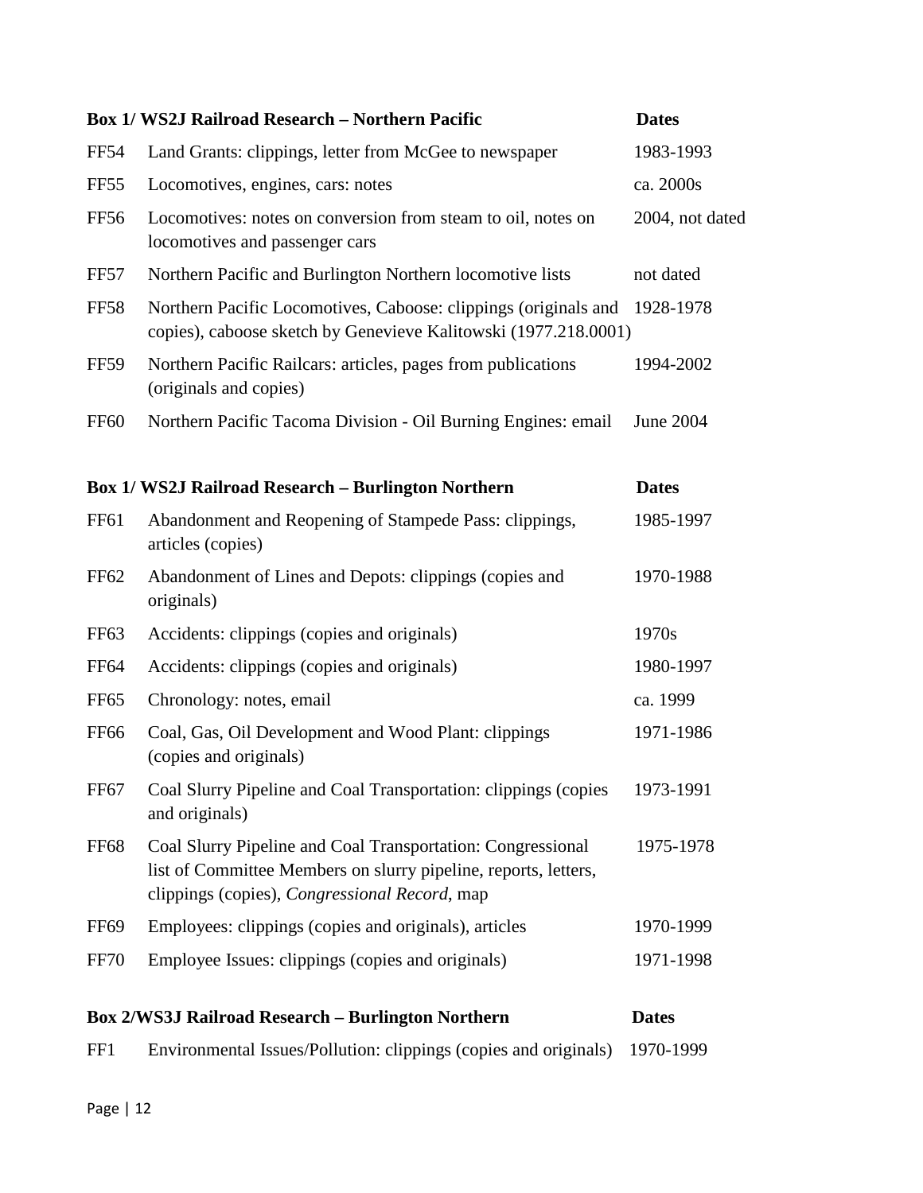| Box 1/ WS2J Railroad Research – Northern Pacific | | Dates |
|---|---|---|
| FF54 | Land Grants: clippings, letter from McGee to newspaper | 1983-1993 |
| FF55 | Locomotives, engines, cars: notes | ca. 2000s |
| FF56 | Locomotives: notes on conversion from steam to oil, notes on locomotives and passenger cars | 2004, not dated |
| FF57 | Northern Pacific and Burlington Northern locomotive lists | not dated |
| FF58 | Northern Pacific Locomotives, Caboose: clippings (originals and copies), caboose sketch by Genevieve Kalitowski (1977.218.0001) | 1928-1978 |
| FF59 | Northern Pacific Railcars: articles, pages from publications (originals and copies) | 1994-2002 |
| FF60 | Northern Pacific Tacoma Division - Oil Burning Engines: email | June 2004 |

| Box 1/ WS2J Railroad Research – Burlington Northern | | Dates |
|---|---|---|
| FF61 | Abandonment and Reopening of Stampede Pass: clippings, articles (copies) | 1985-1997 |
| FF62 | Abandonment of Lines and Depots: clippings (copies and originals) | 1970-1988 |
| FF63 | Accidents: clippings (copies and originals) | 1970s |
| FF64 | Accidents: clippings (copies and originals) | 1980-1997 |
| FF65 | Chronology: notes, email | ca. 1999 |
| FF66 | Coal, Gas, Oil Development and Wood Plant: clippings (copies and originals) | 1971-1986 |
| FF67 | Coal Slurry Pipeline and Coal Transportation: clippings (copies and originals) | 1973-1991 |
| FF68 | Coal Slurry Pipeline and Coal Transportation: Congressional list of Committee Members on slurry pipeline, reports, letters, clippings (copies), *Congressional Record*, map | 1975-1978 |
| FF69 | Employees: clippings (copies and originals), articles | 1970-1999 |
| FF70 | Employee Issues: clippings (copies and originals) | 1971-1998 |

| Box 2/WS3J Railroad Research – Burlington Northern | | Dates |
|---|---|---|
| FF1 | Environmental Issues/Pollution: clippings (copies and originals) | 1970-1999 |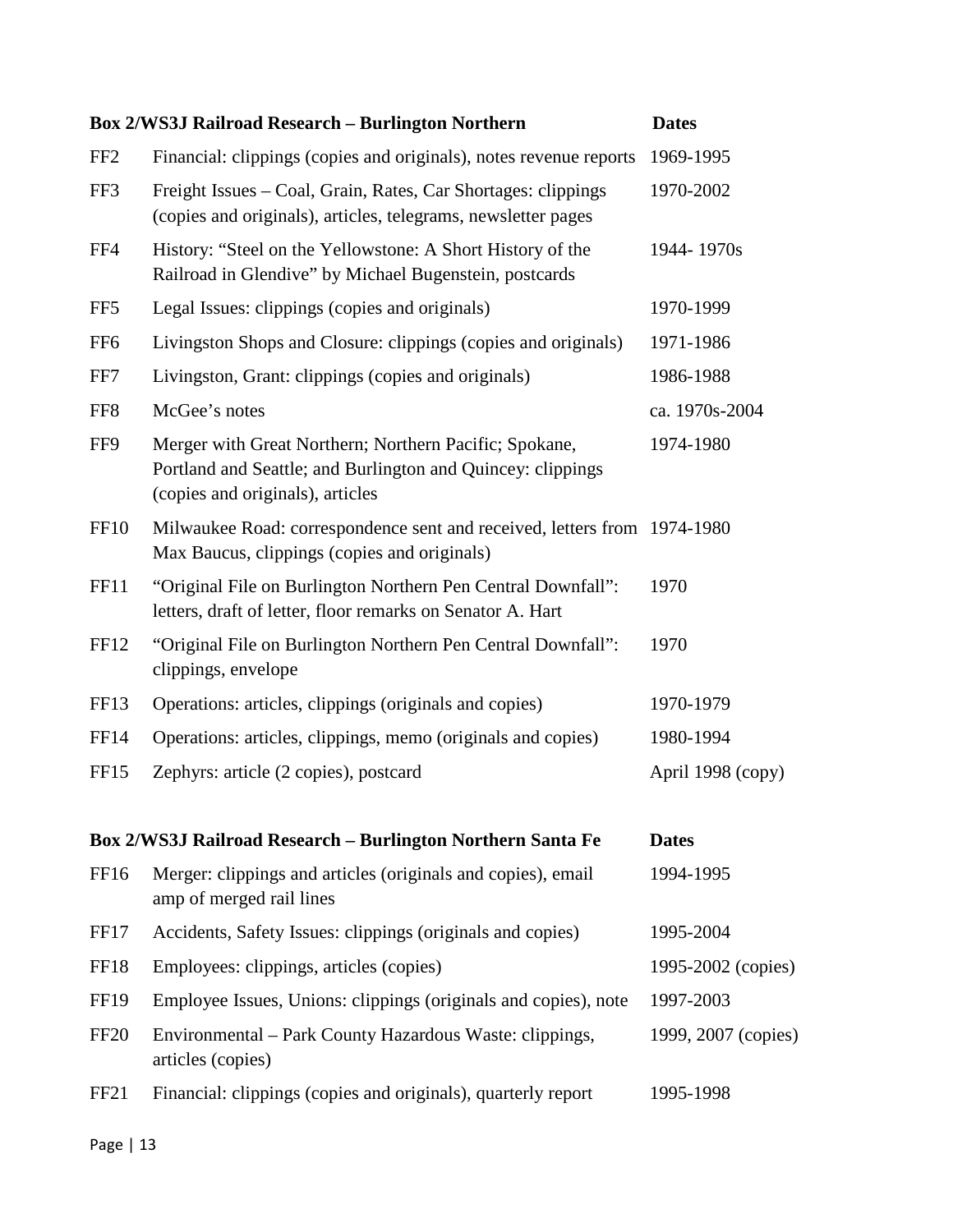| Box 2/WS3J Railroad Research – Burlington Northern | | Dates |
|---|---|---|
| FF2 | Financial: clippings (copies and originals), notes revenue reports | 1969-1995 |
| FF3 | Freight Issues – Coal, Grain, Rates, Car Shortages: clippings (copies and originals), articles, telegrams, newsletter pages | 1970-2002 |
| FF4 | History: "Steel on the Yellowstone: A Short History of the Railroad in Glendive" by Michael Bugenstein, postcards | 1944- 1970s |
| FF5 | Legal Issues: clippings (copies and originals) | 1970-1999 |
| FF6 | Livingston Shops and Closure: clippings (copies and originals) | 1971-1986 |
| FF7 | Livingston, Grant: clippings (copies and originals) | 1986-1988 |
| FF8 | McGee's notes | ca. 1970s-2004 |
| FF9 | Merger with Great Northern; Northern Pacific; Spokane, Portland and Seattle; and Burlington and Quincey: clippings (copies and originals), articles | 1974-1980 |
| FF10 | Milwaukee Road: correspondence sent and received, letters from Max Baucus, clippings (copies and originals) | 1974-1980 |
| FF11 | "Original File on Burlington Northern Pen Central Downfall": letters, draft of letter, floor remarks on Senator A. Hart | 1970 |
| FF12 | "Original File on Burlington Northern Pen Central Downfall": clippings, envelope | 1970 |
| FF13 | Operations: articles, clippings (originals and copies) | 1970-1979 |
| FF14 | Operations: articles, clippings, memo (originals and copies) | 1980-1994 |
| FF15 | Zephyrs: article (2 copies), postcard | April 1998 (copy) |

| Box 2/WS3J Railroad Research – Burlington Northern Santa Fe | | Dates |
|---|---|---|
| FF16 | Merger: clippings and articles (originals and copies), email amp of merged rail lines | 1994-1995 |
| FF17 | Accidents, Safety Issues: clippings (originals and copies) | 1995-2004 |
| FF18 | Employees: clippings, articles (copies) | 1995-2002 (copies) |
| FF19 | Employee Issues, Unions: clippings (originals and copies), note | 1997-2003 |
| FF20 | Environmental – Park County Hazardous Waste: clippings, articles (copies) | 1999, 2007 (copies) |
| FF21 | Financial: clippings (copies and originals), quarterly report | 1995-1998 |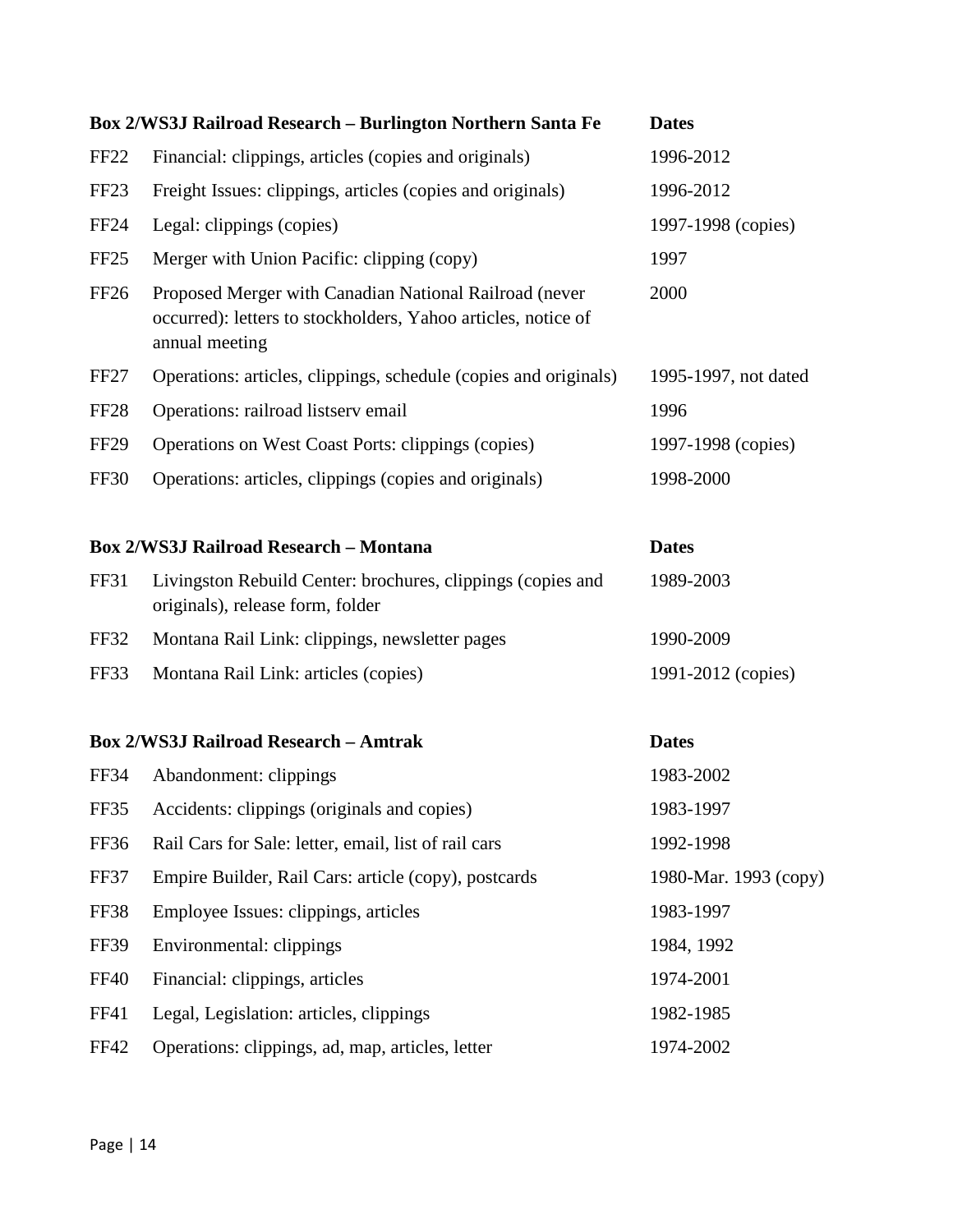| Box 2/WS3J Railroad Research – Burlington Northern Santa Fe | | Dates |
|---|---|---|
| FF22 | Financial: clippings, articles (copies and originals) | 1996-2012 |
| FF23 | Freight Issues: clippings, articles (copies and originals) | 1996-2012 |
| FF24 | Legal: clippings (copies) | 1997-1998 (copies) |
| FF25 | Merger with Union Pacific: clipping (copy) | 1997 |
| FF26 | Proposed Merger with Canadian National Railroad (never occurred): letters to stockholders, Yahoo articles, notice of annual meeting | 2000 |
| FF27 | Operations: articles, clippings, schedule (copies and originals) | 1995-1997, not dated |
| FF28 | Operations: railroad listserv email | 1996 |
| FF29 | Operations on West Coast Ports: clippings (copies) | 1997-1998 (copies) |
| FF30 | Operations: articles, clippings (copies and originals) | 1998-2000 |

| Box 2/WS3J Railroad Research – Montana | | Dates |
|---|---|---|
| FF31 | Livingston Rebuild Center: brochures, clippings (copies and originals), release form, folder | 1989-2003 |
| FF32 | Montana Rail Link: clippings, newsletter pages | 1990-2009 |
| FF33 | Montana Rail Link: articles (copies) | 1991-2012 (copies) |

| Box 2/WS3J Railroad Research – Amtrak | | Dates |
|---|---|---|
| FF34 | Abandonment: clippings | 1983-2002 |
| FF35 | Accidents: clippings (originals and copies) | 1983-1997 |
| FF36 | Rail Cars for Sale: letter, email, list of rail cars | 1992-1998 |
| FF37 | Empire Builder, Rail Cars: article (copy), postcards | 1980-Mar. 1993 (copy) |
| FF38 | Employee Issues: clippings, articles | 1983-1997 |
| FF39 | Environmental: clippings | 1984, 1992 |
| FF40 | Financial: clippings, articles | 1974-2001 |
| FF41 | Legal, Legislation: articles, clippings | 1982-1985 |
| FF42 | Operations: clippings, ad, map, articles, letter | 1974-2002 |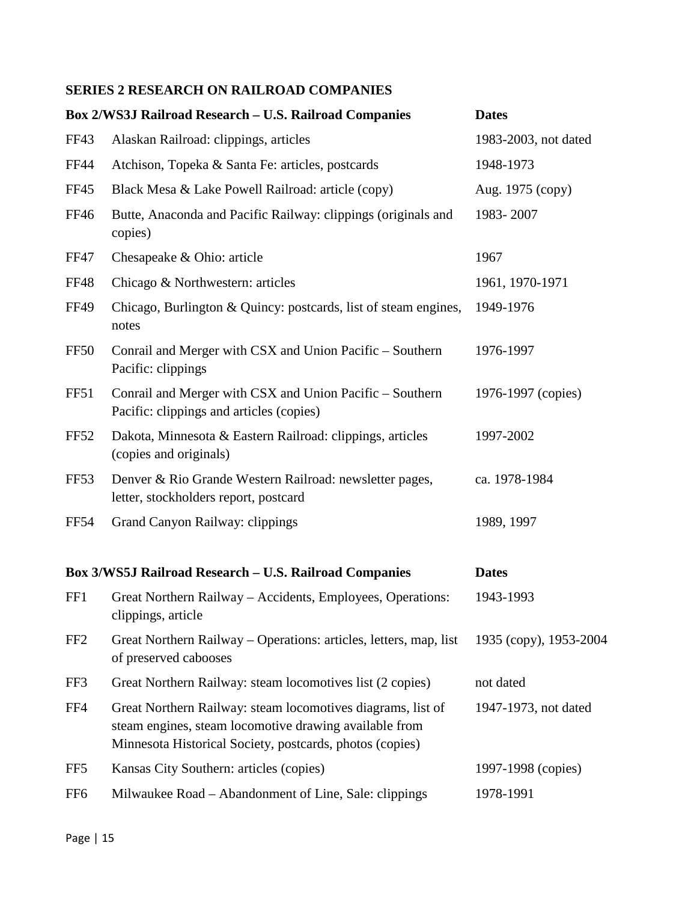## SERIES 2 RESEARCH ON RAILROAD COMPANIES

| Box 2/WS3J Railroad Research – U.S. Railroad Companies | | Dates |
|---|---|---|
| FF43 | Alaskan Railroad: clippings, articles | 1983-2003, not dated |
| FF44 | Atchison, Topeka & Santa Fe: articles, postcards | 1948-1973 |
| FF45 | Black Mesa & Lake Powell Railroad: article (copy) | Aug. 1975 (copy) |
| FF46 | Butte, Anaconda and Pacific Railway: clippings (originals and copies) | 1983- 2007 |
| FF47 | Chesapeake & Ohio: article | 1967 |
| FF48 | Chicago & Northwestern: articles | 1961, 1970-1971 |
| FF49 | Chicago, Burlington & Quincy: postcards, list of steam engines, notes | 1949-1976 |
| FF50 | Conrail and Merger with CSX and Union Pacific – Southern Pacific: clippings | 1976-1997 |
| FF51 | Conrail and Merger with CSX and Union Pacific – Southern Pacific: clippings and articles (copies) | 1976-1997 (copies) |
| FF52 | Dakota, Minnesota & Eastern Railroad: clippings, articles (copies and originals) | 1997-2002 |
| FF53 | Denver & Rio Grande Western Railroad: newsletter pages, letter, stockholders report, postcard | ca. 1978-1984 |
| FF54 | Grand Canyon Railway: clippings | 1989, 1997 |

| Box 3/WS5J Railroad Research – U.S. Railroad Companies | | Dates |
|---|---|---|
| FF1 | Great Northern Railway – Accidents, Employees, Operations: clippings, article | 1943-1993 |
| FF2 | Great Northern Railway – Operations: articles, letters, map, list of preserved cabooses | 1935 (copy), 1953-2004 |
| FF3 | Great Northern Railway: steam locomotives list (2 copies) | not dated |
| FF4 | Great Northern Railway: steam locomotives diagrams, list of steam engines, steam locomotive drawing available from Minnesota Historical Society, postcards, photos (copies) | 1947-1973, not dated |
| FF5 | Kansas City Southern: articles (copies) | 1997-1998 (copies) |
| FF6 | Milwaukee Road – Abandonment of Line, Sale: clippings | 1978-1991 |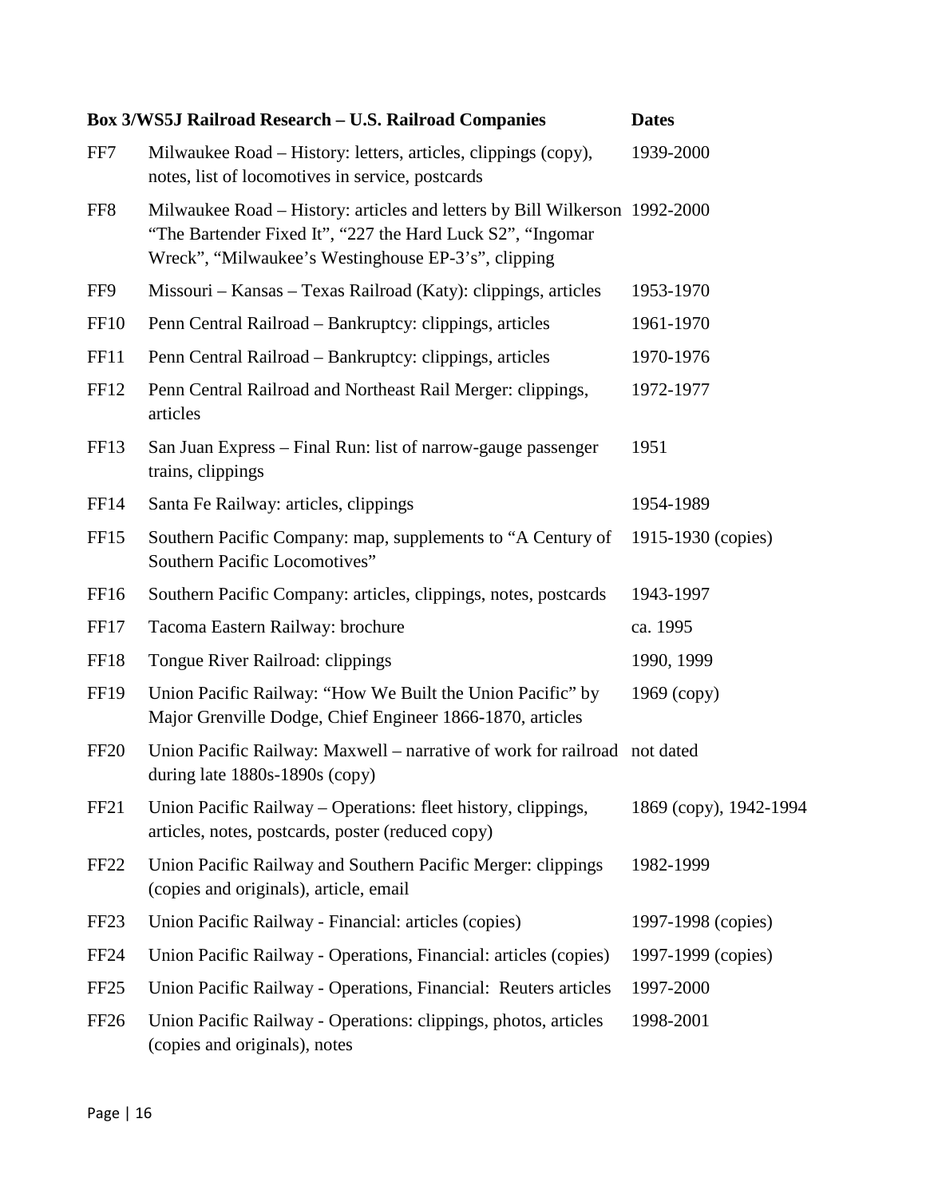| | Box 3/WS5J Railroad Research – U.S. Railroad Companies | Dates |
|---|---|---|
| FF7 | Milwaukee Road – History: letters, articles, clippings (copy), notes, list of locomotives in service, postcards | 1939-2000 |
| FF8 | Milwaukee Road – History: articles and letters by Bill Wilkerson "The Bartender Fixed It", "227 the Hard Luck S2", "Ingomar Wreck", "Milwaukee's Westinghouse EP-3's", clipping | 1992-2000 |
| FF9 | Missouri – Kansas – Texas Railroad (Katy): clippings, articles | 1953-1970 |
| FF10 | Penn Central Railroad – Bankruptcy: clippings, articles | 1961-1970 |
| FF11 | Penn Central Railroad – Bankruptcy: clippings, articles | 1970-1976 |
| FF12 | Penn Central Railroad and Northeast Rail Merger: clippings, articles | 1972-1977 |
| FF13 | San Juan Express – Final Run: list of narrow-gauge passenger trains, clippings | 1951 |
| FF14 | Santa Fe Railway: articles, clippings | 1954-1989 |
| FF15 | Southern Pacific Company: map, supplements to "A Century of Southern Pacific Locomotives" | 1915-1930 (copies) |
| FF16 | Southern Pacific Company: articles, clippings, notes, postcards | 1943-1997 |
| FF17 | Tacoma Eastern Railway: brochure | ca. 1995 |
| FF18 | Tongue River Railroad: clippings | 1990, 1999 |
| FF19 | Union Pacific Railway: "How We Built the Union Pacific" by Major Grenville Dodge, Chief Engineer 1866-1870, articles | 1969 (copy) |
| FF20 | Union Pacific Railway: Maxwell – narrative of work for railroad during late 1880s-1890s (copy) | not dated |
| FF21 | Union Pacific Railway – Operations: fleet history, clippings, articles, notes, postcards, poster (reduced copy) | 1869 (copy), 1942-1994 |
| FF22 | Union Pacific Railway and Southern Pacific Merger: clippings (copies and originals), article, email | 1982-1999 |
| FF23 | Union Pacific Railway - Financial: articles (copies) | 1997-1998 (copies) |
| FF24 | Union Pacific Railway - Operations, Financial: articles (copies) | 1997-1999 (copies) |
| FF25 | Union Pacific Railway - Operations, Financial: Reuters articles | 1997-2000 |
| FF26 | Union Pacific Railway - Operations: clippings, photos, articles (copies and originals), notes | 1998-2001 |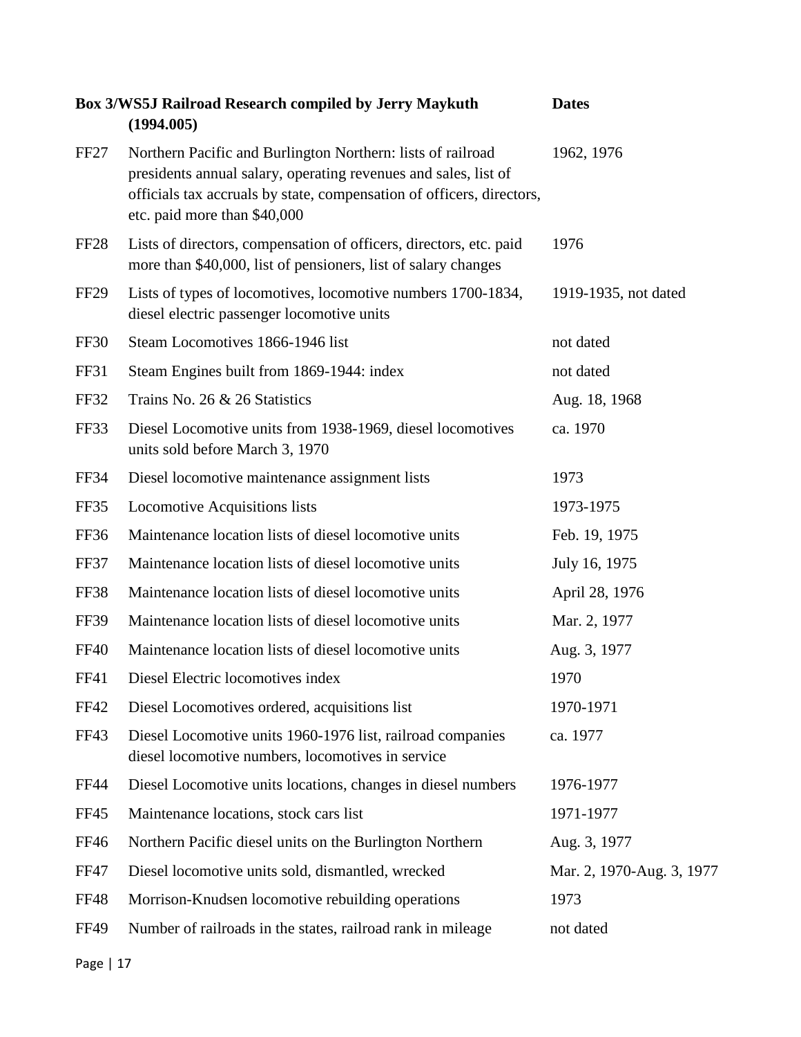| | Box 3/WS5J Railroad Research compiled by Jerry Maykuth (1994.005) | Dates |
|---|---|---|
| FF27 | Northern Pacific and Burlington Northern: lists of railroad presidents annual salary, operating revenues and sales, list of officials tax accruals by state, compensation of officers, directors, etc. paid more than $40,000 | 1962, 1976 |
| FF28 | Lists of directors, compensation of officers, directors, etc. paid more than $40,000, list of pensioners, list of salary changes | 1976 |
| FF29 | Lists of types of locomotives, locomotive numbers 1700-1834, diesel electric passenger locomotive units | 1919-1935, not dated |
| FF30 | Steam Locomotives 1866-1946 list | not dated |
| FF31 | Steam Engines built from 1869-1944: index | not dated |
| FF32 | Trains No. 26 & 26 Statistics | Aug. 18, 1968 |
| FF33 | Diesel Locomotive units from 1938-1969, diesel locomotives units sold before March 3, 1970 | ca. 1970 |
| FF34 | Diesel locomotive maintenance assignment lists | 1973 |
| FF35 | Locomotive Acquisitions lists | 1973-1975 |
| FF36 | Maintenance location lists of diesel locomotive units | Feb. 19, 1975 |
| FF37 | Maintenance location lists of diesel locomotive units | July 16, 1975 |
| FF38 | Maintenance location lists of diesel locomotive units | April 28, 1976 |
| FF39 | Maintenance location lists of diesel locomotive units | Mar. 2, 1977 |
| FF40 | Maintenance location lists of diesel locomotive units | Aug. 3, 1977 |
| FF41 | Diesel Electric locomotives index | 1970 |
| FF42 | Diesel Locomotives ordered, acquisitions list | 1970-1971 |
| FF43 | Diesel Locomotive units 1960-1976 list, railroad companies diesel locomotive numbers, locomotives in service | ca. 1977 |
| FF44 | Diesel Locomotive units locations, changes in diesel numbers | 1976-1977 |
| FF45 | Maintenance locations, stock cars list | 1971-1977 |
| FF46 | Northern Pacific diesel units on the Burlington Northern | Aug. 3, 1977 |
| FF47 | Diesel locomotive units sold, dismantled, wrecked | Mar. 2, 1970-Aug. 3, 1977 |
| FF48 | Morrison-Knudsen locomotive rebuilding operations | 1973 |
| FF49 | Number of railroads in the states, railroad rank in mileage | not dated |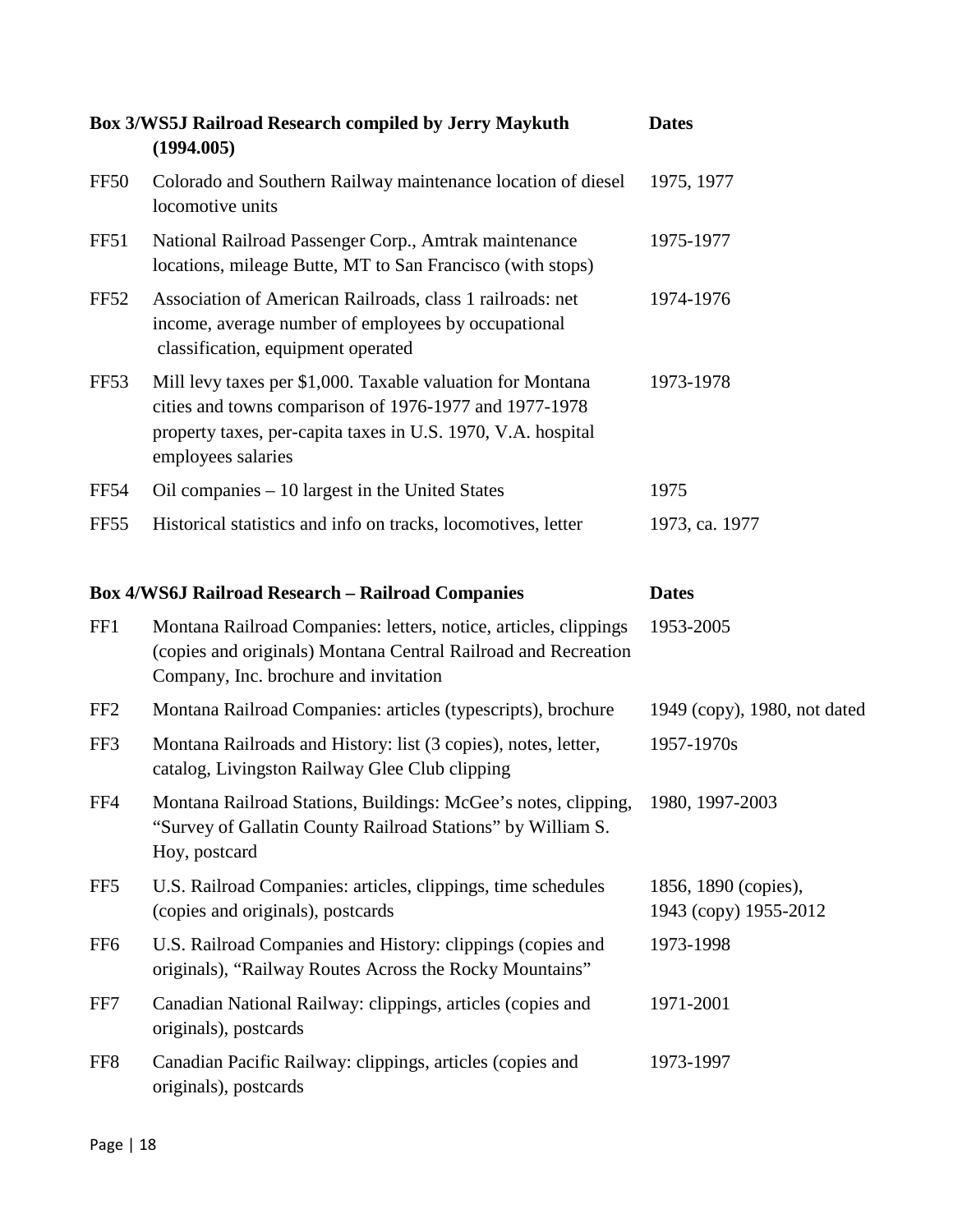| Box 3/WS5J Railroad Research compiled by Jerry Maykuth (1994.005) | | Dates |
| --- | --- | --- |
| FF50 | Colorado and Southern Railway maintenance location of diesel locomotive units | 1975, 1977 |
| FF51 | National Railroad Passenger Corp., Amtrak maintenance locations, mileage Butte, MT to San Francisco (with stops) | 1975-1977 |
| FF52 | Association of American Railroads, class 1 railroads: net income, average number of employees by occupational classification, equipment operated | 1974-1976 |
| FF53 | Mill levy taxes per $1,000. Taxable valuation for Montana cities and towns comparison of 1976-1977 and 1977-1978 property taxes, per-capita taxes in U.S. 1970, V.A. hospital employees salaries | 1973-1978 |
| FF54 | Oil companies – 10 largest in the United States | 1975 |
| FF55 | Historical statistics and info on tracks, locomotives, letter | 1973, ca. 1977 |

| Box 4/WS6J Railroad Research – Railroad Companies | | Dates |
| --- | --- | --- |
| FF1 | Montana Railroad Companies: letters, notice, articles, clippings (copies and originals) Montana Central Railroad and Recreation Company, Inc. brochure and invitation | 1953-2005 |
| FF2 | Montana Railroad Companies: articles (typescripts), brochure | 1949 (copy), 1980, not dated |
| FF3 | Montana Railroads and History: list (3 copies), notes, letter, catalog, Livingston Railway Glee Club clipping | 1957-1970s |
| FF4 | Montana Railroad Stations, Buildings: McGee's notes, clipping, "Survey of Gallatin County Railroad Stations" by William S. Hoy, postcard | 1980, 1997-2003 |
| FF5 | U.S. Railroad Companies: articles, clippings, time schedules (copies and originals), postcards | 1856, 1890 (copies), 1943 (copy) 1955-2012 |
| FF6 | U.S. Railroad Companies and History: clippings (copies and originals), "Railway Routes Across the Rocky Mountains" | 1973-1998 |
| FF7 | Canadian National Railway: clippings, articles (copies and originals), postcards | 1971-2001 |
| FF8 | Canadian Pacific Railway: clippings, articles (copies and originals), postcards | 1973-1997 |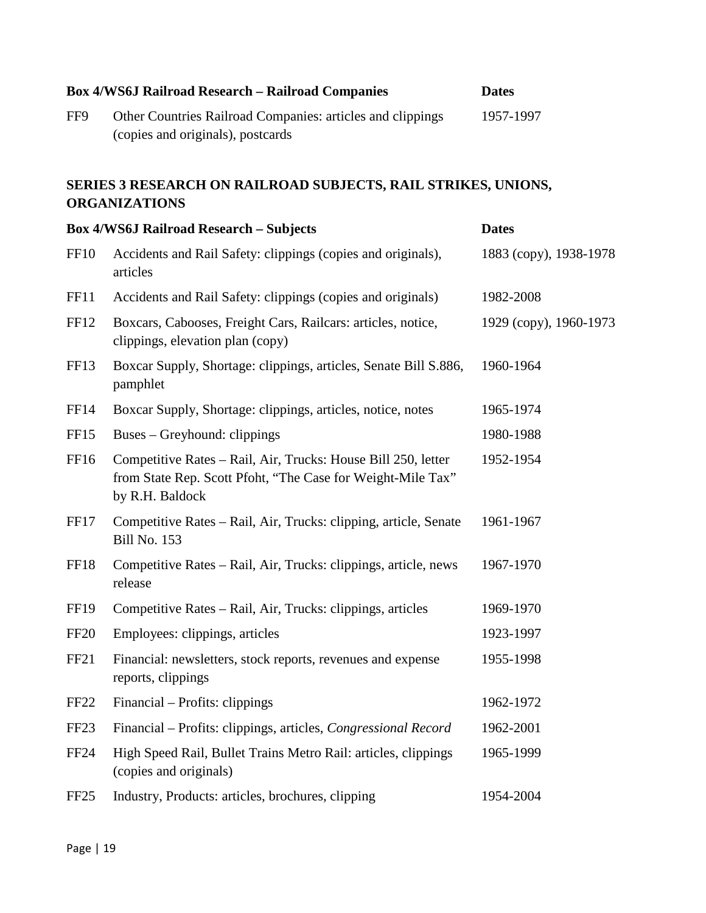| Box 4/WS6J Railroad Research – Railroad Companies | | Dates |
|---|---|---|
| FF9 | Other Countries Railroad Companies: articles and clippings (copies and originals), postcards | 1957-1997 |

## SERIES 3 RESEARCH ON RAILROAD SUBJECTS, RAIL STRIKES, UNIONS, ORGANIZATIONS

| Box 4/WS6J Railroad Research – Subjects | | Dates |
|---|---|---|
| FF10 | Accidents and Rail Safety: clippings (copies and originals), articles | 1883 (copy), 1938-1978 |
| FF11 | Accidents and Rail Safety: clippings (copies and originals) | 1982-2008 |
| FF12 | Boxcars, Cabooses, Freight Cars, Railcars: articles, notice, clippings, elevation plan (copy) | 1929 (copy), 1960-1973 |
| FF13 | Boxcar Supply, Shortage: clippings, articles, Senate Bill S.886, pamphlet | 1960-1964 |
| FF14 | Boxcar Supply, Shortage: clippings, articles, notice, notes | 1965-1974 |
| FF15 | Buses – Greyhound: clippings | 1980-1988 |
| FF16 | Competitive Rates – Rail, Air, Trucks: House Bill 250, letter from State Rep. Scott Pfoht, "The Case for Weight-Mile Tax" by R.H. Baldock | 1952-1954 |
| FF17 | Competitive Rates – Rail, Air, Trucks: clipping, article, Senate Bill No. 153 | 1961-1967 |
| FF18 | Competitive Rates – Rail, Air, Trucks: clippings, article, news release | 1967-1970 |
| FF19 | Competitive Rates – Rail, Air, Trucks: clippings, articles | 1969-1970 |
| FF20 | Employees: clippings, articles | 1923-1997 |
| FF21 | Financial: newsletters, stock reports, revenues and expense reports, clippings | 1955-1998 |
| FF22 | Financial – Profits: clippings | 1962-1972 |
| FF23 | Financial – Profits: clippings, articles, *Congressional Record* | 1962-2001 |
| FF24 | High Speed Rail, Bullet Trains Metro Rail: articles, clippings (copies and originals) | 1965-1999 |
| FF25 | Industry, Products: articles, brochures, clipping | 1954-2004 |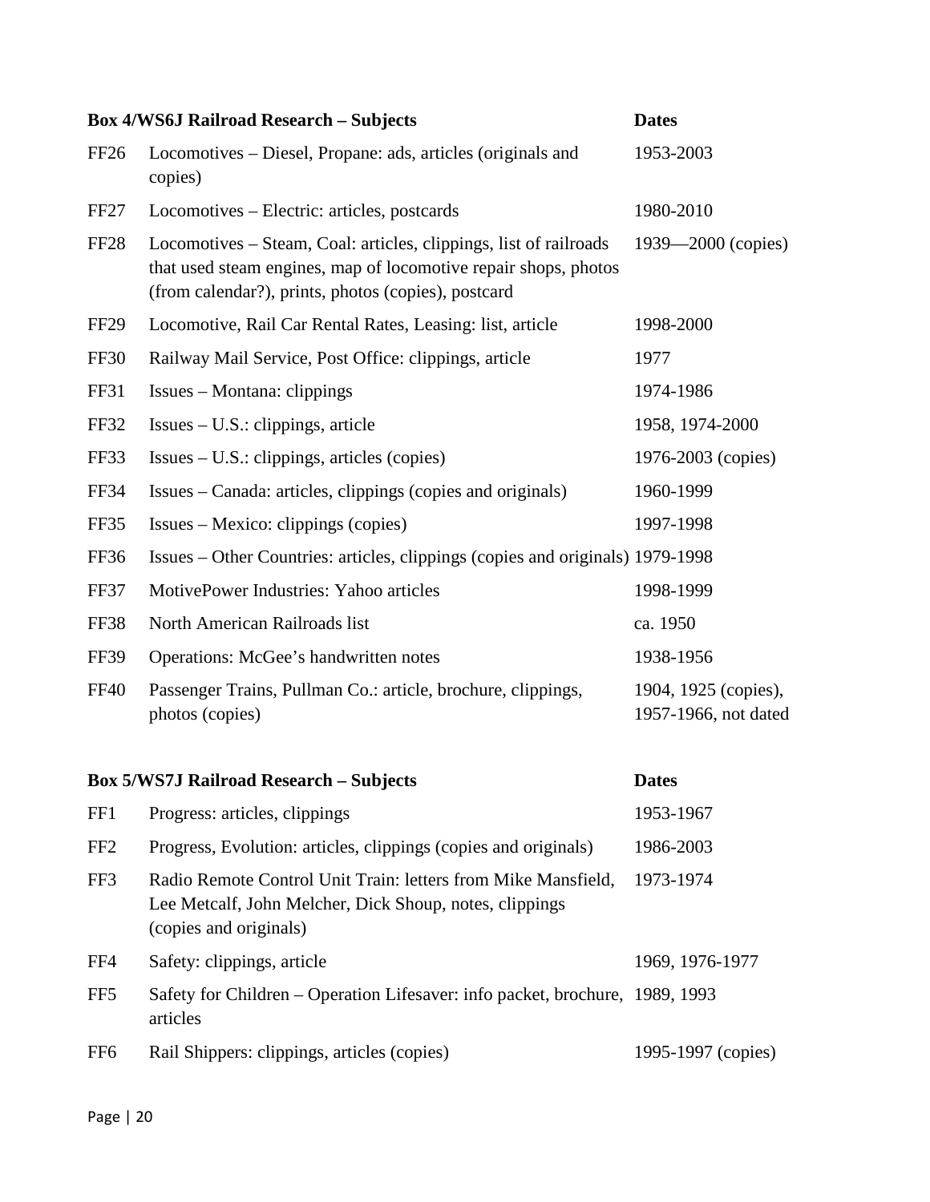| Box 4/WS6J Railroad Research – Subjects | | Dates |
|---|---|---|
| FF26 | Locomotives – Diesel, Propane: ads, articles (originals and copies) | 1953-2003 |
| FF27 | Locomotives – Electric: articles, postcards | 1980-2010 |
| FF28 | Locomotives – Steam, Coal: articles, clippings, list of railroads that used steam engines, map of locomotive repair shops, photos (from calendar?), prints, photos (copies), postcard | 1939—2000 (copies) |
| FF29 | Locomotive, Rail Car Rental Rates, Leasing: list, article | 1998-2000 |
| FF30 | Railway Mail Service, Post Office: clippings, article | 1977 |
| FF31 | Issues – Montana: clippings | 1974-1986 |
| FF32 | Issues – U.S.: clippings, article | 1958, 1974-2000 |
| FF33 | Issues – U.S.: clippings, articles (copies) | 1976-2003 (copies) |
| FF34 | Issues – Canada: articles, clippings (copies and originals) | 1960-1999 |
| FF35 | Issues – Mexico: clippings (copies) | 1997-1998 |
| FF36 | Issues – Other Countries: articles, clippings (copies and originals) | 1979-1998 |
| FF37 | MotivePower Industries: Yahoo articles | 1998-1999 |
| FF38 | North American Railroads list | ca. 1950 |
| FF39 | Operations: McGee's handwritten notes | 1938-1956 |
| FF40 | Passenger Trains, Pullman Co.: article, brochure, clippings, photos (copies) | 1904, 1925 (copies), 1957-1966, not dated |

| Box 5/WS7J Railroad Research – Subjects | | Dates |
|---|---|---|
| FF1 | Progress: articles, clippings | 1953-1967 |
| FF2 | Progress, Evolution: articles, clippings (copies and originals) | 1986-2003 |
| FF3 | Radio Remote Control Unit Train: letters from Mike Mansfield, Lee Metcalf, John Melcher, Dick Shoup, notes, clippings (copies and originals) | 1973-1974 |
| FF4 | Safety: clippings, article | 1969, 1976-1977 |
| FF5 | Safety for Children – Operation Lifesaver: info packet, brochure, articles | 1989, 1993 |
| FF6 | Rail Shippers: clippings, articles (copies) | 1995-1997 (copies) |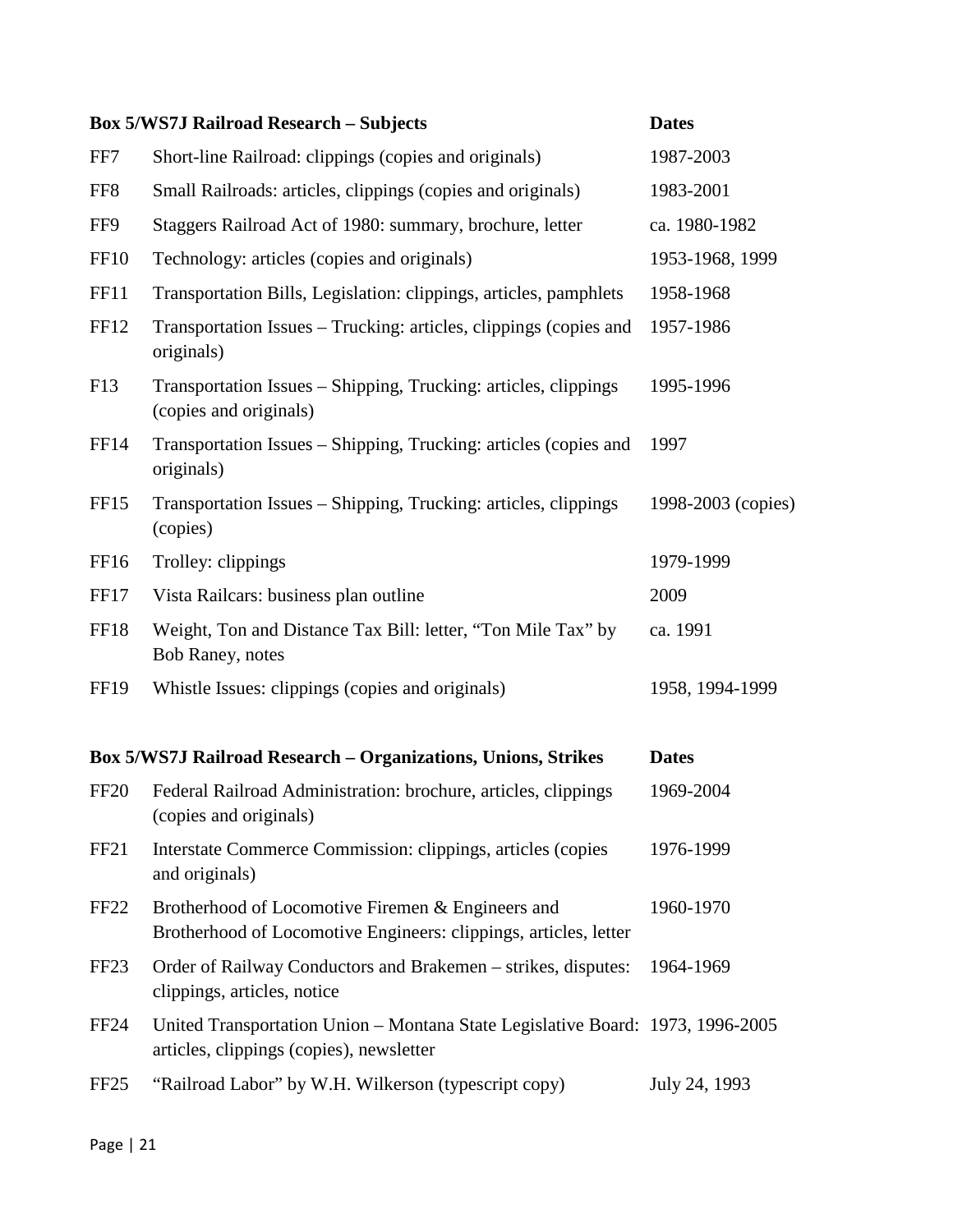| Box 5/WS7J Railroad Research – Subjects | | Dates |
|---|---|---|
| FF7 | Short-line Railroad: clippings (copies and originals) | 1987-2003 |
| FF8 | Small Railroads: articles, clippings (copies and originals) | 1983-2001 |
| FF9 | Staggers Railroad Act of 1980: summary, brochure, letter | ca. 1980-1982 |
| FF10 | Technology: articles (copies and originals) | 1953-1968, 1999 |
| FF11 | Transportation Bills, Legislation: clippings, articles, pamphlets | 1958-1968 |
| FF12 | Transportation Issues – Trucking: articles, clippings (copies and originals) | 1957-1986 |
| F13 | Transportation Issues – Shipping, Trucking: articles, clippings (copies and originals) | 1995-1996 |
| FF14 | Transportation Issues – Shipping, Trucking: articles (copies and originals) | 1997 |
| FF15 | Transportation Issues – Shipping, Trucking: articles, clippings (copies) | 1998-2003 (copies) |
| FF16 | Trolley: clippings | 1979-1999 |
| FF17 | Vista Railcars: business plan outline | 2009 |
| FF18 | Weight, Ton and Distance Tax Bill: letter, "Ton Mile Tax" by Bob Raney, notes | ca. 1991 |
| FF19 | Whistle Issues: clippings (copies and originals) | 1958, 1994-1999 |

| Box 5/WS7J Railroad Research – Organizations, Unions, Strikes | | Dates |
|---|---|---|
| FF20 | Federal Railroad Administration: brochure, articles, clippings (copies and originals) | 1969-2004 |
| FF21 | Interstate Commerce Commission: clippings, articles (copies and originals) | 1976-1999 |
| FF22 | Brotherhood of Locomotive Firemen & Engineers and Brotherhood of Locomotive Engineers: clippings, articles, letter | 1960-1970 |
| FF23 | Order of Railway Conductors and Brakemen – strikes, disputes: clippings, articles, notice | 1964-1969 |
| FF24 | United Transportation Union – Montana State Legislative Board: articles, clippings (copies), newsletter | 1973, 1996-2005 |
| FF25 | "Railroad Labor" by W.H. Wilkerson (typescript copy) | July 24, 1993 |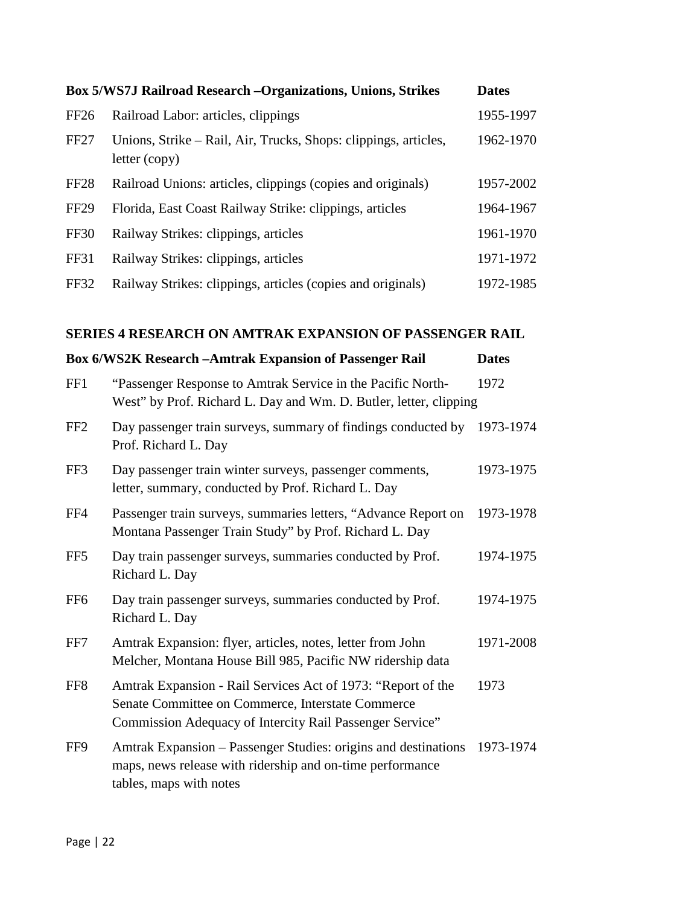| Box 5/WS7J Railroad Research –Organizations, Unions, Strikes | | Dates |
|---|---|---|
| FF26 | Railroad Labor: articles, clippings | 1955-1997 |
| FF27 | Unions, Strike – Rail, Air, Trucks, Shops: clippings, articles, letter (copy) | 1962-1970 |
| FF28 | Railroad Unions: articles, clippings (copies and originals) | 1957-2002 |
| FF29 | Florida, East Coast Railway Strike: clippings, articles | 1964-1967 |
| FF30 | Railway Strikes: clippings, articles | 1961-1970 |
| FF31 | Railway Strikes: clippings, articles | 1971-1972 |
| FF32 | Railway Strikes: clippings, articles (copies and originals) | 1972-1985 |

## SERIES 4 RESEARCH ON AMTRAK EXPANSION OF PASSENGER RAIL

| Box 6/WS2K Research –Amtrak Expansion of Passenger Rail | | Dates |
|---|---|---|
| FF1 | "Passenger Response to Amtrak Service in the Pacific North-West" by Prof. Richard L. Day and Wm. D. Butler, letter, clipping | 1972 |
| FF2 | Day passenger train surveys, summary of findings conducted by Prof. Richard L. Day | 1973-1974 |
| FF3 | Day passenger train winter surveys, passenger comments, letter, summary, conducted by Prof. Richard L. Day | 1973-1975 |
| FF4 | Passenger train surveys, summaries letters, "Advance Report on Montana Passenger Train Study" by Prof. Richard L. Day | 1973-1978 |
| FF5 | Day train passenger surveys, summaries conducted by Prof. Richard L. Day | 1974-1975 |
| FF6 | Day train passenger surveys, summaries conducted by Prof. Richard L. Day | 1974-1975 |
| FF7 | Amtrak Expansion: flyer, articles, notes, letter from John Melcher, Montana House Bill 985, Pacific NW ridership data | 1971-2008 |
| FF8 | Amtrak Expansion - Rail Services Act of 1973: "Report of the Senate Committee on Commerce, Interstate Commerce Commission Adequacy of Intercity Rail Passenger Service" | 1973 |
| FF9 | Amtrak Expansion – Passenger Studies: origins and destinations maps, news release with ridership and on-time performance tables, maps with notes | 1973-1974 |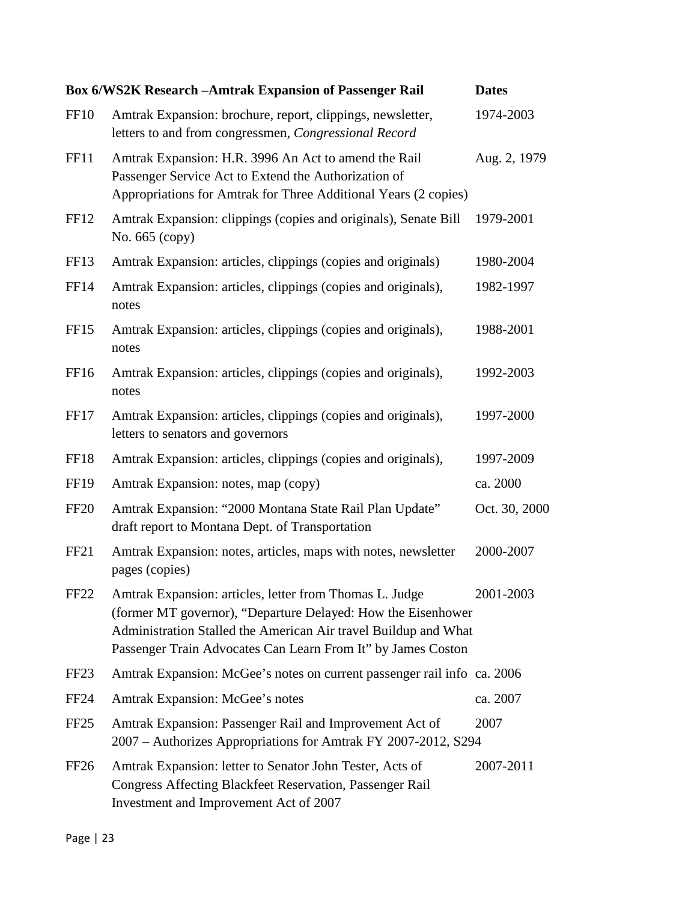| Box 6/WS2K Research –Amtrak Expansion of Passenger Rail | | Dates |
|---|---|---|
| FF10 | Amtrak Expansion: brochure, report, clippings, newsletter, letters to and from congressmen, *Congressional Record* | 1974-2003 |
| FF11 | Amtrak Expansion: H.R. 3996 An Act to amend the Rail Passenger Service Act to Extend the Authorization of Appropriations for Amtrak for Three Additional Years (2 copies) | Aug. 2, 1979 |
| FF12 | Amtrak Expansion: clippings (copies and originals), Senate Bill No. 665 (copy) | 1979-2001 |
| FF13 | Amtrak Expansion: articles, clippings (copies and originals) | 1980-2004 |
| FF14 | Amtrak Expansion: articles, clippings (copies and originals), notes | 1982-1997 |
| FF15 | Amtrak Expansion: articles, clippings (copies and originals), notes | 1988-2001 |
| FF16 | Amtrak Expansion: articles, clippings (copies and originals), notes | 1992-2003 |
| FF17 | Amtrak Expansion: articles, clippings (copies and originals), letters to senators and governors | 1997-2000 |
| FF18 | Amtrak Expansion: articles, clippings (copies and originals), | 1997-2009 |
| FF19 | Amtrak Expansion: notes, map (copy) | ca. 2000 |
| FF20 | Amtrak Expansion: "2000 Montana State Rail Plan Update" draft report to Montana Dept. of Transportation | Oct. 30, 2000 |
| FF21 | Amtrak Expansion: notes, articles, maps with notes, newsletter pages (copies) | 2000-2007 |
| FF22 | Amtrak Expansion: articles, letter from Thomas L. Judge (former MT governor), "Departure Delayed: How the Eisenhower Administration Stalled the American Air travel Buildup and What Passenger Train Advocates Can Learn From It" by James Coston | 2001-2003 |
| FF23 | Amtrak Expansion: McGee's notes on current passenger rail info | ca. 2006 |
| FF24 | Amtrak Expansion: McGee's notes | ca. 2007 |
| FF25 | Amtrak Expansion: Passenger Rail and Improvement Act of 2007 – Authorizes Appropriations for Amtrak FY 2007-2012, S294 | 2007 |
| FF26 | Amtrak Expansion: letter to Senator John Tester, Acts of Congress Affecting Blackfeet Reservation, Passenger Rail Investment and Improvement Act of 2007 | 2007-2011 |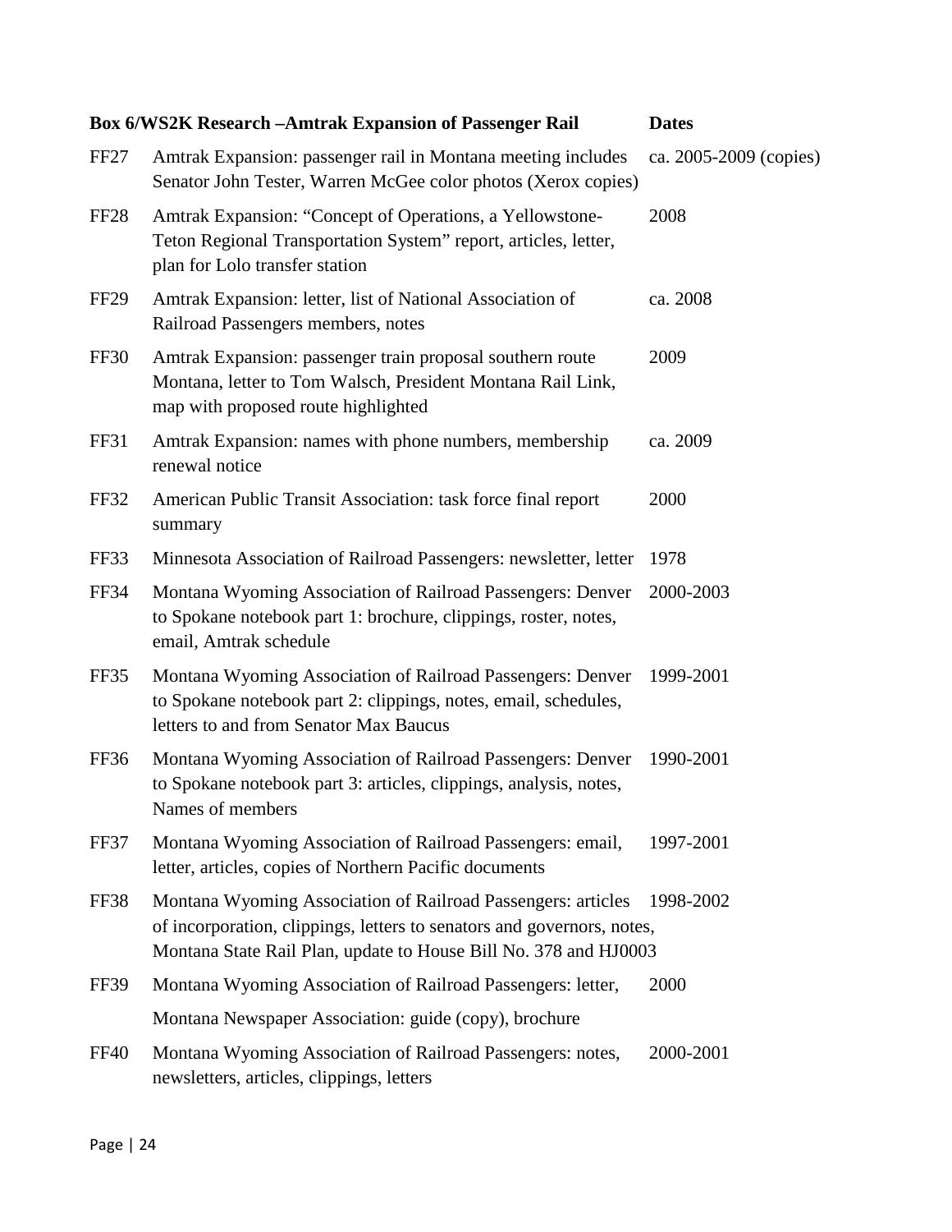| Box 6/WS2K Research –Amtrak Expansion of Passenger Rail | | Dates |
|---|---|---|
| FF27 | Amtrak Expansion: passenger rail in Montana meeting includes Senator John Tester, Warren McGee color photos (Xerox copies) | ca. 2005-2009 (copies) |
| FF28 | Amtrak Expansion: "Concept of Operations, a Yellowstone-Teton Regional Transportation System" report, articles, letter, plan for Lolo transfer station | 2008 |
| FF29 | Amtrak Expansion: letter, list of National Association of Railroad Passengers members, notes | ca. 2008 |
| FF30 | Amtrak Expansion: passenger train proposal southern route Montana, letter to Tom Walsch, President Montana Rail Link, map with proposed route highlighted | 2009 |
| FF31 | Amtrak Expansion: names with phone numbers, membership renewal notice | ca. 2009 |
| FF32 | American Public Transit Association: task force final report summary | 2000 |
| FF33 | Minnesota Association of Railroad Passengers: newsletter, letter | 1978 |
| FF34 | Montana Wyoming Association of Railroad Passengers: Denver to Spokane notebook part 1: brochure, clippings, roster, notes, email, Amtrak schedule | 2000-2003 |
| FF35 | Montana Wyoming Association of Railroad Passengers: Denver to Spokane notebook part 2: clippings, notes, email, schedules, letters to and from Senator Max Baucus | 1999-2001 |
| FF36 | Montana Wyoming Association of Railroad Passengers: Denver to Spokane notebook part 3: articles, clippings, analysis, notes, Names of members | 1990-2001 |
| FF37 | Montana Wyoming Association of Railroad Passengers: email, letter, articles, copies of Northern Pacific documents | 1997-2001 |
| FF38 | Montana Wyoming Association of Railroad Passengers: articles of incorporation, clippings, letters to senators and governors, notes, Montana State Rail Plan, update to House Bill No. 378 and HJ0003 | 1998-2002 |
| FF39 | Montana Wyoming Association of Railroad Passengers: letter, Montana Newspaper Association: guide (copy), brochure | 2000 |
| FF40 | Montana Wyoming Association of Railroad Passengers: notes, newsletters, articles, clippings, letters | 2000-2001 |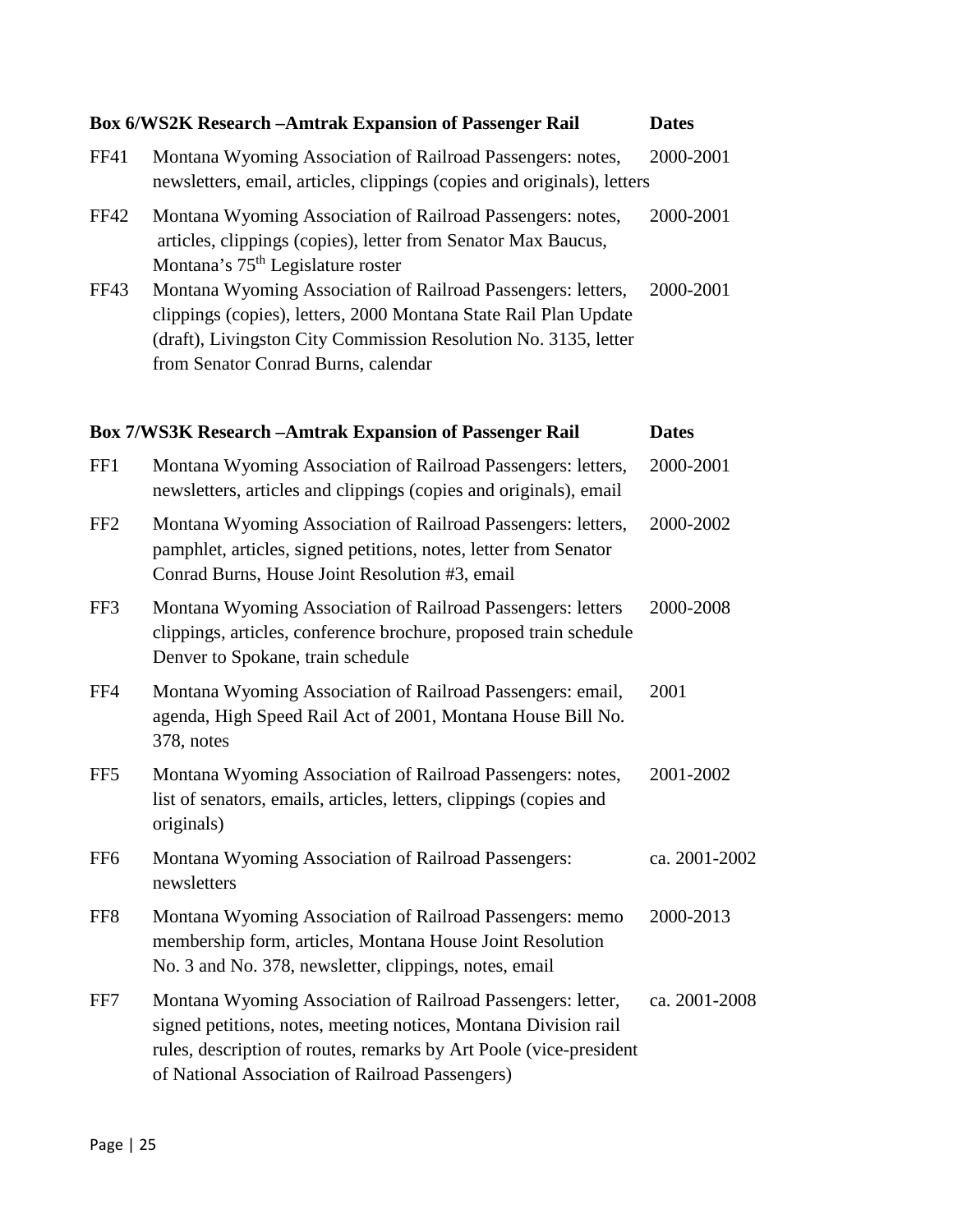| Box 6/WS2K Research –Amtrak Expansion of Passenger Rail | | Dates |
|---|---|---|
| FF41 | Montana Wyoming Association of Railroad Passengers: notes, newsletters, email, articles, clippings (copies and originals), letters | 2000-2001 |
| FF42 | Montana Wyoming Association of Railroad Passengers: notes, articles, clippings (copies), letter from Senator Max Baucus, Montana's 75th Legislature roster | 2000-2001 |
| FF43 | Montana Wyoming Association of Railroad Passengers: letters, clippings (copies), letters, 2000 Montana State Rail Plan Update (draft), Livingston City Commission Resolution No. 3135, letter from Senator Conrad Burns, calendar | 2000-2001 |

| Box 7/WS3K Research –Amtrak Expansion of Passenger Rail | | Dates |
|---|---|---|
| FF1 | Montana Wyoming Association of Railroad Passengers: letters, newsletters, articles and clippings (copies and originals), email | 2000-2001 |
| FF2 | Montana Wyoming Association of Railroad Passengers: letters, pamphlet, articles, signed petitions, notes, letter from Senator Conrad Burns, House Joint Resolution #3, email | 2000-2002 |
| FF3 | Montana Wyoming Association of Railroad Passengers: letters clippings, articles, conference brochure, proposed train schedule Denver to Spokane, train schedule | 2000-2008 |
| FF4 | Montana Wyoming Association of Railroad Passengers: email, agenda, High Speed Rail Act of 2001, Montana House Bill No. 378, notes | 2001 |
| FF5 | Montana Wyoming Association of Railroad Passengers: notes, list of senators, emails, articles, letters, clippings (copies and originals) | 2001-2002 |
| FF6 | Montana Wyoming Association of Railroad Passengers: newsletters | ca. 2001-2002 |
| FF8 | Montana Wyoming Association of Railroad Passengers: memo membership form, articles, Montana House Joint Resolution No. 3 and No. 378, newsletter, clippings, notes, email | 2000-2013 |
| FF7 | Montana Wyoming Association of Railroad Passengers: letter, signed petitions, notes, meeting notices, Montana Division rail rules, description of routes, remarks by Art Poole (vice-president of National Association of Railroad Passengers) | ca. 2001-2008 |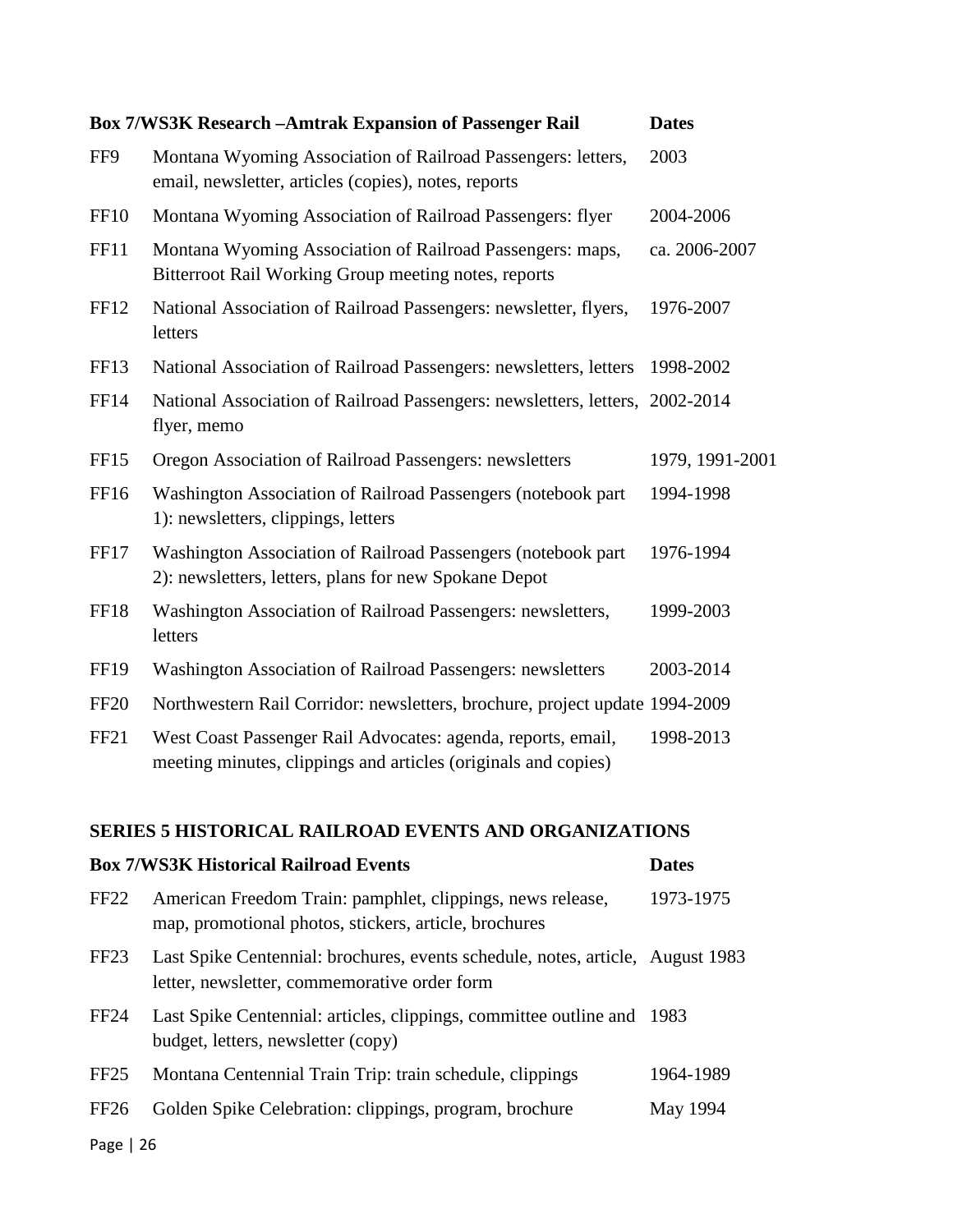| Box 7/WS3K Research –Amtrak Expansion of Passenger Rail | | Dates |
|---|---|---|
| FF9 | Montana Wyoming Association of Railroad Passengers: letters, email, newsletter, articles (copies), notes, reports | 2003 |
| FF10 | Montana Wyoming Association of Railroad Passengers: flyer | 2004-2006 |
| FF11 | Montana Wyoming Association of Railroad Passengers: maps, Bitterroot Rail Working Group meeting notes, reports | ca. 2006-2007 |
| FF12 | National Association of Railroad Passengers: newsletter, flyers, letters | 1976-2007 |
| FF13 | National Association of Railroad Passengers: newsletters, letters | 1998-2002 |
| FF14 | National Association of Railroad Passengers: newsletters, letters, flyer, memo | 2002-2014 |
| FF15 | Oregon Association of Railroad Passengers: newsletters | 1979, 1991-2001 |
| FF16 | Washington Association of Railroad Passengers (notebook part 1): newsletters, clippings, letters | 1994-1998 |
| FF17 | Washington Association of Railroad Passengers (notebook part 2): newsletters, letters, plans for new Spokane Depot | 1976-1994 |
| FF18 | Washington Association of Railroad Passengers: newsletters, letters | 1999-2003 |
| FF19 | Washington Association of Railroad Passengers: newsletters | 2003-2014 |
| FF20 | Northwestern Rail Corridor: newsletters, brochure, project update | 1994-2009 |
| FF21 | West Coast Passenger Rail Advocates: agenda, reports, email, meeting minutes, clippings and articles (originals and copies) | 1998-2013 |

## SERIES 5 HISTORICAL RAILROAD EVENTS AND ORGANIZATIONS

| Box 7/WS3K Historical Railroad Events | | Dates |
|---|---|---|
| FF22 | American Freedom Train: pamphlet, clippings, news release, map, promotional photos, stickers, article, brochures | 1973-1975 |
| FF23 | Last Spike Centennial: brochures, events schedule, notes, article, letter, newsletter, commemorative order form | August 1983 |
| FF24 | Last Spike Centennial: articles, clippings, committee outline and budget, letters, newsletter (copy) | 1983 |
| FF25 | Montana Centennial Train Trip: train schedule, clippings | 1964-1989 |
| FF26 | Golden Spike Celebration: clippings, program, brochure | May 1994 |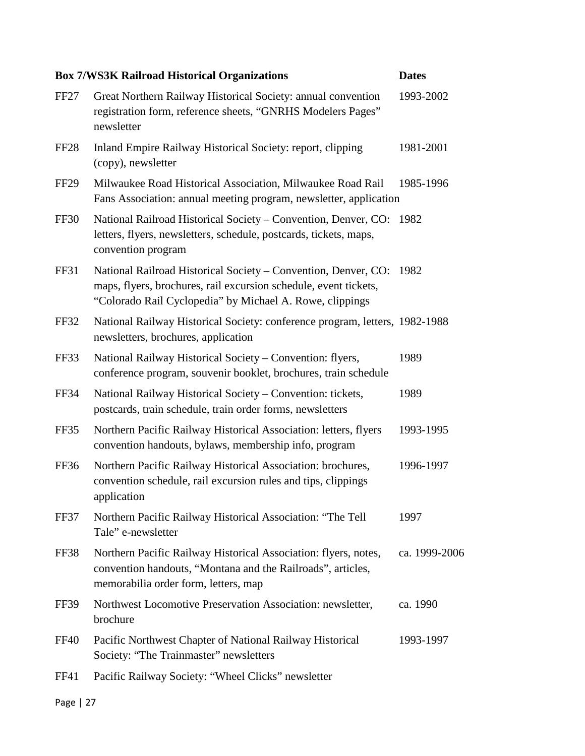| Box 7/WS3K Railroad Historical Organizations | | Dates |
|---|---|---|
| FF27 | Great Northern Railway Historical Society: annual convention registration form, reference sheets, "GNRHS Modelers Pages" newsletter | 1993-2002 |
| FF28 | Inland Empire Railway Historical Society: report, clipping (copy), newsletter | 1981-2001 |
| FF29 | Milwaukee Road Historical Association, Milwaukee Road Rail Fans Association: annual meeting program, newsletter, application | 1985-1996 |
| FF30 | National Railroad Historical Society – Convention, Denver, CO: letters, flyers, newsletters, schedule, postcards, tickets, maps, convention program | 1982 |
| FF31 | National Railroad Historical Society – Convention, Denver, CO: maps, flyers, brochures, rail excursion schedule, event tickets, "Colorado Rail Cyclopedia" by Michael A. Rowe, clippings | 1982 |
| FF32 | National Railway Historical Society: conference program, letters, newsletters, brochures, application | 1982-1988 |
| FF33 | National Railway Historical Society – Convention: flyers, conference program, souvenir booklet, brochures, train schedule | 1989 |
| FF34 | National Railway Historical Society – Convention: tickets, postcards, train schedule, train order forms, newsletters | 1989 |
| FF35 | Northern Pacific Railway Historical Association: letters, flyers convention handouts, bylaws, membership info, program | 1993-1995 |
| FF36 | Northern Pacific Railway Historical Association: brochures, convention schedule, rail excursion rules and tips, clippings application | 1996-1997 |
| FF37 | Northern Pacific Railway Historical Association: "The Tell Tale" e-newsletter | 1997 |
| FF38 | Northern Pacific Railway Historical Association: flyers, notes, convention handouts, "Montana and the Railroads", articles, memorabilia order form, letters, map | ca. 1999-2006 |
| FF39 | Northwest Locomotive Preservation Association: newsletter, brochure | ca. 1990 |
| FF40 | Pacific Northwest Chapter of National Railway Historical Society: "The Trainmaster" newsletters | 1993-1997 |
| FF41 | Pacific Railway Society: "Wheel Clicks" newsletter | |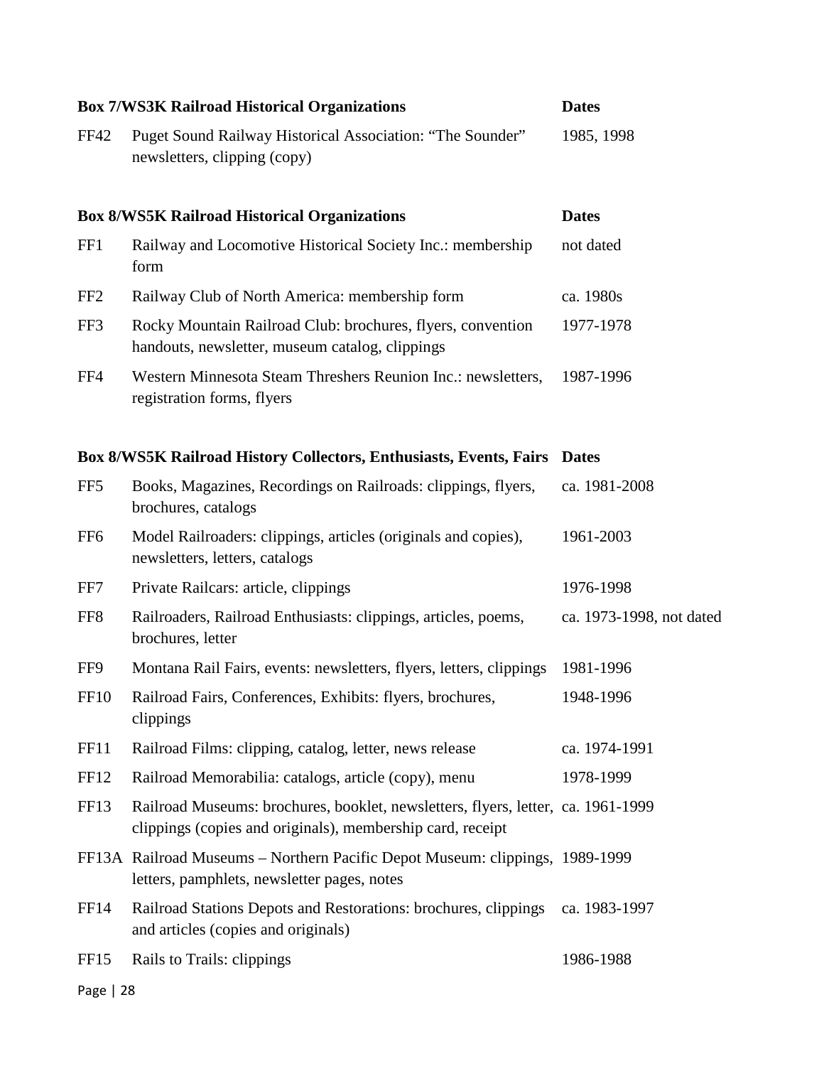| Box 7/WS3K Railroad Historical Organizations | | Dates |
|---|---|---|
| FF42 | Puget Sound Railway Historical Association: "The Sounder" newsletters, clipping (copy) | 1985, 1998 |

| Box 8/WS5K Railroad Historical Organizations | | Dates |
|---|---|---|
| FF1 | Railway and Locomotive Historical Society Inc.: membership form | not dated |
| FF2 | Railway Club of North America: membership form | ca. 1980s |
| FF3 | Rocky Mountain Railroad Club: brochures, flyers, convention handouts, newsletter, museum catalog, clippings | 1977-1978 |
| FF4 | Western Minnesota Steam Threshers Reunion Inc.: newsletters, registration forms, flyers | 1987-1996 |

| Box 8/WS5K Railroad History Collectors, Enthusiasts, Events, Fairs | | Dates |
|---|---|---|
| FF5 | Books, Magazines, Recordings on Railroads: clippings, flyers, brochures, catalogs | ca. 1981-2008 |
| FF6 | Model Railroaders: clippings, articles (originals and copies), newsletters, letters, catalogs | 1961-2003 |
| FF7 | Private Railcars: article, clippings | 1976-1998 |
| FF8 | Railroaders, Railroad Enthusiasts: clippings, articles, poems, brochures, letter | ca. 1973-1998, not dated |
| FF9 | Montana Rail Fairs, events: newsletters, flyers, letters, clippings | 1981-1996 |
| FF10 | Railroad Fairs, Conferences, Exhibits: flyers, brochures, clippings | 1948-1996 |
| FF11 | Railroad Films: clipping, catalog, letter, news release | ca. 1974-1991 |
| FF12 | Railroad Memorabilia: catalogs, article (copy), menu | 1978-1999 |
| FF13 | Railroad Museums: brochures, booklet, newsletters, flyers, letter, clippings (copies and originals), membership card, receipt | ca. 1961-1999 |
| FF13A | Railroad Museums – Northern Pacific Depot Museum: clippings, letters, pamphlets, newsletter pages, notes | 1989-1999 |
| FF14 | Railroad Stations Depots and Restorations: brochures, clippings and articles (copies and originals) | ca. 1983-1997 |
| FF15 | Rails to Trails: clippings | 1986-1988 |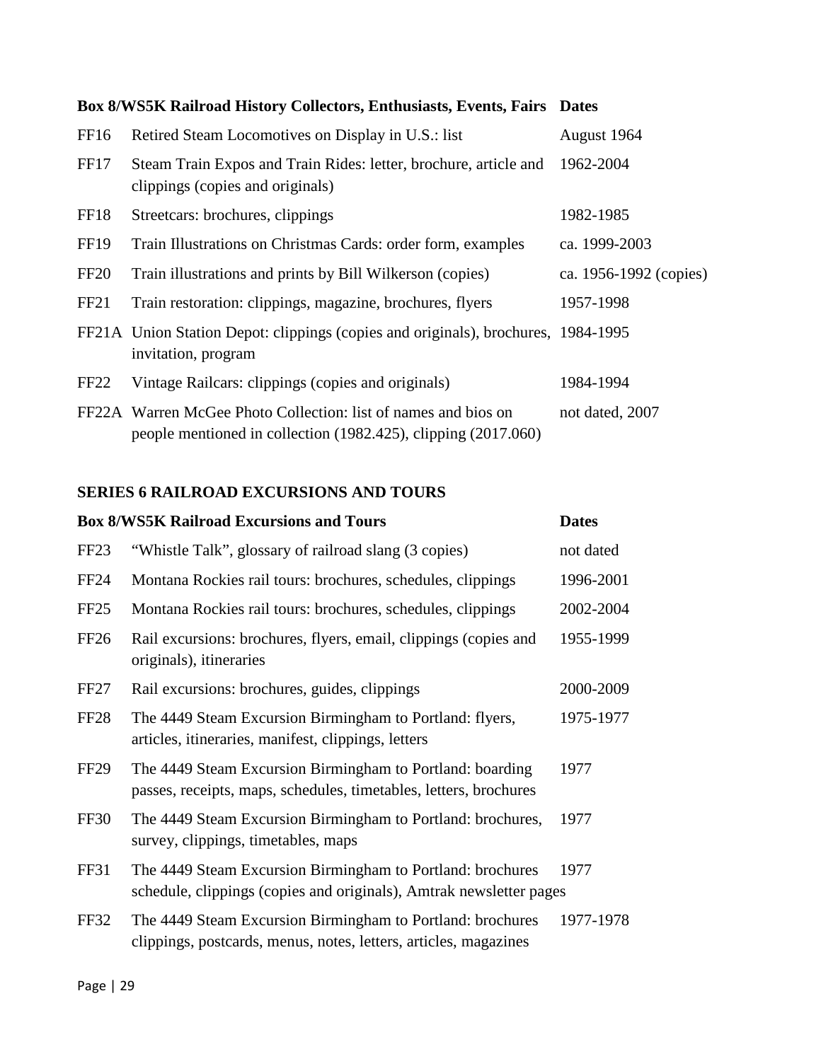| Box 8/WS5K Railroad History Collectors, Enthusiasts, Events, Fairs | | Dates |
|---|---|---|
| FF16 | Retired Steam Locomotives on Display in U.S.: list | August 1964 |
| FF17 | Steam Train Expos and Train Rides: letter, brochure, article and clippings (copies and originals) | 1962-2004 |
| FF18 | Streetcars: brochures, clippings | 1982-1985 |
| FF19 | Train Illustrations on Christmas Cards: order form, examples | ca. 1999-2003 |
| FF20 | Train illustrations and prints by Bill Wilkerson (copies) | ca. 1956-1992 (copies) |
| FF21 | Train restoration: clippings, magazine, brochures, flyers | 1957-1998 |
| FF21A | Union Station Depot: clippings (copies and originals), brochures, invitation, program | 1984-1995 |
| FF22 | Vintage Railcars: clippings (copies and originals) | 1984-1994 |
| FF22A | Warren McGee Photo Collection: list of names and bios on people mentioned in collection (1982.425), clipping (2017.060) | not dated, 2007 |

## SERIES 6 RAILROAD EXCURSIONS AND TOURS

| Box 8/WS5K Railroad Excursions and Tours | | Dates |
|---|---|---|
| FF23 | "Whistle Talk", glossary of railroad slang (3 copies) | not dated |
| FF24 | Montana Rockies rail tours: brochures, schedules, clippings | 1996-2001 |
| FF25 | Montana Rockies rail tours: brochures, schedules, clippings | 2002-2004 |
| FF26 | Rail excursions: brochures, flyers, email, clippings (copies and originals), itineraries | 1955-1999 |
| FF27 | Rail excursions: brochures, guides, clippings | 2000-2009 |
| FF28 | The 4449 Steam Excursion Birmingham to Portland: flyers, articles, itineraries, manifest, clippings, letters | 1975-1977 |
| FF29 | The 4449 Steam Excursion Birmingham to Portland: boarding passes, receipts, maps, schedules, timetables, letters, brochures | 1977 |
| FF30 | The 4449 Steam Excursion Birmingham to Portland: brochures, survey, clippings, timetables, maps | 1977 |
| FF31 | The 4449 Steam Excursion Birmingham to Portland: brochures schedule, clippings (copies and originals), Amtrak newsletter pages | 1977 |
| FF32 | The 4449 Steam Excursion Birmingham to Portland: brochures clippings, postcards, menus, notes, letters, articles, magazines | 1977-1978 |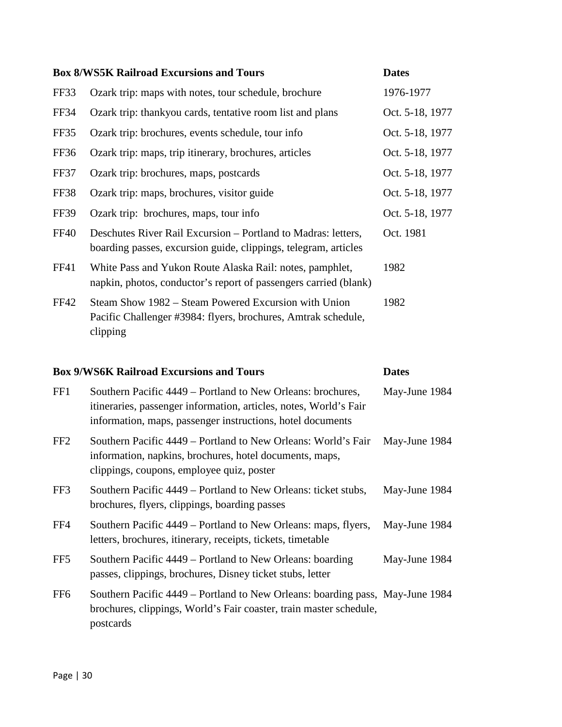| Box 8/WS5K Railroad Excursions and Tours | | Dates |
|---|---|---|
| FF33 | Ozark trip: maps with notes, tour schedule, brochure | 1976-1977 |
| FF34 | Ozark trip: thankyou cards, tentative room list and plans | Oct. 5-18, 1977 |
| FF35 | Ozark trip: brochures, events schedule, tour info | Oct. 5-18, 1977 |
| FF36 | Ozark trip: maps, trip itinerary, brochures, articles | Oct. 5-18, 1977 |
| FF37 | Ozark trip: brochures, maps, postcards | Oct. 5-18, 1977 |
| FF38 | Ozark trip: maps, brochures, visitor guide | Oct. 5-18, 1977 |
| FF39 | Ozark trip: brochures, maps, tour info | Oct. 5-18, 1977 |
| FF40 | Deschutes River Rail Excursion – Portland to Madras: letters, boarding passes, excursion guide, clippings, telegram, articles | Oct. 1981 |
| FF41 | White Pass and Yukon Route Alaska Rail: notes, pamphlet, napkin, photos, conductor's report of passengers carried (blank) | 1982 |
| FF42 | Steam Show 1982 – Steam Powered Excursion with Union Pacific Challenger #3984: flyers, brochures, Amtrak schedule, clipping | 1982 |

| Box 9/WS6K Railroad Excursions and Tours | | Dates |
|---|---|---|
| FF1 | Southern Pacific 4449 – Portland to New Orleans: brochures, itineraries, passenger information, articles, notes, World's Fair information, maps, passenger instructions, hotel documents | May-June 1984 |
| FF2 | Southern Pacific 4449 – Portland to New Orleans: World's Fair information, napkins, brochures, hotel documents, maps, clippings, coupons, employee quiz, poster | May-June 1984 |
| FF3 | Southern Pacific 4449 – Portland to New Orleans: ticket stubs, brochures, flyers, clippings, boarding passes | May-June 1984 |
| FF4 | Southern Pacific 4449 – Portland to New Orleans: maps, flyers, letters, brochures, itinerary, receipts, tickets, timetable | May-June 1984 |
| FF5 | Southern Pacific 4449 – Portland to New Orleans: boarding passes, clippings, brochures, Disney ticket stubs, letter | May-June 1984 |
| FF6 | Southern Pacific 4449 – Portland to New Orleans: boarding pass, brochures, clippings, World's Fair coaster, train master schedule, postcards | May-June 1984 |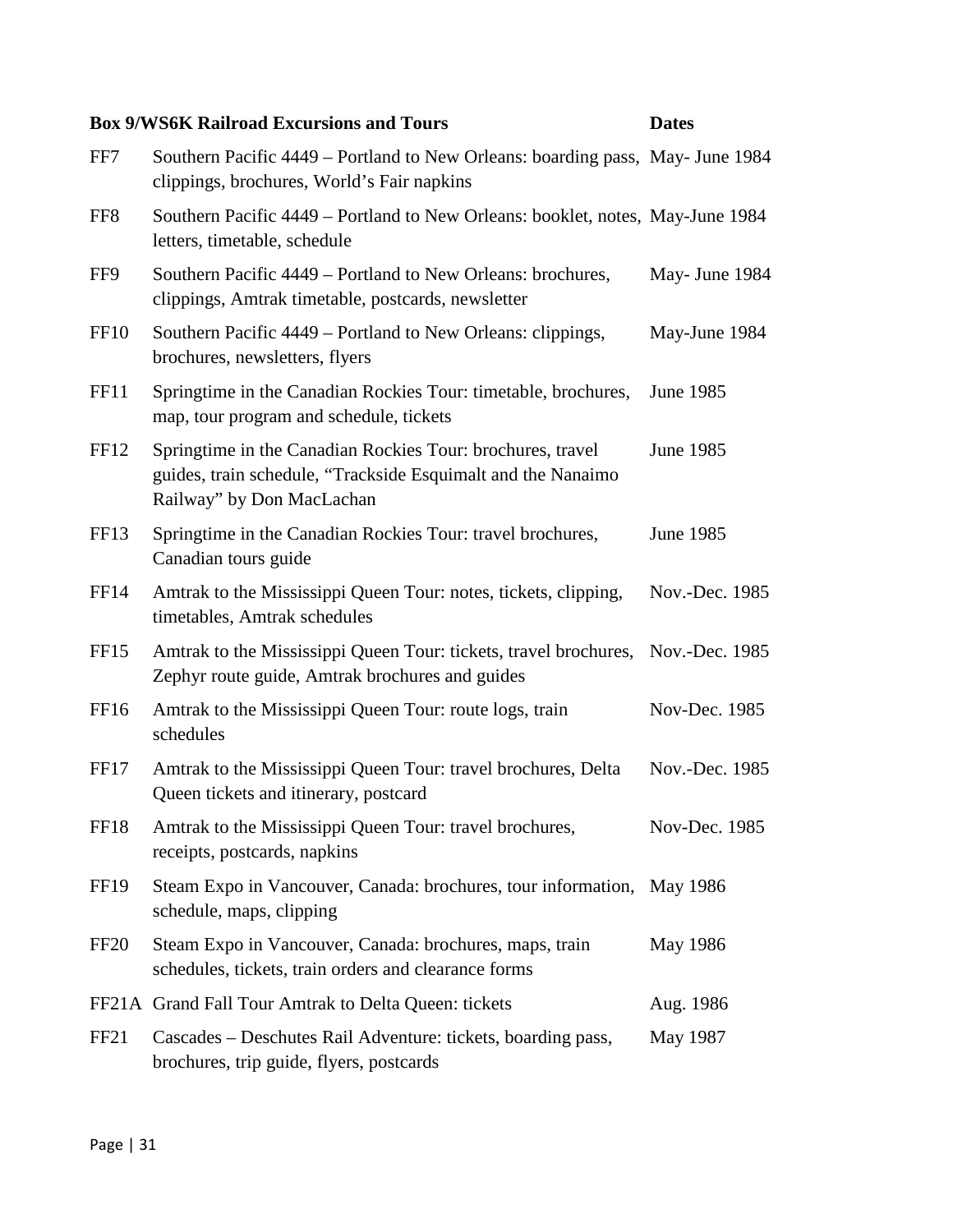| Box 9/WS6K | Railroad Excursions and Tours | Dates |
|---|---|---|
| FF7 | Southern Pacific 4449 – Portland to New Orleans: boarding pass, clippings, brochures, World's Fair napkins | May- June 1984 |
| FF8 | Southern Pacific 4449 – Portland to New Orleans: booklet, notes, letters, timetable, schedule | May-June 1984 |
| FF9 | Southern Pacific 4449 – Portland to New Orleans: brochures, clippings, Amtrak timetable, postcards, newsletter | May- June 1984 |
| FF10 | Southern Pacific 4449 – Portland to New Orleans: clippings, brochures, newsletters, flyers | May-June 1984 |
| FF11 | Springtime in the Canadian Rockies Tour: timetable, brochures, map, tour program and schedule, tickets | June 1985 |
| FF12 | Springtime in the Canadian Rockies Tour: brochures, travel guides, train schedule, "Trackside Esquimalt and the Nanaimo Railway" by Don MacLachan | June 1985 |
| FF13 | Springtime in the Canadian Rockies Tour: travel brochures, Canadian tours guide | June 1985 |
| FF14 | Amtrak to the Mississippi Queen Tour: notes, tickets, clipping, timetables, Amtrak schedules | Nov.-Dec. 1985 |
| FF15 | Amtrak to the Mississippi Queen Tour: tickets, travel brochures, Zephyr route guide, Amtrak brochures and guides | Nov.-Dec. 1985 |
| FF16 | Amtrak to the Mississippi Queen Tour: route logs, train schedules | Nov-Dec. 1985 |
| FF17 | Amtrak to the Mississippi Queen Tour: travel brochures, Delta Queen tickets and itinerary, postcard | Nov.-Dec. 1985 |
| FF18 | Amtrak to the Mississippi Queen Tour: travel brochures, receipts, postcards, napkins | Nov-Dec. 1985 |
| FF19 | Steam Expo in Vancouver, Canada: brochures, tour information, schedule, maps, clipping | May 1986 |
| FF20 | Steam Expo in Vancouver, Canada: brochures, maps, train schedules, tickets, train orders and clearance forms | May 1986 |
| FF21A | Grand Fall Tour Amtrak to Delta Queen: tickets | Aug. 1986 |
| FF21 | Cascades – Deschutes Rail Adventure: tickets, boarding pass, brochures, trip guide, flyers, postcards | May 1987 |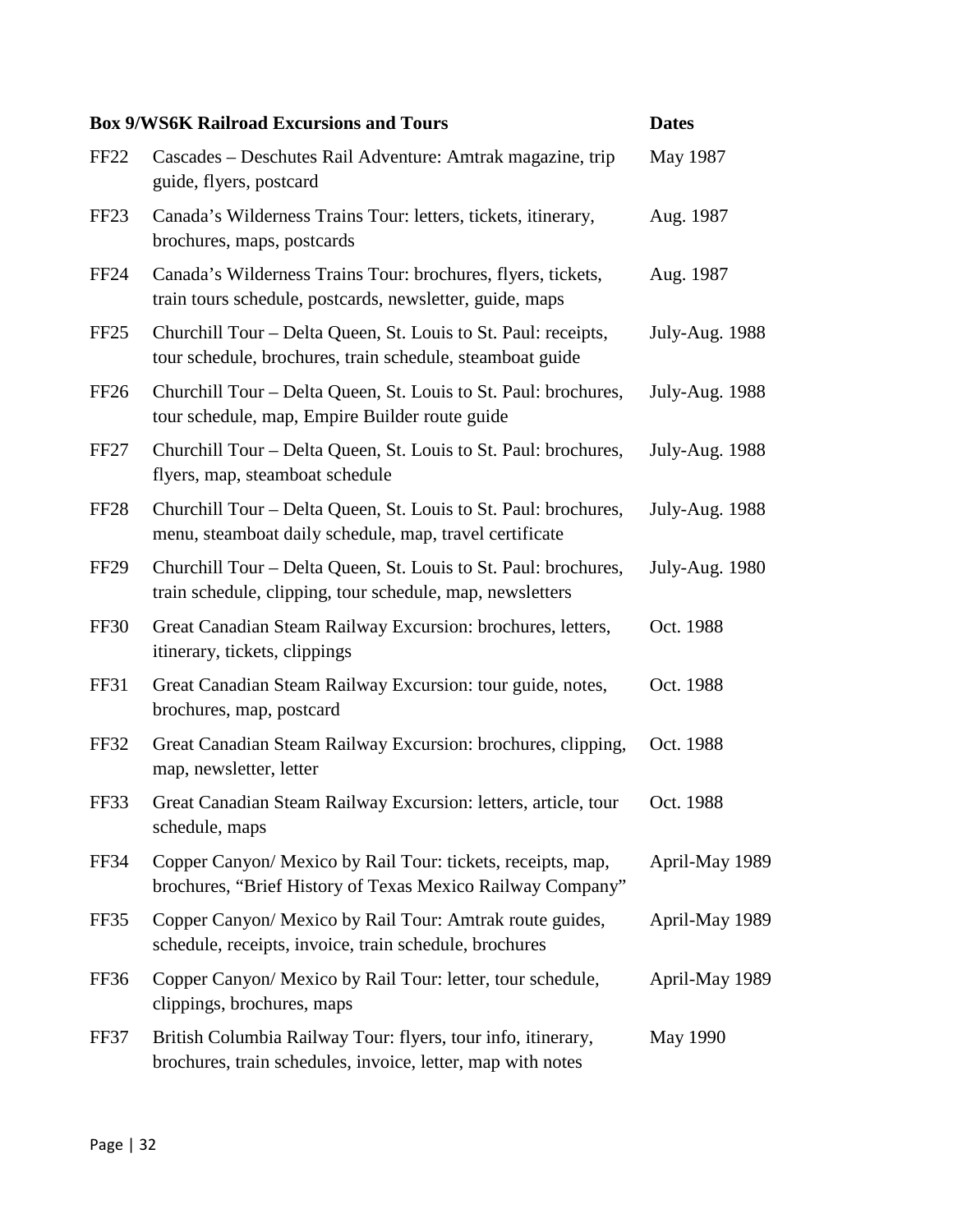| Box 9/WS6K Railroad Excursions and Tours | | Dates |
|---|---|---|
| FF22 | Cascades – Deschutes Rail Adventure: Amtrak magazine, trip guide, flyers, postcard | May 1987 |
| FF23 | Canada's Wilderness Trains Tour: letters, tickets, itinerary, brochures, maps, postcards | Aug. 1987 |
| FF24 | Canada's Wilderness Trains Tour: brochures, flyers, tickets, train tours schedule, postcards, newsletter, guide, maps | Aug. 1987 |
| FF25 | Churchill Tour – Delta Queen, St. Louis to St. Paul: receipts, tour schedule, brochures, train schedule, steamboat guide | July-Aug. 1988 |
| FF26 | Churchill Tour – Delta Queen, St. Louis to St. Paul: brochures, tour schedule, map, Empire Builder route guide | July-Aug. 1988 |
| FF27 | Churchill Tour – Delta Queen, St. Louis to St. Paul: brochures, flyers, map, steamboat schedule | July-Aug. 1988 |
| FF28 | Churchill Tour – Delta Queen, St. Louis to St. Paul: brochures, menu, steamboat daily schedule, map, travel certificate | July-Aug. 1988 |
| FF29 | Churchill Tour – Delta Queen, St. Louis to St. Paul: brochures, train schedule, clipping, tour schedule, map, newsletters | July-Aug. 1980 |
| FF30 | Great Canadian Steam Railway Excursion: brochures, letters, itinerary, tickets, clippings | Oct. 1988 |
| FF31 | Great Canadian Steam Railway Excursion: tour guide, notes, brochures, map, postcard | Oct. 1988 |
| FF32 | Great Canadian Steam Railway Excursion: brochures, clipping, map, newsletter, letter | Oct. 1988 |
| FF33 | Great Canadian Steam Railway Excursion: letters, article, tour schedule, maps | Oct. 1988 |
| FF34 | Copper Canyon/ Mexico by Rail Tour: tickets, receipts, map, brochures, "Brief History of Texas Mexico Railway Company" | April-May 1989 |
| FF35 | Copper Canyon/ Mexico by Rail Tour: Amtrak route guides, schedule, receipts, invoice, train schedule, brochures | April-May 1989 |
| FF36 | Copper Canyon/ Mexico by Rail Tour: letter, tour schedule, clippings, brochures, maps | April-May 1989 |
| FF37 | British Columbia Railway Tour: flyers, tour info, itinerary, brochures, train schedules, invoice, letter, map with notes | May 1990 |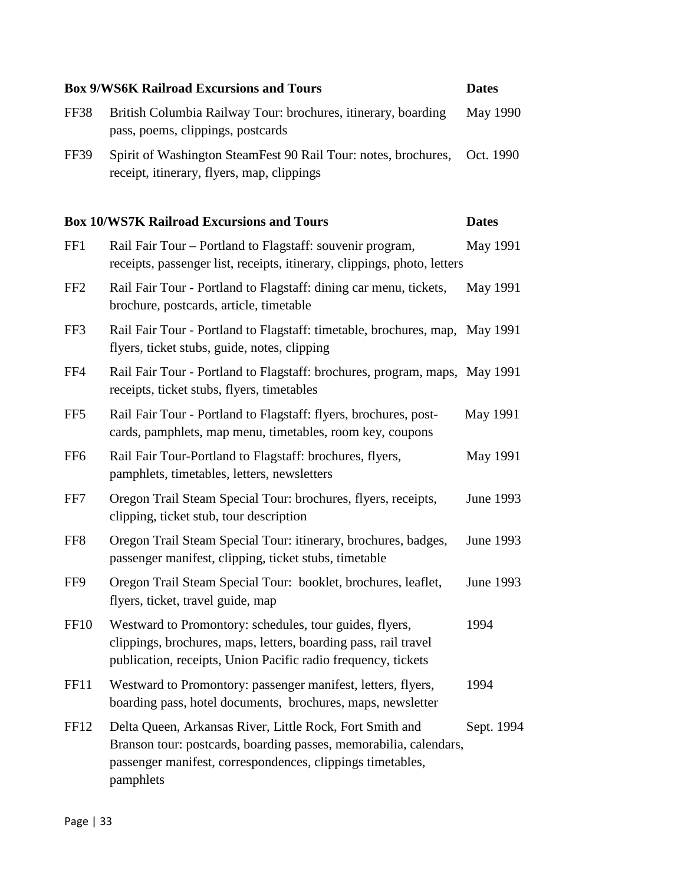| Box 9/WS6K Railroad Excursions and Tours | | Dates |
|---|---|---|
| FF38 | British Columbia Railway Tour: brochures, itinerary, boarding pass, poems, clippings, postcards | May 1990 |
| FF39 | Spirit of Washington SteamFest 90 Rail Tour: notes, brochures, receipt, itinerary, flyers, map, clippings | Oct. 1990 |

| Box 10/WS7K Railroad Excursions and Tours | | Dates |
|---|---|---|
| FF1 | Rail Fair Tour – Portland to Flagstaff: souvenir program, receipts, passenger list, receipts, itinerary, clippings, photo, letters | May 1991 |
| FF2 | Rail Fair Tour - Portland to Flagstaff: dining car menu, tickets, brochure, postcards, article, timetable | May 1991 |
| FF3 | Rail Fair Tour - Portland to Flagstaff: timetable, brochures, map, flyers, ticket stubs, guide, notes, clipping | May 1991 |
| FF4 | Rail Fair Tour - Portland to Flagstaff: brochures, program, maps, receipts, ticket stubs, flyers, timetables | May 1991 |
| FF5 | Rail Fair Tour - Portland to Flagstaff: flyers, brochures, post-cards, pamphlets, map menu, timetables, room key, coupons | May 1991 |
| FF6 | Rail Fair Tour-Portland to Flagstaff: brochures, flyers, pamphlets, timetables, letters, newsletters | May 1991 |
| FF7 | Oregon Trail Steam Special Tour: brochures, flyers, receipts, clipping, ticket stub, tour description | June 1993 |
| FF8 | Oregon Trail Steam Special Tour: itinerary, brochures, badges, passenger manifest, clipping, ticket stubs, timetable | June 1993 |
| FF9 | Oregon Trail Steam Special Tour: booklet, brochures, leaflet, flyers, ticket, travel guide, map | June 1993 |
| FF10 | Westward to Promontory: schedules, tour guides, flyers, clippings, brochures, maps, letters, boarding pass, rail travel publication, receipts, Union Pacific radio frequency, tickets | 1994 |
| FF11 | Westward to Promontory: passenger manifest, letters, flyers, boarding pass, hotel documents, brochures, maps, newsletter | 1994 |
| FF12 | Delta Queen, Arkansas River, Little Rock, Fort Smith and Branson tour: postcards, boarding passes, memorabilia, calendars, passenger manifest, correspondences, clippings timetables, pamphlets | Sept. 1994 |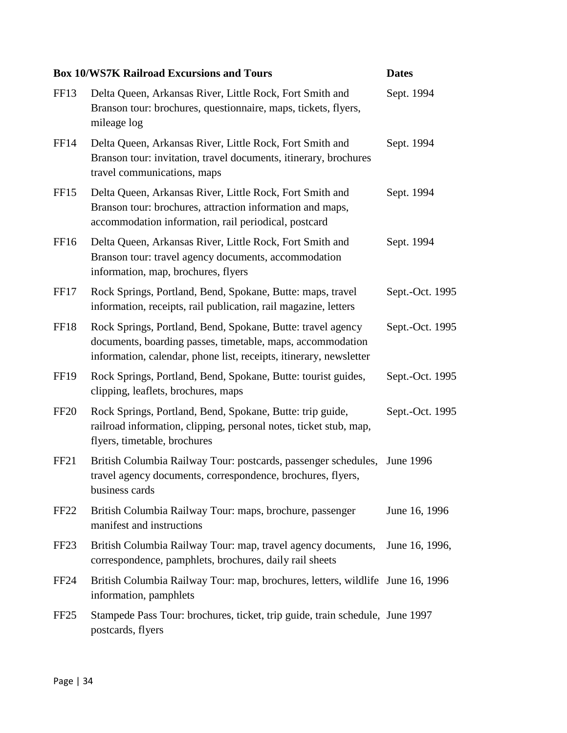| Box 10/WS7K Railroad Excursions and Tours | | Dates |
|---|---|---|
| FF13 | Delta Queen, Arkansas River, Little Rock, Fort Smith and Branson tour: brochures, questionnaire, maps, tickets, flyers, mileage log | Sept. 1994 |
| FF14 | Delta Queen, Arkansas River, Little Rock, Fort Smith and Branson tour: invitation, travel documents, itinerary, brochures travel communications, maps | Sept. 1994 |
| FF15 | Delta Queen, Arkansas River, Little Rock, Fort Smith and Branson tour: brochures, attraction information and maps, accommodation information, rail periodical, postcard | Sept. 1994 |
| FF16 | Delta Queen, Arkansas River, Little Rock, Fort Smith and Branson tour: travel agency documents, accommodation information, map, brochures, flyers | Sept. 1994 |
| FF17 | Rock Springs, Portland, Bend, Spokane, Butte: maps, travel information, receipts, rail publication, rail magazine, letters | Sept.-Oct. 1995 |
| FF18 | Rock Springs, Portland, Bend, Spokane, Butte: travel agency documents, boarding passes, timetable, maps, accommodation information, calendar, phone list, receipts, itinerary, newsletter | Sept.-Oct. 1995 |
| FF19 | Rock Springs, Portland, Bend, Spokane, Butte: tourist guides, clipping, leaflets, brochures, maps | Sept.-Oct. 1995 |
| FF20 | Rock Springs, Portland, Bend, Spokane, Butte: trip guide, railroad information, clipping, personal notes, ticket stub, map, flyers, timetable, brochures | Sept.-Oct. 1995 |
| FF21 | British Columbia Railway Tour: postcards, passenger schedules, travel agency documents, correspondence, brochures, flyers, business cards | June 1996 |
| FF22 | British Columbia Railway Tour: maps, brochure, passenger manifest and instructions | June 16, 1996 |
| FF23 | British Columbia Railway Tour: map, travel agency documents, correspondence, pamphlets, brochures, daily rail sheets | June 16, 1996, |
| FF24 | British Columbia Railway Tour: map, brochures, letters, wildlife information, pamphlets | June 16, 1996 |
| FF25 | Stampede Pass Tour: brochures, ticket, trip guide, train schedule, postcards, flyers | June 1997 |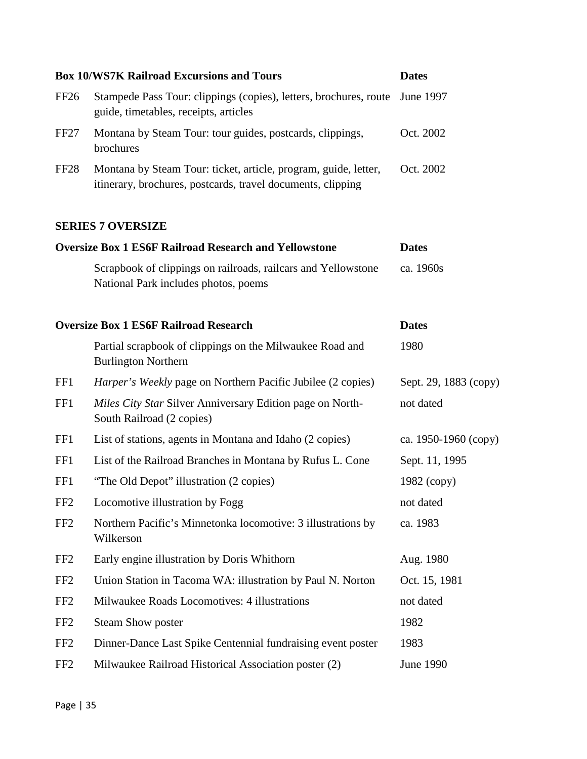| Box 10/WS7K Railroad Excursions and Tours | | Dates |
| --- | --- | --- |
| FF26 | Stampede Pass Tour: clippings (copies), letters, brochures, route guide, timetables, receipts, articles | June 1997 |
| FF27 | Montana by Steam Tour: tour guides, postcards, clippings, brochures | Oct. 2002 |
| FF28 | Montana by Steam Tour: ticket, article, program, guide, letter, itinerary, brochures, postcards, travel documents, clipping | Oct. 2002 |

## SERIES 7 OVERSIZE

| Oversize Box 1 ES6F Railroad Research and Yellowstone | | Dates |
| --- | --- | --- |
| | Scrapbook of clippings on railroads, railcars and Yellowstone National Park includes photos, poems | ca. 1960s |

| Oversize Box 1 ES6F Railroad Research | | Dates |
| --- | --- | --- |
| | Partial scrapbook of clippings on the Milwaukee Road and Burlington Northern | 1980 |
| FF1 | *Harper's Weekly* page on Northern Pacific Jubilee (2 copies) | Sept. 29, 1883 (copy) |
| FF1 | *Miles City Star* Silver Anniversary Edition page on North-South Railroad (2 copies) | not dated |
| FF1 | List of stations, agents in Montana and Idaho (2 copies) | ca. 1950-1960 (copy) |
| FF1 | List of the Railroad Branches in Montana by Rufus L. Cone | Sept. 11, 1995 |
| FF1 | "The Old Depot" illustration (2 copies) | 1982 (copy) |
| FF2 | Locomotive illustration by Fogg | not dated |
| FF2 | Northern Pacific's Minnetonka locomotive: 3 illustrations by Wilkerson | ca. 1983 |
| FF2 | Early engine illustration by Doris Whithorn | Aug. 1980 |
| FF2 | Union Station in Tacoma WA: illustration by Paul N. Norton | Oct. 15, 1981 |
| FF2 | Milwaukee Roads Locomotives: 4 illustrations | not dated |
| FF2 | Steam Show poster | 1982 |
| FF2 | Dinner-Dance Last Spike Centennial fundraising event poster | 1983 |
| FF2 | Milwaukee Railroad Historical Association poster (2) | June 1990 |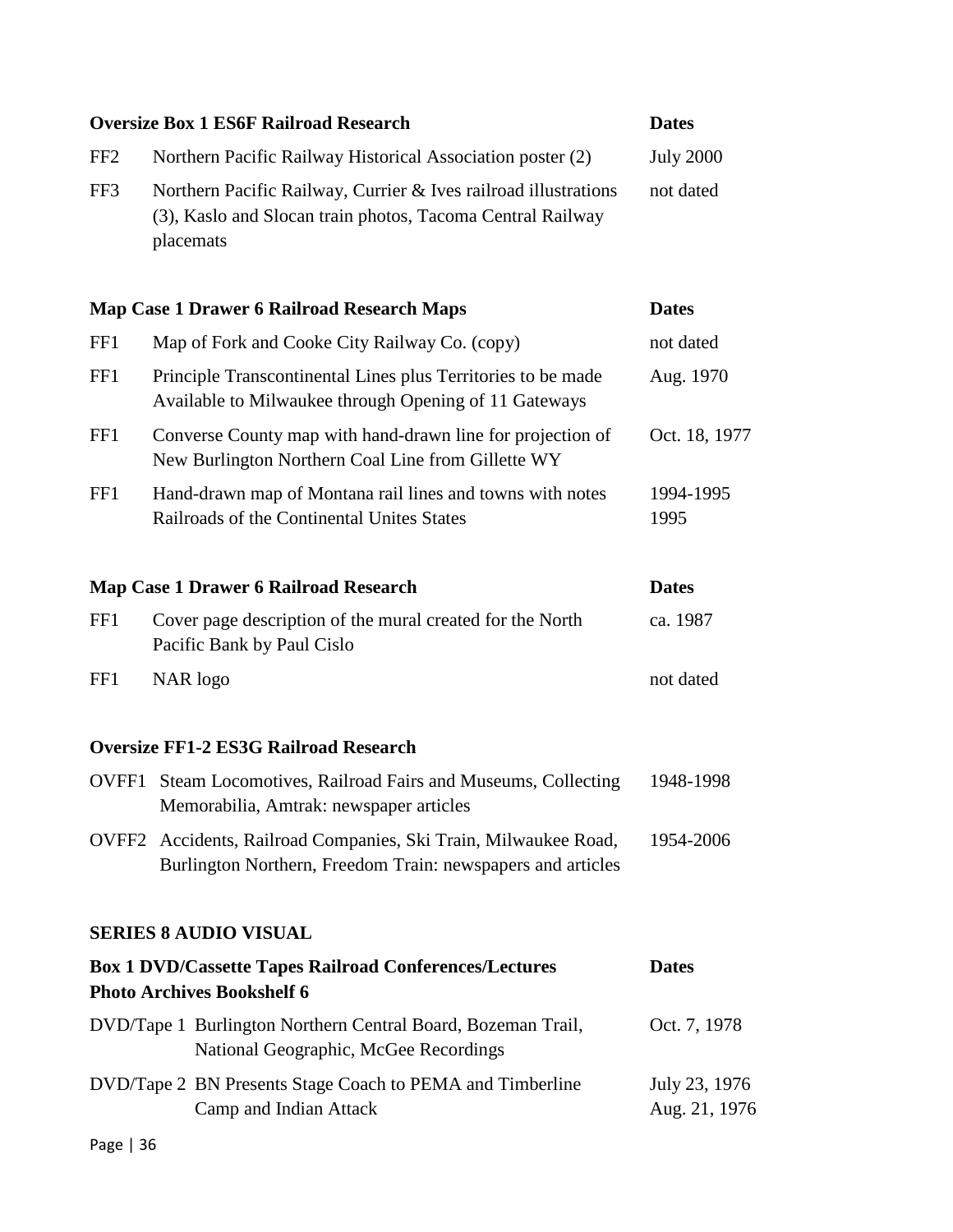| Oversize Box 1 ES6F Railroad Research | | Dates |
|---|---|---|
| FF2 | Northern Pacific Railway Historical Association poster (2) | July 2000 |
| FF3 | Northern Pacific Railway, Currier & Ives railroad illustrations (3), Kaslo and Slocan train photos, Tacoma Central Railway placemats | not dated |

| Map Case 1 Drawer 6 Railroad Research Maps | | Dates |
|---|---|---|
| FF1 | Map of Fork and Cooke City Railway Co. (copy) | not dated |
| FF1 | Principle Transcontinental Lines plus Territories to be made Available to Milwaukee through Opening of 11 Gateways | Aug. 1970 |
| FF1 | Converse County map with hand-drawn line for projection of New Burlington Northern Coal Line from Gillette WY | Oct. 18, 1977 |
| FF1 | Hand-drawn map of Montana rail lines and towns with notes<br>Railroads of the Continental Unites States | 1994-1995<br>1995 |

| Map Case 1 Drawer 6 Railroad Research | | Dates |
|---|---|---|
| FF1 | Cover page description of the mural created for the North Pacific Bank by Paul Cislo | ca. 1987 |
| FF1 | NAR logo | not dated |

**Oversize FF1-2 ES3G Railroad Research**

| | | |
|---|---|---|
| OVFF1 | Steam Locomotives, Railroad Fairs and Museums, Collecting Memorabilia, Amtrak: newspaper articles | 1948-1998 |
| OVFF2 | Accidents, Railroad Companies, Ski Train, Milwaukee Road, Burlington Northern, Freedom Train: newspapers and articles | 1954-2006 |

## SERIES 8 AUDIO VISUAL

| Box 1 DVD/Cassette Tapes Railroad Conferences/Lectures<br>Photo Archives Bookshelf 6 | | Dates |
|---|---|---|
| DVD/Tape 1 | Burlington Northern Central Board, Bozeman Trail, National Geographic, McGee Recordings | Oct. 7, 1978 |
| DVD/Tape 2 | BN Presents Stage Coach to PEMA and Timberline Camp and Indian Attack | July 23, 1976<br>Aug. 21, 1976 |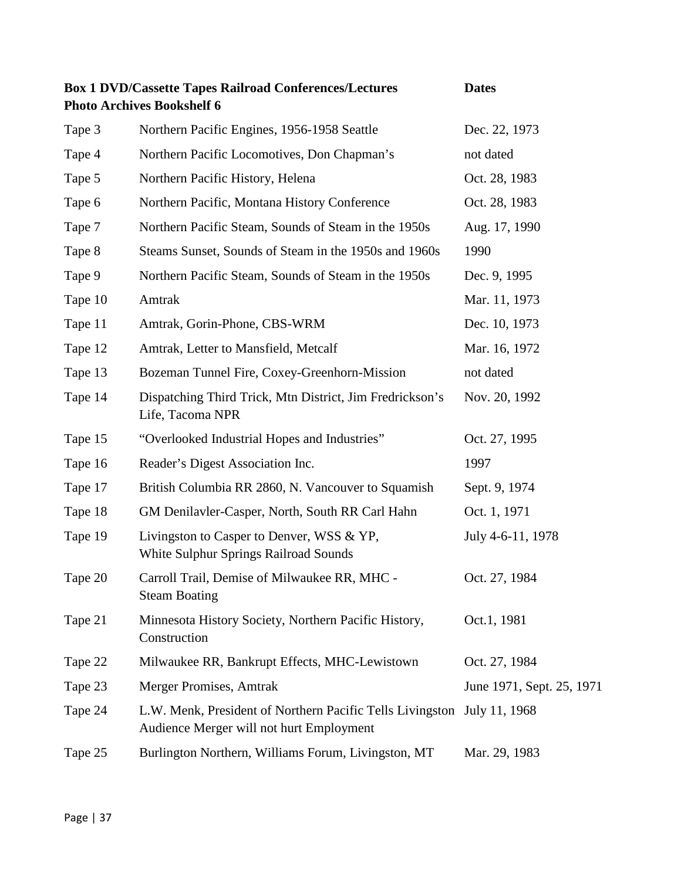| **Box 1 DVD/Cassette Tapes Railroad Conferences/Lectures Photo Archives Bookshelf 6** | | **Dates** |
|---|---|---|
| Tape 3 | Northern Pacific Engines, 1956-1958 Seattle | Dec. 22, 1973 |
| Tape 4 | Northern Pacific Locomotives, Don Chapman's | not dated |
| Tape 5 | Northern Pacific History, Helena | Oct. 28, 1983 |
| Tape 6 | Northern Pacific, Montana History Conference | Oct. 28, 1983 |
| Tape 7 | Northern Pacific Steam, Sounds of Steam in the 1950s | Aug. 17, 1990 |
| Tape 8 | Steams Sunset, Sounds of Steam in the 1950s and 1960s | 1990 |
| Tape 9 | Northern Pacific Steam, Sounds of Steam in the 1950s | Dec. 9, 1995 |
| Tape 10 | Amtrak | Mar. 11, 1973 |
| Tape 11 | Amtrak, Gorin-Phone, CBS-WRM | Dec. 10, 1973 |
| Tape 12 | Amtrak, Letter to Mansfield, Metcalf | Mar. 16, 1972 |
| Tape 13 | Bozeman Tunnel Fire, Coxey-Greenhorn-Mission | not dated |
| Tape 14 | Dispatching Third Trick, Mtn District, Jim Fredrickson's Life, Tacoma NPR | Nov. 20, 1992 |
| Tape 15 | "Overlooked Industrial Hopes and Industries" | Oct. 27, 1995 |
| Tape 16 | Reader's Digest Association Inc. | 1997 |
| Tape 17 | British Columbia RR 2860, N. Vancouver to Squamish | Sept. 9, 1974 |
| Tape 18 | GM Denilavler-Casper, North, South RR Carl Hahn | Oct. 1, 1971 |
| Tape 19 | Livingston to Casper to Denver, WSS & YP, White Sulphur Springs Railroad Sounds | July 4-6-11, 1978 |
| Tape 20 | Carroll Trail, Demise of Milwaukee RR, MHC - Steam Boating | Oct. 27, 1984 |
| Tape 21 | Minnesota History Society, Northern Pacific History, Construction | Oct.1, 1981 |
| Tape 22 | Milwaukee RR, Bankrupt Effects, MHC-Lewistown | Oct. 27, 1984 |
| Tape 23 | Merger Promises, Amtrak | June 1971, Sept. 25, 1971 |
| Tape 24 | L.W. Menk, President of Northern Pacific Tells Livingston Audience Merger will not hurt Employment | July 11, 1968 |
| Tape 25 | Burlington Northern, Williams Forum, Livingston, MT | Mar. 29, 1983 |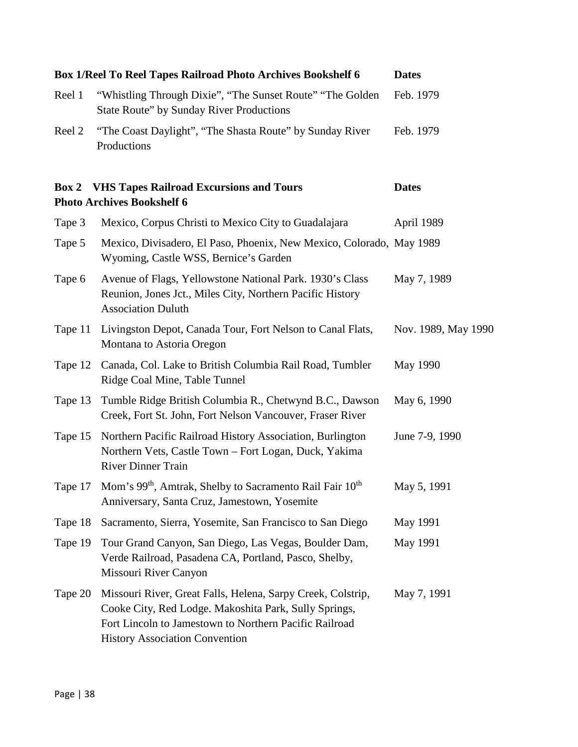| Box 1/Reel To Reel Tapes Railroad Photo Archives Bookshelf 6 | | Dates |
|---|---|---|
| Reel 1 | "Whistling Through Dixie", "The Sunset Route" "The Golden State Route" by Sunday River Productions | Feb. 1979 |
| Reel 2 | "The Coast Daylight", "The Shasta Route" by Sunday River Productions | Feb. 1979 |

| Box 2 | VHS Tapes Railroad Excursions and Tours Photo Archives Bookshelf 6 | Dates |
|---|---|---|
| Tape 3 | Mexico, Corpus Christi to Mexico City to Guadalajara | April 1989 |
| Tape 5 | Mexico, Divisadero, El Paso, Phoenix, New Mexico, Colorado, Wyoming, Castle WSS, Bernice's Garden | May 1989 |
| Tape 6 | Avenue of Flags, Yellowstone National Park. 1930's Class Reunion, Jones Jct., Miles City, Northern Pacific History Association Duluth | May 7, 1989 |
| Tape 11 | Livingston Depot, Canada Tour, Fort Nelson to Canal Flats, Montana to Astoria Oregon | Nov. 1989, May 1990 |
| Tape 12 | Canada, Col. Lake to British Columbia Rail Road, Tumbler Ridge Coal Mine, Table Tunnel | May 1990 |
| Tape 13 | Tumble Ridge British Columbia R., Chetwynd B.C., Dawson Creek, Fort St. John, Fort Nelson Vancouver, Fraser River | May 6, 1990 |
| Tape 15 | Northern Pacific Railroad History Association, Burlington Northern Vets, Castle Town – Fort Logan, Duck, Yakima River Dinner Train | June 7-9, 1990 |
| Tape 17 | Mom's 99th, Amtrak, Shelby to Sacramento Rail Fair 10th Anniversary, Santa Cruz, Jamestown, Yosemite | May 5, 1991 |
| Tape 18 | Sacramento, Sierra, Yosemite, San Francisco to San Diego | May 1991 |
| Tape 19 | Tour Grand Canyon, San Diego, Las Vegas, Boulder Dam, Verde Railroad, Pasadena CA, Portland, Pasco, Shelby, Missouri River Canyon | May 1991 |
| Tape 20 | Missouri River, Great Falls, Helena, Sarpy Creek, Colstrip, Cooke City, Red Lodge. Makoshita Park, Sully Springs, Fort Lincoln to Jamestown to Northern Pacific Railroad History Association Convention | May 7, 1991 |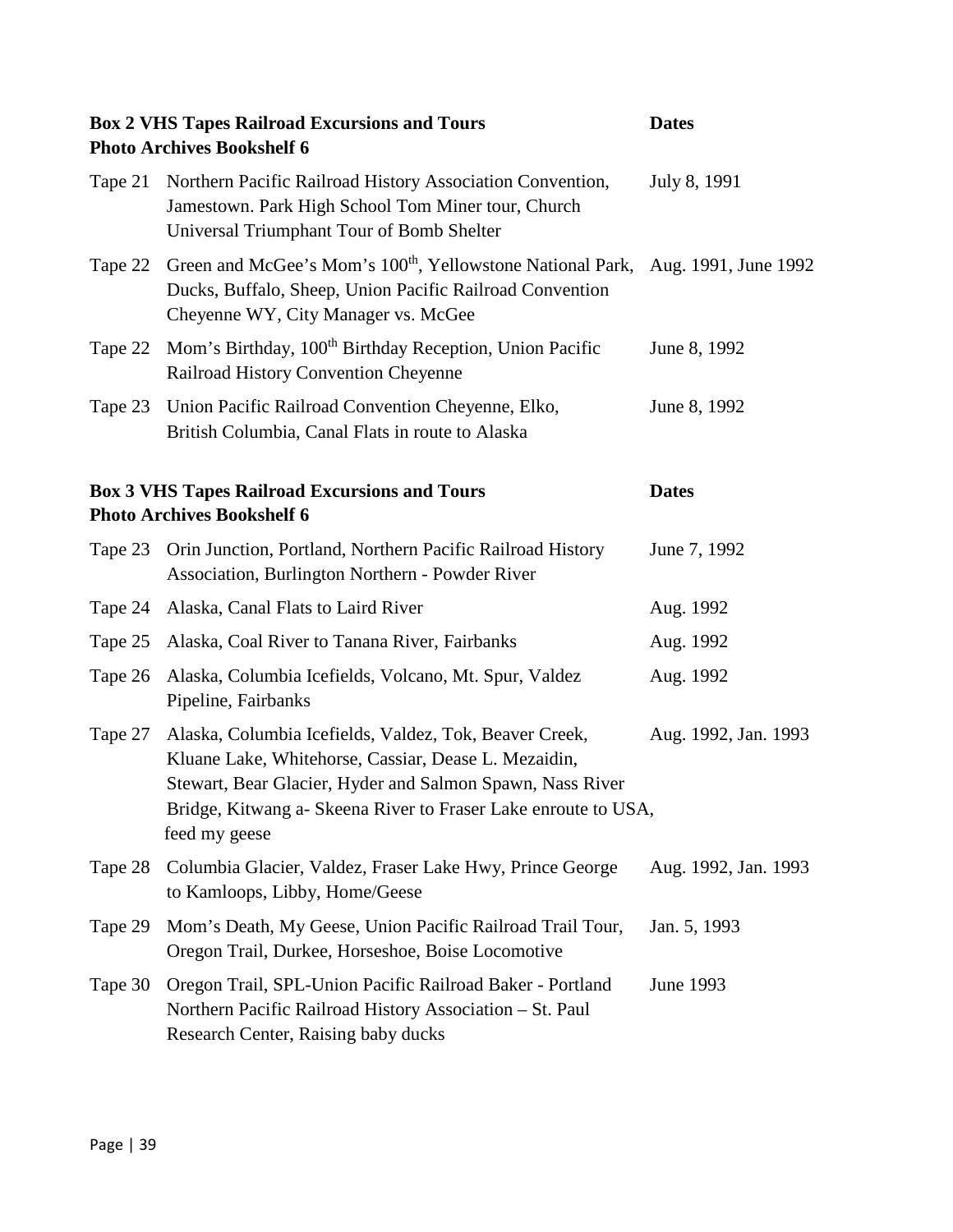| **Box 2 VHS Tapes Railroad Excursions and Tours**<br>**Photo Archives Bookshelf 6** | | **Dates** |
|---|---|---|
| Tape 21 | Northern Pacific Railroad History Association Convention, Jamestown. Park High School Tom Miner tour, Church Universal Triumphant Tour of Bomb Shelter | July 8, 1991 |
| Tape 22 | Green and McGee's Mom's 100th, Yellowstone National Park, Ducks, Buffalo, Sheep, Union Pacific Railroad Convention Cheyenne WY, City Manager vs. McGee | Aug. 1991, June 1992 |
| Tape 22 | Mom's Birthday, 100th Birthday Reception, Union Pacific Railroad History Convention Cheyenne | June 8, 1992 |
| Tape 23 | Union Pacific Railroad Convention Cheyenne, Elko, British Columbia, Canal Flats in route to Alaska | June 8, 1992 |

| **Box 3 VHS Tapes Railroad Excursions and Tours**<br>**Photo Archives Bookshelf 6** | | **Dates** |
|---|---|---|
| Tape 23 | Orin Junction, Portland, Northern Pacific Railroad History Association, Burlington Northern - Powder River | June 7, 1992 |
| Tape 24 | Alaska, Canal Flats to Laird River | Aug. 1992 |
| Tape 25 | Alaska, Coal River to Tanana River, Fairbanks | Aug. 1992 |
| Tape 26 | Alaska, Columbia Icefields, Volcano, Mt. Spur, Valdez Pipeline, Fairbanks | Aug. 1992 |
| Tape 27 | Alaska, Columbia Icefields, Valdez, Tok, Beaver Creek, Kluane Lake, Whitehorse, Cassiar, Dease L. Mezaidin, Stewart, Bear Glacier, Hyder and Salmon Spawn, Nass River Bridge, Kitwang a- Skeena River to Fraser Lake enroute to USA, feed my geese | Aug. 1992, Jan. 1993 |
| Tape 28 | Columbia Glacier, Valdez, Fraser Lake Hwy, Prince George to Kamloops, Libby, Home/Geese | Aug. 1992, Jan. 1993 |
| Tape 29 | Mom's Death, My Geese, Union Pacific Railroad Trail Tour, Oregon Trail, Durkee, Horseshoe, Boise Locomotive | Jan. 5, 1993 |
| Tape 30 | Oregon Trail, SPL-Union Pacific Railroad Baker - Portland Northern Pacific Railroad History Association – St. Paul Research Center, Raising baby ducks | June 1993 |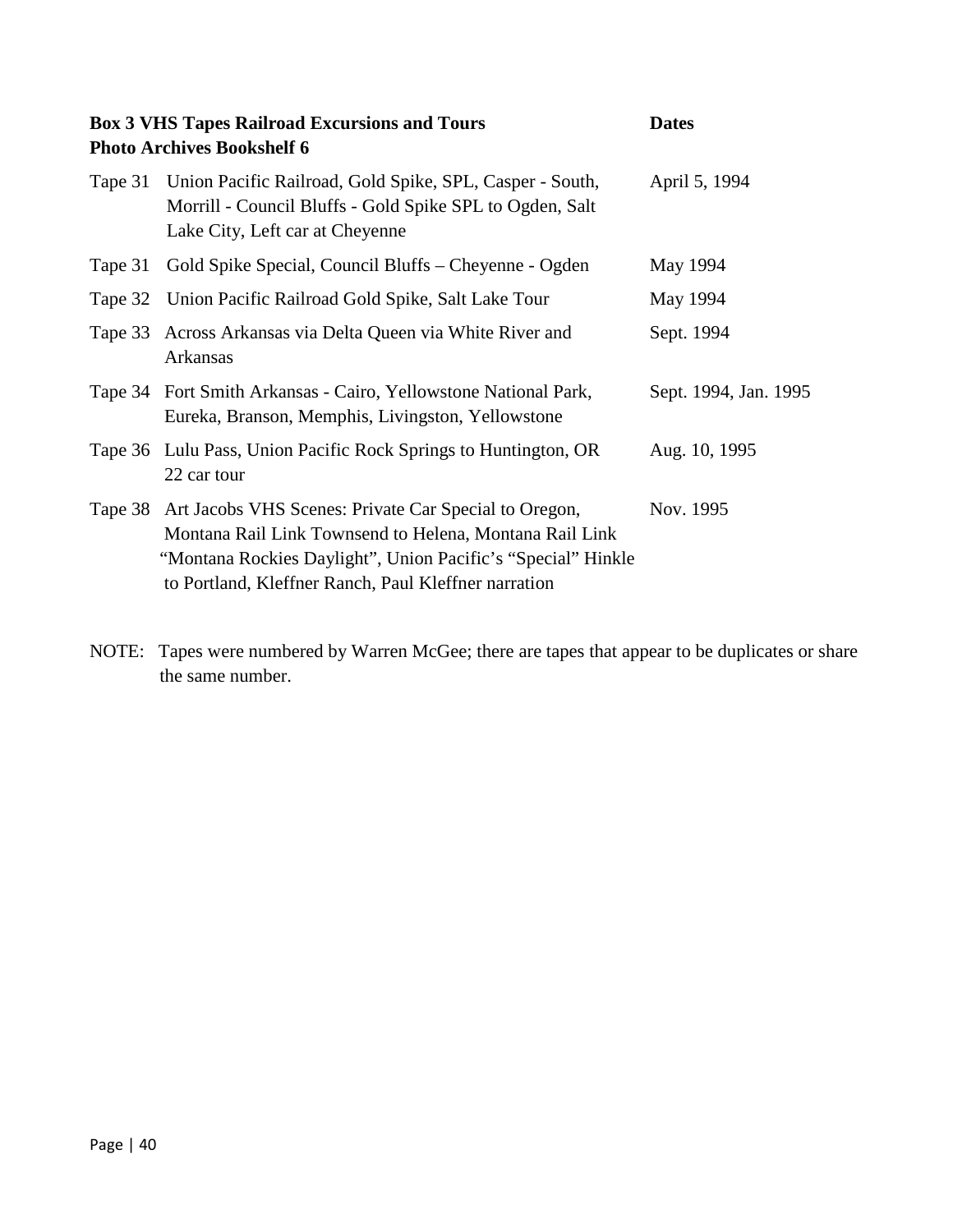**Box 3 VHS Tapes Railroad Excursions and Tours** **Dates**
**Photo Archives Bookshelf 6**

| | | |
|---|---|---|
| Tape 31 | Union Pacific Railroad, Gold Spike, SPL, Casper - South, Morrill - Council Bluffs - Gold Spike SPL to Ogden, Salt Lake City, Left car at Cheyenne | April 5, 1994 |
| Tape 31 | Gold Spike Special, Council Bluffs – Cheyenne - Ogden | May 1994 |
| Tape 32 | Union Pacific Railroad Gold Spike, Salt Lake Tour | May 1994 |
| Tape 33 | Across Arkansas via Delta Queen via White River and Arkansas | Sept. 1994 |
| Tape 34 | Fort Smith Arkansas - Cairo, Yellowstone National Park, Eureka, Branson, Memphis, Livingston, Yellowstone | Sept. 1994, Jan. 1995 |
| Tape 36 | Lulu Pass, Union Pacific Rock Springs to Huntington, OR 22 car tour | Aug. 10, 1995 |
| Tape 38 | Art Jacobs VHS Scenes: Private Car Special to Oregon, Montana Rail Link Townsend to Helena, Montana Rail Link "Montana Rockies Daylight", Union Pacific's "Special" Hinkle to Portland, Kleffner Ranch, Paul Kleffner narration | Nov. 1995 |

NOTE: Tapes were numbered by Warren McGee; there are tapes that appear to be duplicates or share the same number.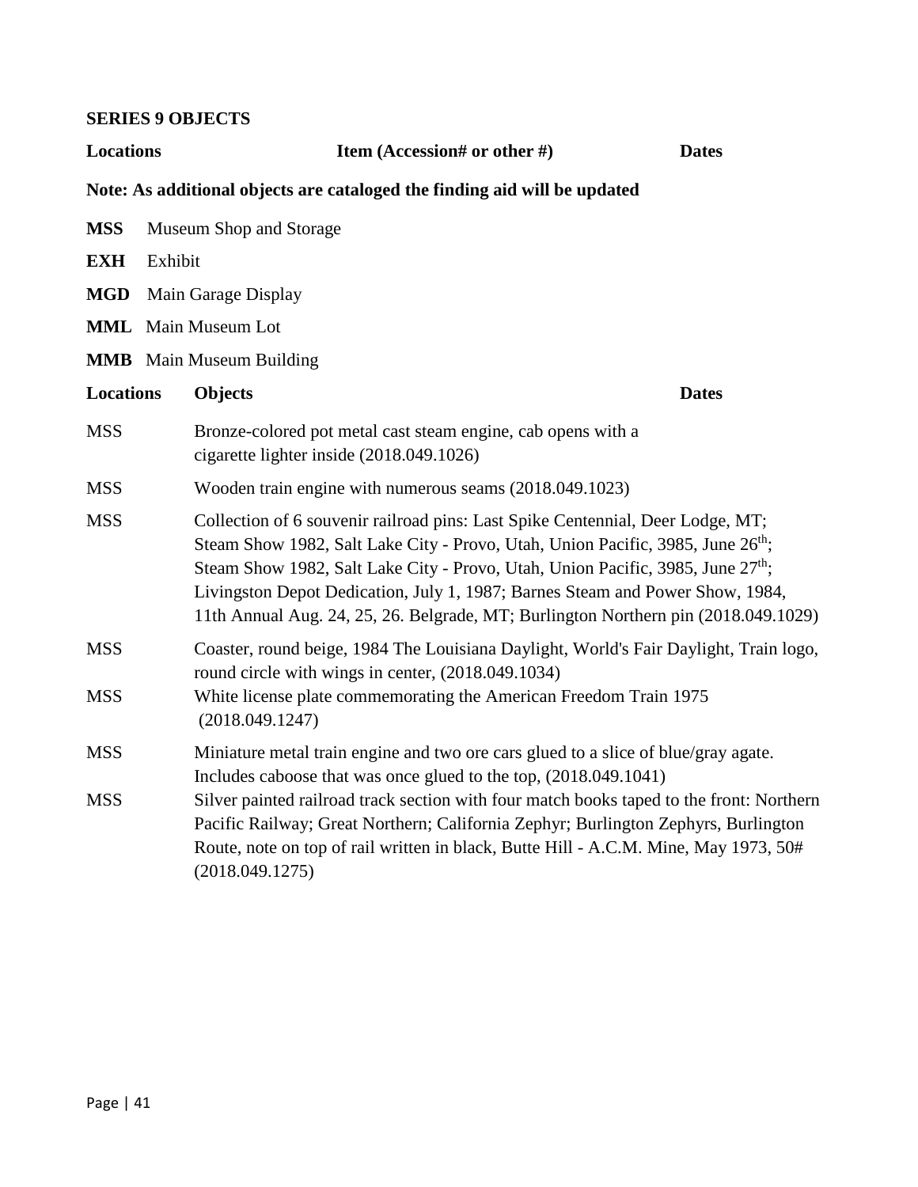**SERIES 9 OBJECTS**

| Locations | Item (Accession# or other #) | Dates |
|---|---|---|

**Note: As additional objects are cataloged the finding aid will be updated**

**MSS** Museum Shop and Storage

**EXH** Exhibit

**MGD** Main Garage Display

**MML** Main Museum Lot

**MMB** Main Museum Building

| Locations | Objects | Dates |
|---|---|---|
| MSS | Bronze-colored pot metal cast steam engine, cab opens with a cigarette lighter inside (2018.049.1026) | |
| MSS | Wooden train engine with numerous seams (2018.049.1023) | |
| MSS | Collection of 6 souvenir railroad pins: Last Spike Centennial, Deer Lodge, MT; Steam Show 1982, Salt Lake City - Provo, Utah, Union Pacific, 3985, June 26th; Steam Show 1982, Salt Lake City - Provo, Utah, Union Pacific, 3985, June 27th; Livingston Depot Dedication, July 1, 1987; Barnes Steam and Power Show, 1984, 11th Annual Aug. 24, 25, 26. Belgrade, MT; Burlington Northern pin (2018.049.1029) | |
| MSS | Coaster, round beige, 1984 The Louisiana Daylight, World's Fair Daylight, Train logo, round circle with wings in center, (2018.049.1034) | |
| MSS | White license plate commemorating the American Freedom Train 1975 (2018.049.1247) | |
| MSS | Miniature metal train engine and two ore cars glued to a slice of blue/gray agate. Includes caboose that was once glued to the top, (2018.049.1041) | |
| MSS | Silver painted railroad track section with four match books taped to the front: Northern Pacific Railway; Great Northern; California Zephyr; Burlington Zephyrs, Burlington Route, note on top of rail written in black, Butte Hill - A.C.M. Mine, May 1973, 50# (2018.049.1275) | |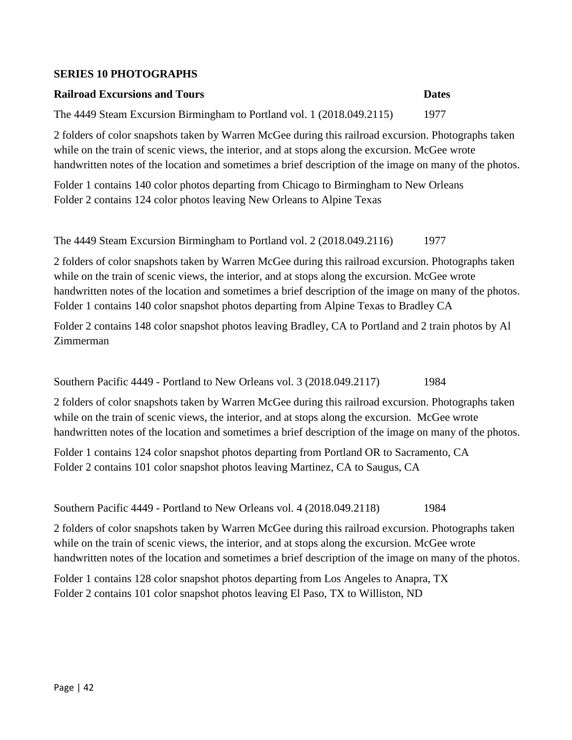**SERIES 10 PHOTOGRAPHS**

**Railroad Excursions and Tours** **Dates**

The 4449 Steam Excursion Birmingham to Portland vol. 1 (2018.049.2115) 1977

2 folders of color snapshots taken by Warren McGee during this railroad excursion. Photographs taken while on the train of scenic views, the interior, and at stops along the excursion. McGee wrote handwritten notes of the location and sometimes a brief description of the image on many of the photos.

Folder 1 contains 140 color photos departing from Chicago to Birmingham to New Orleans
Folder 2 contains 124 color photos leaving New Orleans to Alpine Texas

The 4449 Steam Excursion Birmingham to Portland vol. 2 (2018.049.2116) 1977

2 folders of color snapshots taken by Warren McGee during this railroad excursion. Photographs taken while on the train of scenic views, the interior, and at stops along the excursion. McGee wrote handwritten notes of the location and sometimes a brief description of the image on many of the photos.
Folder 1 contains 140 color snapshot photos departing from Alpine Texas to Bradley CA

Folder 2 contains 148 color snapshot photos leaving Bradley, CA to Portland and 2 train photos by Al Zimmerman

Southern Pacific 4449 - Portland to New Orleans vol. 3 (2018.049.2117) 1984

2 folders of color snapshots taken by Warren McGee during this railroad excursion. Photographs taken while on the train of scenic views, the interior, and at stops along the excursion. McGee wrote handwritten notes of the location and sometimes a brief description of the image on many of the photos.

Folder 1 contains 124 color snapshot photos departing from Portland OR to Sacramento, CA
Folder 2 contains 101 color snapshot photos leaving Martinez, CA to Saugus, CA

Southern Pacific 4449 - Portland to New Orleans vol. 4 (2018.049.2118) 1984

2 folders of color snapshots taken by Warren McGee during this railroad excursion. Photographs taken while on the train of scenic views, the interior, and at stops along the excursion. McGee wrote handwritten notes of the location and sometimes a brief description of the image on many of the photos.

Folder 1 contains 128 color snapshot photos departing from Los Angeles to Anapra, TX
Folder 2 contains 101 color snapshot photos leaving El Paso, TX to Williston, ND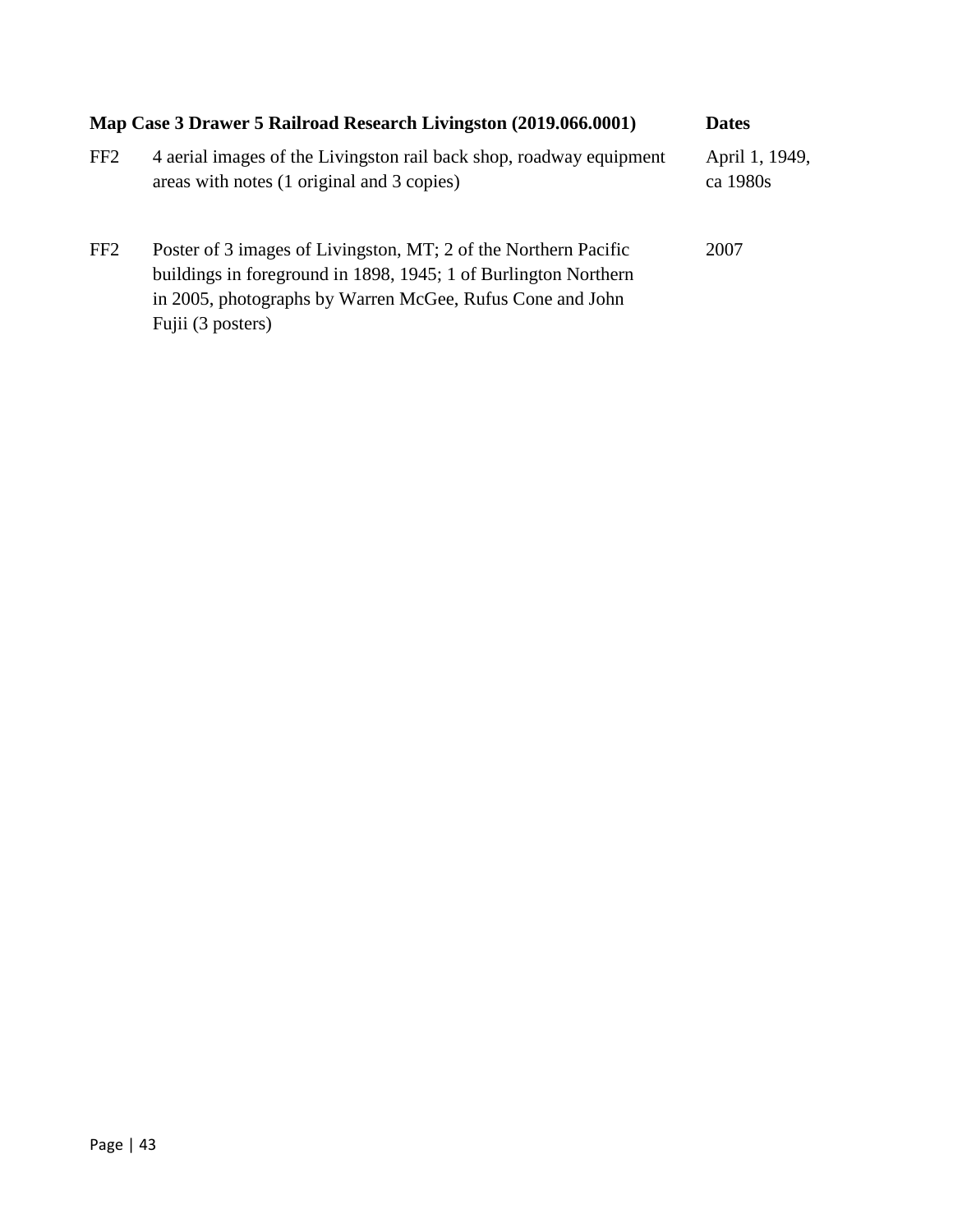| Map Case 3 Drawer 5 Railroad Research Livingston (2019.066.0001) | | Dates |
|---|---|---|
| FF2 | 4 aerial images of the Livingston rail back shop, roadway equipment areas with notes (1 original and 3 copies) | April 1, 1949, ca 1980s |
| FF2 | Poster of 3 images of Livingston, MT; 2 of the Northern Pacific buildings in foreground in 1898, 1945; 1 of Burlington Northern in 2005, photographs by Warren McGee, Rufus Cone and John Fujii (3 posters) | 2007 |